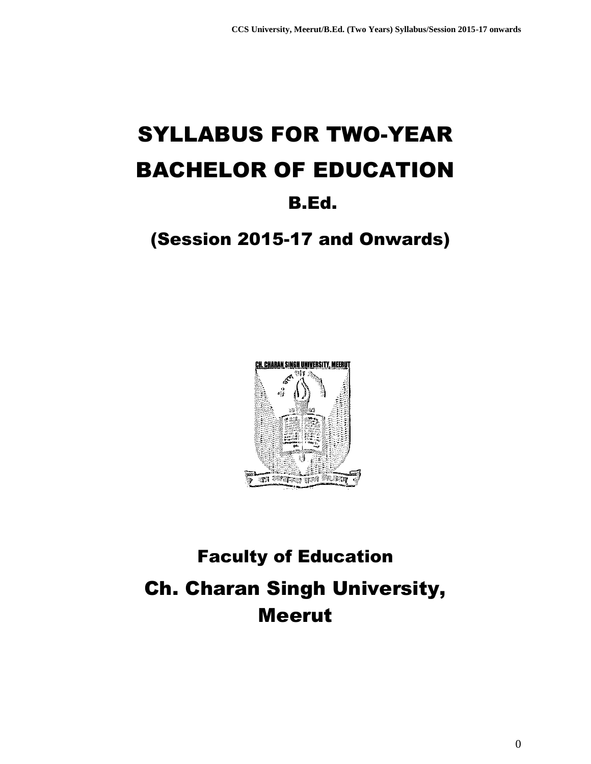# SYLLABUS FOR TWO-YEAR BACHELOR OF EDUCATION

## B.Ed.

## (Session 2015-17 and Onwards)

## Faculty of Education

## Ch. Charan Singh University, Meerut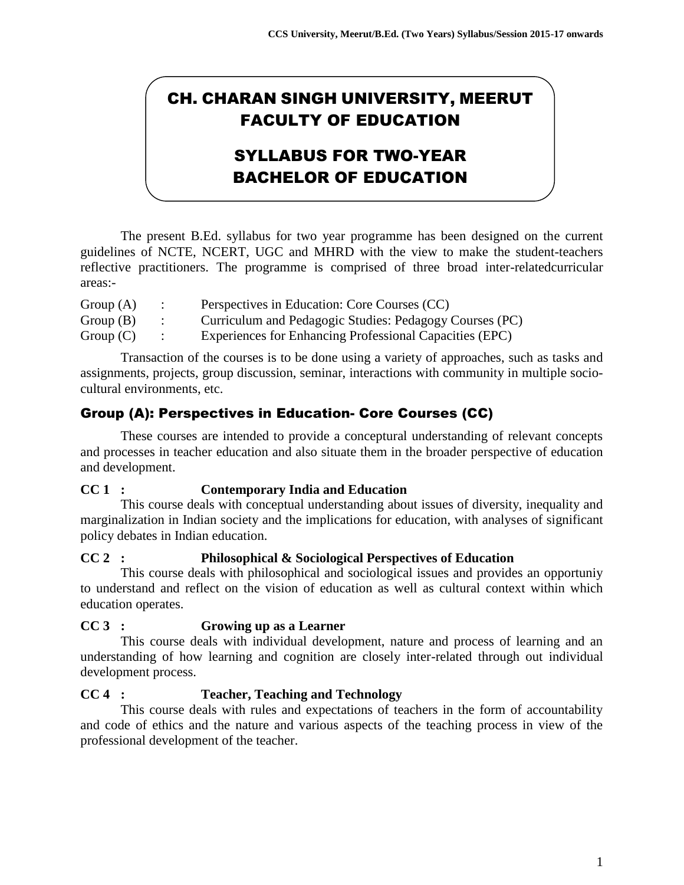# CH. CHARAN SINGH UNIVERSITY, MEERUT
# FACULTY OF EDUCATION

# SYLLABUS FOR TWO-YEAR BACHELOR OF EDUCATION

The present B.Ed. syllabus for two year programme has been designed on the current guidelines of NCTE, NCERT, UGC and MHRD with the view to make the student-teachers reflective practitioners. The programme is comprised of three broad inter-relatedcurricular areas:-

Group (A) : Perspectives in Education: Core Courses (CC)
Group (B) : Curriculum and Pedagogic Studies: Pedagogy Courses (PC)
Group (C) : Experiences for Enhancing Professional Capacities (EPC)

Transaction of the courses is to be done using a variety of approaches, such as tasks and assignments, projects, group discussion, seminar, interactions with community in multiple socio-cultural environments, etc.

## Group (A): Perspectives in Education- Core Courses (CC)

These courses are intended to provide a conceptual understanding of relevant concepts and processes in teacher education and also situate them in the broader perspective of education and development.

**CC 1 : Contemporary India and Education**

This course deals with conceptual understanding about issues of diversity, inequality and marginalization in Indian society and the implications for education, with analyses of significant policy debates in Indian education.

**CC 2 : Philosophical & Sociological Perspectives of Education**

This course deals with philosophical and sociological issues and provides an opportuniy to understand and reflect on the vision of education as well as cultural context within which education operates.

**CC 3 : Growing up as a Learner**

This course deals with individual development, nature and process of learning and an understanding of how learning and cognition are closely inter-related through out individual development process.

**CC 4 : Teacher, Teaching and Technology**

This course deals with rules and expectations of teachers in the form of accountability and code of ethics and the nature and various aspects of the teaching process in view of the professional development of the teacher.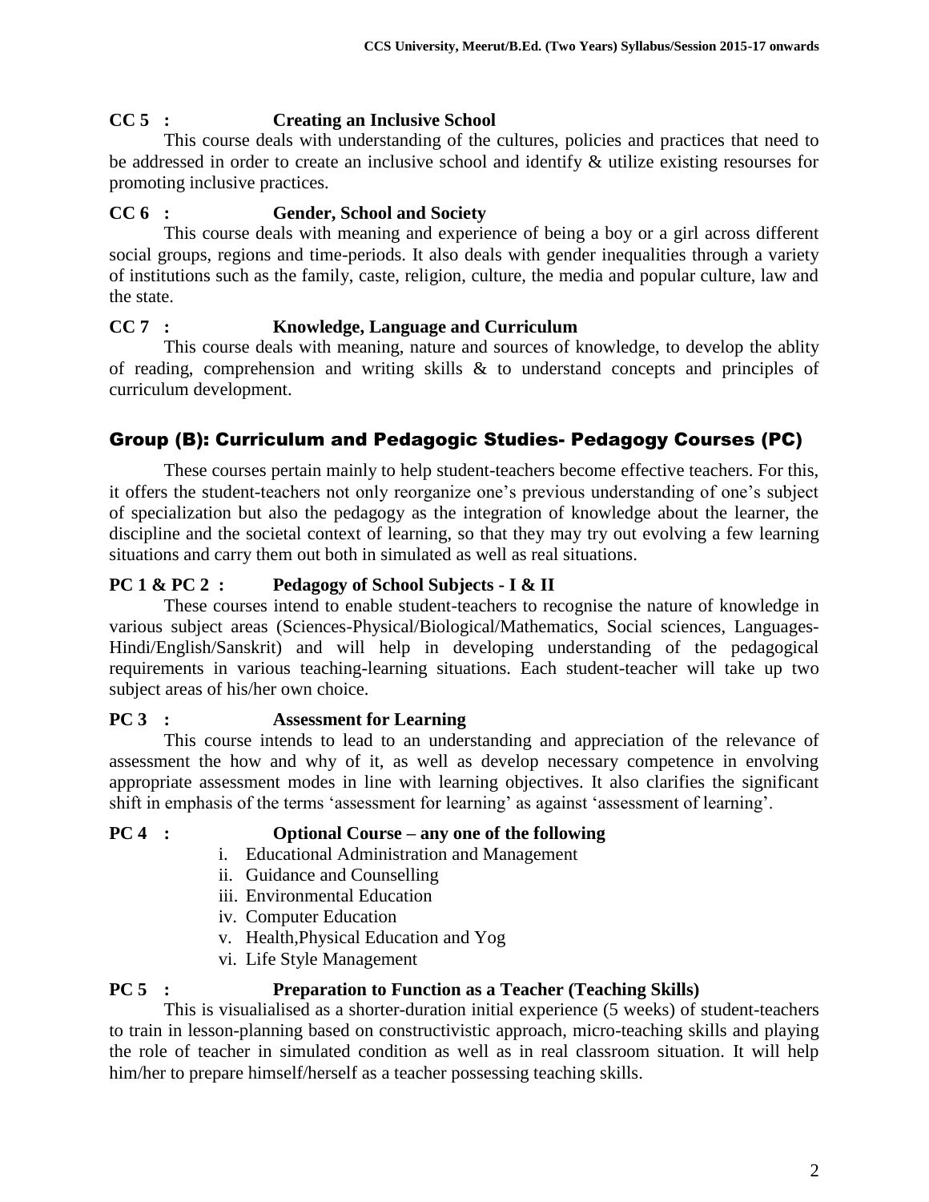**CC 5 : Creating an Inclusive School**

This course deals with understanding of the cultures, policies and practices that need to be addressed in order to create an inclusive school and identify & utilize existing resourses for promoting inclusive practices.

**CC 6 : Gender, School and Society**

This course deals with meaning and experience of being a boy or a girl across different social groups, regions and time-periods. It also deals with gender inequalities through a variety of institutions such as the family, caste, religion, culture, the media and popular culture, law and the state.

**CC 7 : Knowledge, Language and Curriculum**

This course deals with meaning, nature and sources of knowledge, to develop the ablity of reading, comprehension and writing skills & to understand concepts and principles of curriculum development.

## Group (B): Curriculum and Pedagogic Studies- Pedagogy Courses (PC)

These courses pertain mainly to help student-teachers become effective teachers. For this, it offers the student-teachers not only reorganize one's previous understanding of one's subject of specialization but also the pedagogy as the integration of knowledge about the learner, the discipline and the societal context of learning, so that they may try out evolving a few learning situations and carry them out both in simulated as well as real situations.

**PC 1 & PC 2 : Pedagogy of School Subjects - I & II**

These courses intend to enable student-teachers to recognise the nature of knowledge in various subject areas (Sciences-Physical/Biological/Mathematics, Social sciences, Languages-Hindi/English/Sanskrit) and will help in developing understanding of the pedagogical requirements in various teaching-learning situations. Each student-teacher will take up two subject areas of his/her own choice.

**PC 3 : Assessment for Learning**

This course intends to lead to an understanding and appreciation of the relevance of assessment the how and why of it, as well as develop necessary competence in envolving appropriate assessment modes in line with learning objectives. It also clarifies the significant shift in emphasis of the terms 'assessment for learning' as against 'assessment of learning'.

**PC 4 : Optional Course – any one of the following**

i. Educational Administration and Management
ii. Guidance and Counselling
iii. Environmental Education
iv. Computer Education
v. Health,Physical Education and Yog
vi. Life Style Management

**PC 5 : Preparation to Function as a Teacher (Teaching Skills)**

This is visualialised as a shorter-duration initial experience (5 weeks) of student-teachers to train in lesson-planning based on constructivistic approach, micro-teaching skills and playing the role of teacher in simulated condition as well as in real classroom situation. It will help him/her to prepare himself/herself as a teacher possessing teaching skills.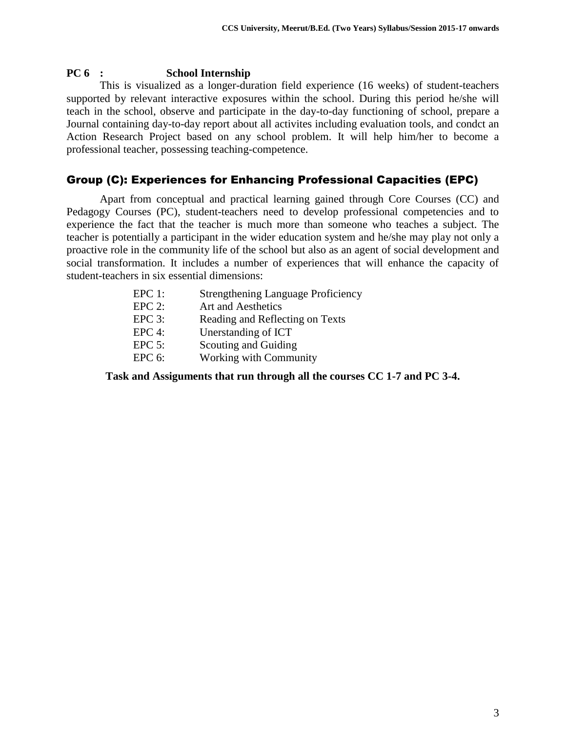**PC 6 : School Internship**

This is visualized as a longer-duration field experience (16 weeks) of student-teachers supported by relevant interactive exposures within the school. During this period he/she will teach in the school, observe and participate in the day-to-day functioning of school, prepare a Journal containing day-to-day report about all activites including evaluation tools, and condct an Action Research Project based on any school problem. It will help him/her to become a professional teacher, possessing teaching-competence.

## Group (C): Experiences for Enhancing Professional Capacities (EPC)

Apart from conceptual and practical learning gained through Core Courses (CC) and Pedagogy Courses (PC), student-teachers need to develop professional competencies and to experience the fact that the teacher is much more than someone who teaches a subject. The teacher is potentially a participant in the wider education system and he/she may play not only a proactive role in the community life of the school but also as an agent of social development and social transformation. It includes a number of experiences that will enhance the capacity of student-teachers in six essential dimensions:

- EPC 1: Strengthening Language Proficiency
- EPC 2: Art and Aesthetics
- EPC 3: Reading and Reflecting on Texts
- EPC 4: Unerstanding of ICT
- EPC 5: Scouting and Guiding
- EPC 6: Working with Community

**Task and Assiguments that run through all the courses CC 1-7 and PC 3-4.**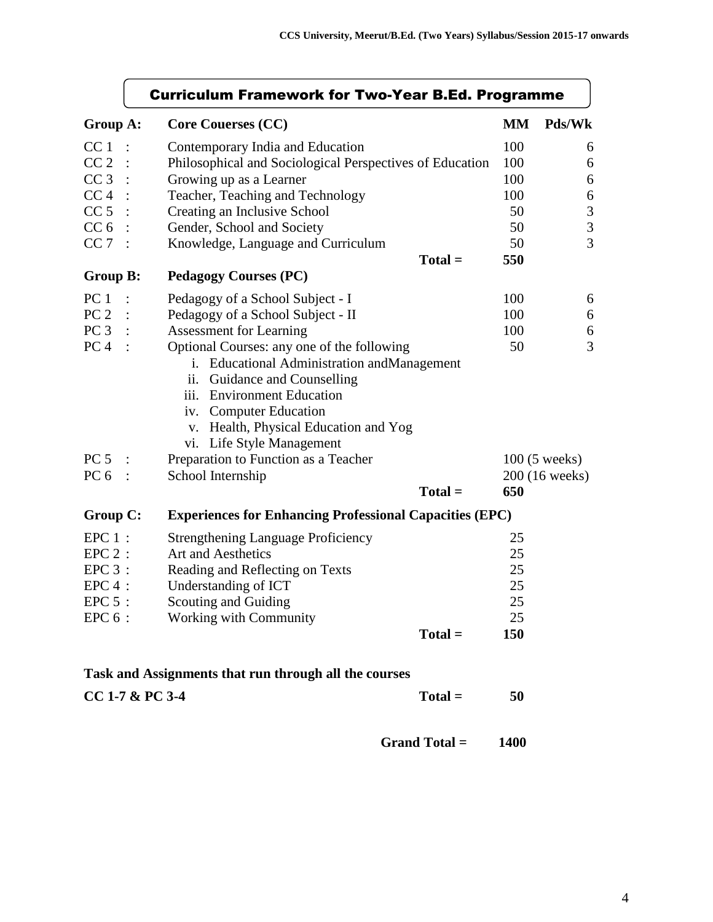# Curriculum Framework for Two-Year B.Ed. Programme

| | | MM | Pds/Wk |
|---|---|---|---|
| **Group A:** | **Core Couerses (CC)** | **MM** | **Pds/Wk** |
| CC 1 : | Contemporary India and Education | 100 | 6 |
| CC 2 : | Philosophical and Sociological Perspectives of Education | 100 | 6 |
| CC 3 : | Growing up as a Learner | 100 | 6 |
| CC 4 : | Teacher, Teaching and Technology | 100 | 6 |
| CC 5 : | Creating an Inclusive School | 50 | 3 |
| CC 6 : | Gender, School and Society | 50 | 3 |
| CC 7 : | Knowledge, Language and Curriculum | 50 | 3 |
| | **Total =** | **550** | |
| **Group B:** | **Pedagogy Courses (PC)** | | |
| PC 1 : | Pedagogy of a School Subject - I | 100 | 6 |
| PC 2 : | Pedagogy of a School Subject - II | 100 | 6 |
| PC 3 : | Assessment for Learning | 100 | 6 |
| PC 4 : | Optional Courses: any one of the following<br>i. Educational Administration andManagement<br>ii. Guidance and Counselling<br>iii. Environment Education<br>iv. Computer Education<br>v. Health, Physical Education and Yog<br>vi. Life Style Management | 50 | 3 |
| PC 5 : | Preparation to Function as a Teacher | 100 (5 weeks) | |
| PC 6 : | School Internship | 200 (16 weeks) | |
| | **Total =** | **650** | |
| **Group C:** | **Experiences for Enhancing Professional Capacities (EPC)** | | |
| EPC 1 : | Strengthening Language Proficiency | 25 | |
| EPC 2 : | Art and Aesthetics | 25 | |
| EPC 3 : | Reading and Reflecting on Texts | 25 | |
| EPC 4 : | Understanding of ICT | 25 | |
| EPC 5 : | Scouting and Guiding | 25 | |
| EPC 6 : | Working with Community | 25 | |
| | **Total =** | **150** | |

**Task and Assignments that run through all the courses**

**CC 1-7 & PC 3-4** **Total = 50**

**Grand Total = 1400**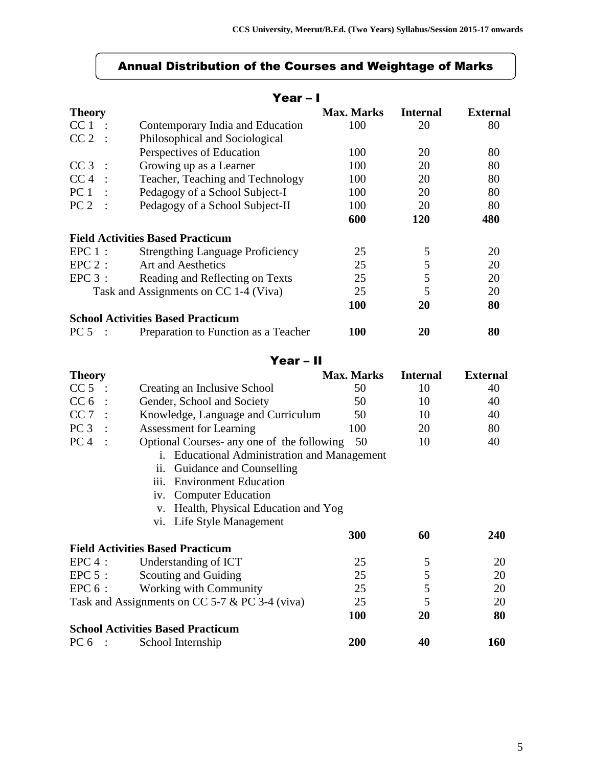# Annual Distribution of the Courses and Weightage of Marks

## Year – I

| Theory | | Max. Marks | Internal | External |
|---|---|---|---|---|
| CC 1 : | Contemporary India and Education | 100 | 20 | 80 |
| CC 2 : | Philosophical and Sociological Perspectives of Education | 100 | 20 | 80 |
| CC 3 : | Growing up as a Learner | 100 | 20 | 80 |
| CC 4 : | Teacher, Teaching and Technology | 100 | 20 | 80 |
| PC 1 : | Pedagogy of a School Subject-I | 100 | 20 | 80 |
| PC 2 : | Pedagogy of a School Subject-II | 100 | 20 | 80 |
| | | **600** | **120** | **480** |
| **Field Activities Based Practicum** | | | | |
| EPC 1 : | Strengthing Language Proficiency | 25 | 5 | 20 |
| EPC 2 : | Art and Aesthetics | 25 | 5 | 20 |
| EPC 3 : | Reading and Reflecting on Texts | 25 | 5 | 20 |
| | Task and Assignments on CC 1-4 (Viva) | 25 | 5 | 20 |
| | | **100** | **20** | **80** |
| **School Activities Based Practicum** | | | | |
| PC 5 : | Preparation to Function as a Teacher | **100** | **20** | **80** |

## Year – II

| Theory | | Max. Marks | Internal | External |
|---|---|---|---|---|
| CC 5 : | Creating an Inclusive School | 50 | 10 | 40 |
| CC 6 : | Gender, School and Society | 50 | 10 | 40 |
| CC 7 : | Knowledge, Language and Curriculum | 50 | 10 | 40 |
| PC 3 : | Assessment for Learning | 100 | 20 | 80 |
| PC 4 : | Optional Courses- any one of the following<br>i. Educational Administration and Management<br>ii. Guidance and Counselling<br>iii. Environment Education<br>iv. Computer Education<br>v. Health, Physical Education and Yog<br>vi. Life Style Management | 50 | 10 | 40 |
| | | **300** | **60** | **240** |
| **Field Activities Based Practicum** | | | | |
| EPC 4 : | Understanding of ICT | 25 | 5 | 20 |
| EPC 5 : | Scouting and Guiding | 25 | 5 | 20 |
| EPC 6 : | Working with Community | 25 | 5 | 20 |
| | Task and Assignments on CC 5-7 & PC 3-4 (viva) | 25 | 5 | 20 |
| | | **100** | **20** | **80** |
| **School Activities Based Practicum** | | | | |
| PC 6 : | School Internship | **200** | **40** | **160** |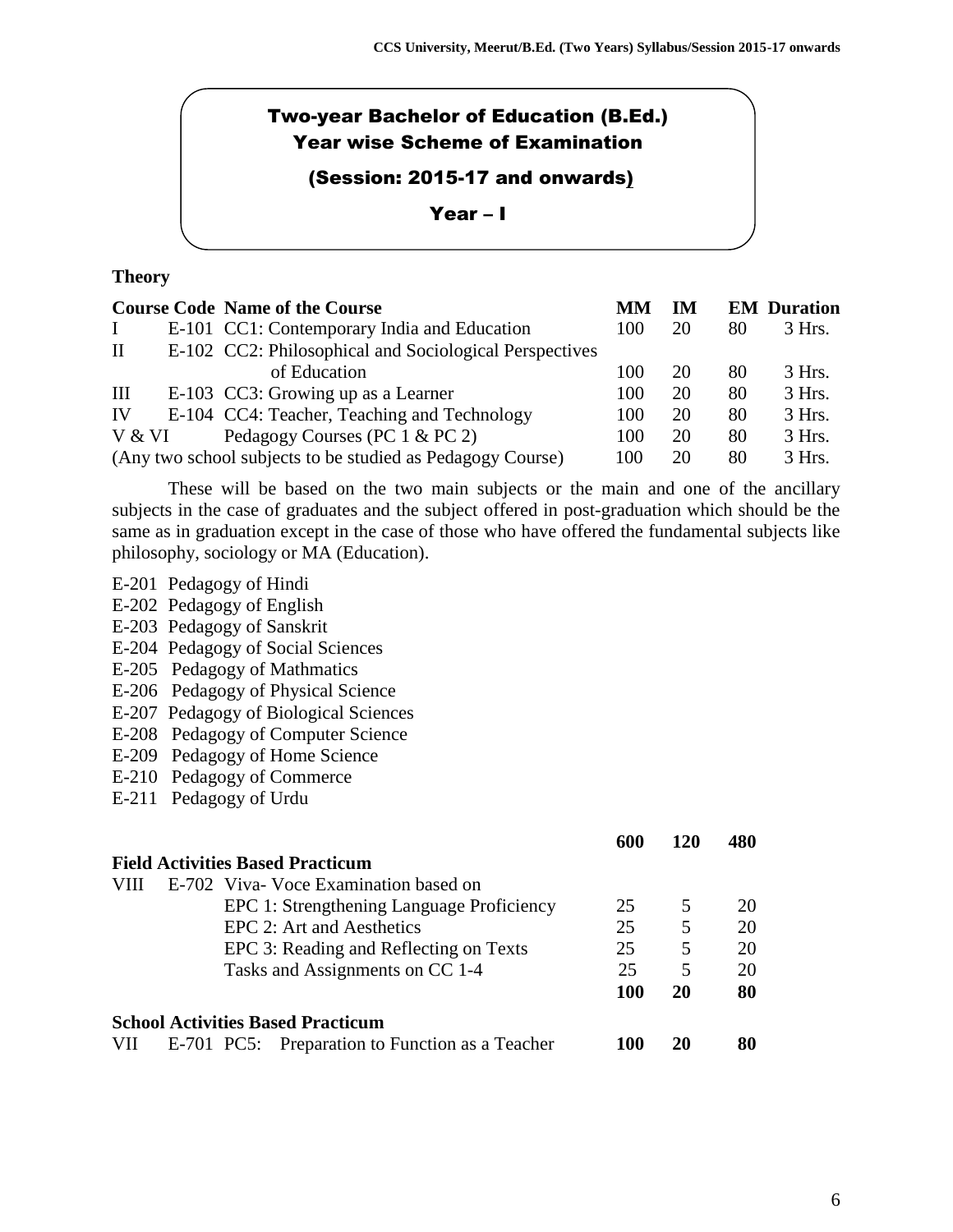# Two-year Bachelor of Education (B.Ed.)
## Year wise Scheme of Examination
### (Session: 2015-17 and onwards)
### Year – I

**Theory**

| Course Code | | Name of the Course | MM | IM | EM | Duration |
|---|---|---|---|---|---|---|
| I | E-101 | CC1: Contemporary India and Education | 100 | 20 | 80 | 3 Hrs. |
| II | E-102 | CC2: Philosophical and Sociological Perspectives of Education | 100 | 20 | 80 | 3 Hrs. |
| III | E-103 | CC3: Growing up as a Learner | 100 | 20 | 80 | 3 Hrs. |
| IV | E-104 | CC4: Teacher, Teaching and Technology | 100 | 20 | 80 | 3 Hrs. |
| V & VI | | Pedagogy Courses (PC 1 & PC 2) | 100 | 20 | 80 | 3 Hrs. |
| (Any two school subjects to be studied as Pedagogy Course) | | | 100 | 20 | 80 | 3 Hrs. |

These will be based on the two main subjects or the main and one of the ancillary subjects in the case of graduates and the subject offered in post-graduation which should be the same as in graduation except in the case of those who have offered the fundamental subjects like philosophy, sociology or MA (Education).

E-201 Pedagogy of Hindi
E-202 Pedagogy of English
E-203 Pedagogy of Sanskrit
E-204 Pedagogy of Social Sciences
E-205 Pedagogy of Mathmatics
E-206 Pedagogy of Physical Science
E-207 Pedagogy of Biological Sciences
E-208 Pedagogy of Computer Science
E-209 Pedagogy of Home Science
E-210 Pedagogy of Commerce
E-211 Pedagogy of Urdu

| | | | **600** | **120** | **480** |
|---|---|---|---|---|---|
| **Field Activities Based Practicum** | | | | | |
| VIII | E-702 | Viva- Voce Examination based on | | | |
| | | EPC 1: Strengthening Language Proficiency | 25 | 5 | 20 |
| | | EPC 2: Art and Aesthetics | 25 | 5 | 20 |
| | | EPC 3: Reading and Reflecting on Texts | 25 | 5 | 20 |
| | | Tasks and Assignments on CC 1-4 | 25 | 5 | 20 |
| | | | **100** | **20** | **80** |
| **School Activities Based Practicum** | | | | | |
| VII | E-701 | PC5: Preparation to Function as a Teacher | **100** | **20** | **80** |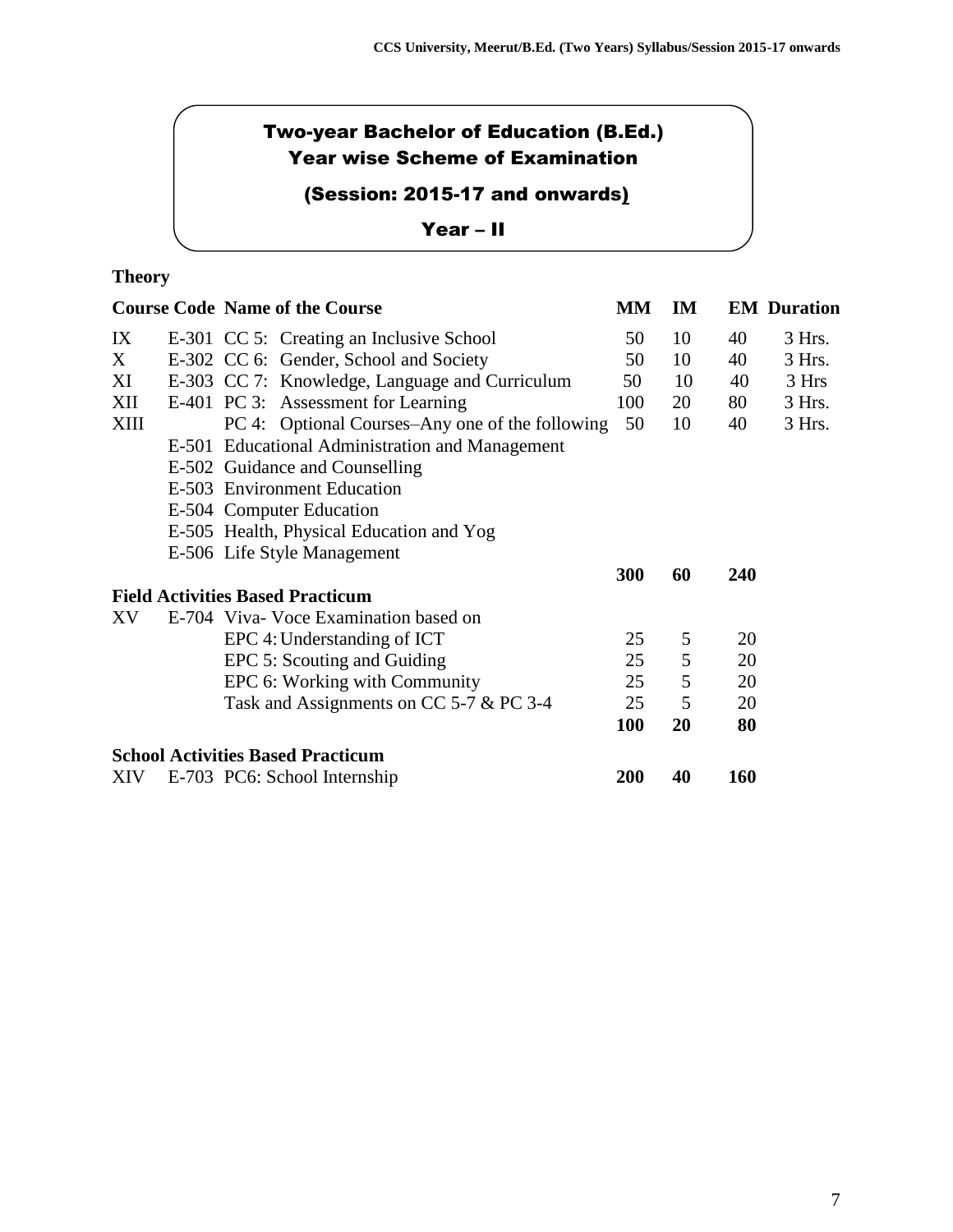# Two-year Bachelor of Education (B.Ed.)
## Year wise Scheme of Examination
### (Session: 2015-17 and onwards)
### Year – II

**Theory**

| Course Code | | Name of the Course | MM | IM | EM | Duration |
|---|---|---|---|---|---|---|
| IX | E-301 | CC 5: Creating an Inclusive School | 50 | 10 | 40 | 3 Hrs. |
| X | E-302 | CC 6: Gender, School and Society | 50 | 10 | 40 | 3 Hrs. |
| XI | E-303 | CC 7: Knowledge, Language and Curriculum | 50 | 10 | 40 | 3 Hrs |
| XII | E-401 | PC 3: Assessment for Learning | 100 | 20 | 80 | 3 Hrs. |
| XIII | | PC 4: Optional Courses–Any one of the following | 50 | 10 | 40 | 3 Hrs. |
| | E-501 | Educational Administration and Management | | | | |
| | E-502 | Guidance and Counselling | | | | |
| | E-503 | Environment Education | | | | |
| | E-504 | Computer Education | | | | |
| | E-505 | Health, Physical Education and Yog | | | | |
| | E-506 | Life Style Management | | | | |
| | | | **300** | **60** | **240** | |
| **Field Activities Based Practicum** | | | | | | |
| XV | E-704 | Viva- Voce Examination based on | | | | |
| | | EPC 4: Understanding of ICT | 25 | 5 | 20 | |
| | | EPC 5: Scouting and Guiding | 25 | 5 | 20 | |
| | | EPC 6: Working with Community | 25 | 5 | 20 | |
| | | Task and Assignments on CC 5-7 & PC 3-4 | 25 | 5 | 20 | |
| | | | **100** | **20** | **80** | |
| **School Activities Based Practicum** | | | | | | |
| XIV | E-703 | PC6: School Internship | **200** | **40** | **160** | |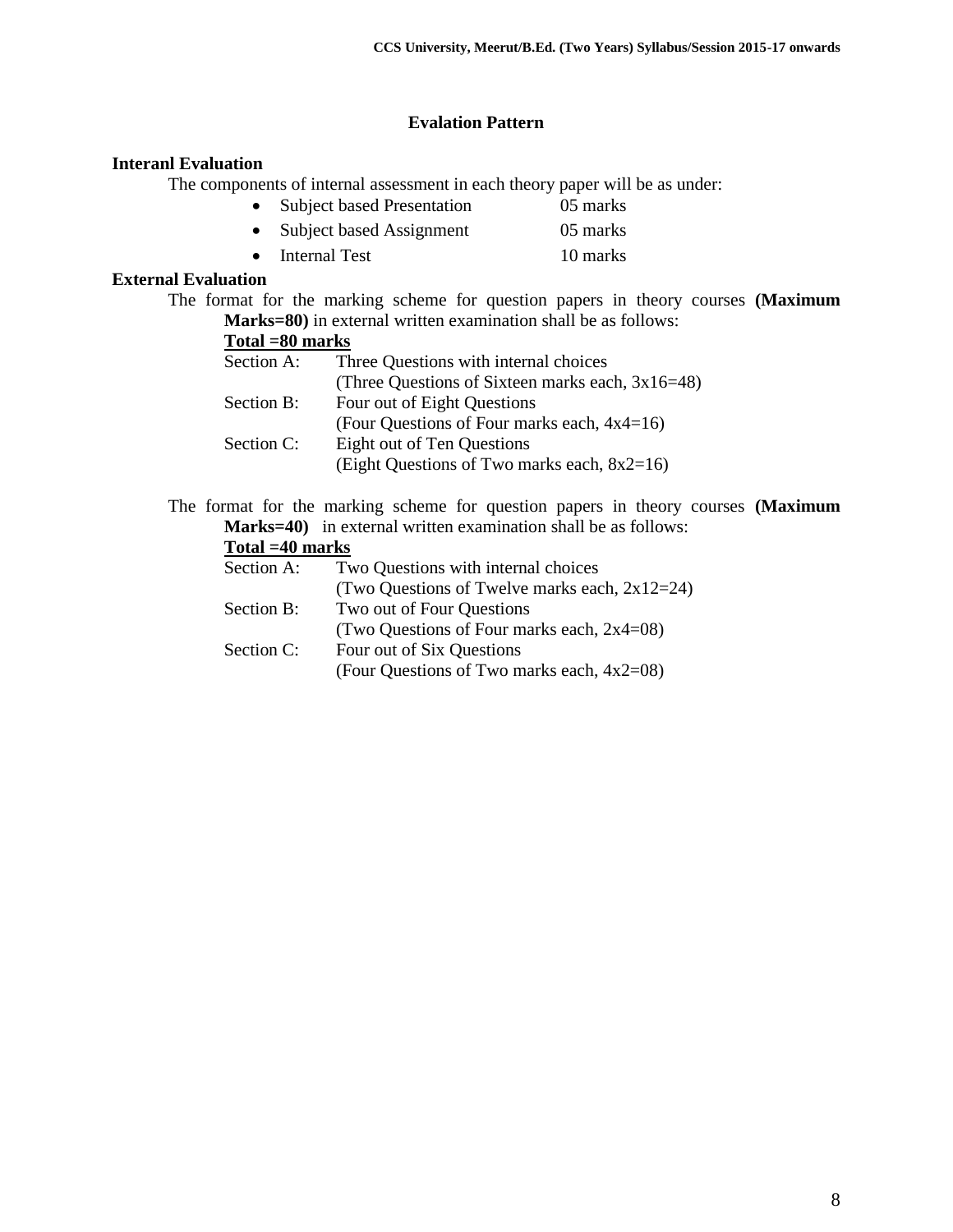## Evalation Pattern

### Interanl Evaluation

The components of internal assessment in each theory paper will be as under:

- Subject based Presentation 05 marks
- Subject based Assignment 05 marks
- Internal Test 10 marks

### External Evaluation

The format for the marking scheme for question papers in theory courses **(Maximum Marks=80)** in external written examination shall be as follows:

**Total =80 marks**

Section A: Three Questions with internal choices
(Three Questions of Sixteen marks each, 3x16=48)

Section B: Four out of Eight Questions
(Four Questions of Four marks each, 4x4=16)

Section C: Eight out of Ten Questions
(Eight Questions of Two marks each, 8x2=16)

The format for the marking scheme for question papers in theory courses **(Maximum Marks=40)** in external written examination shall be as follows:

**Total =40 marks**

Section A: Two Questions with internal choices
(Two Questions of Twelve marks each, 2x12=24)

Section B: Two out of Four Questions
(Two Questions of Four marks each, 2x4=08)

Section C: Four out of Six Questions
(Four Questions of Two marks each, 4x2=08)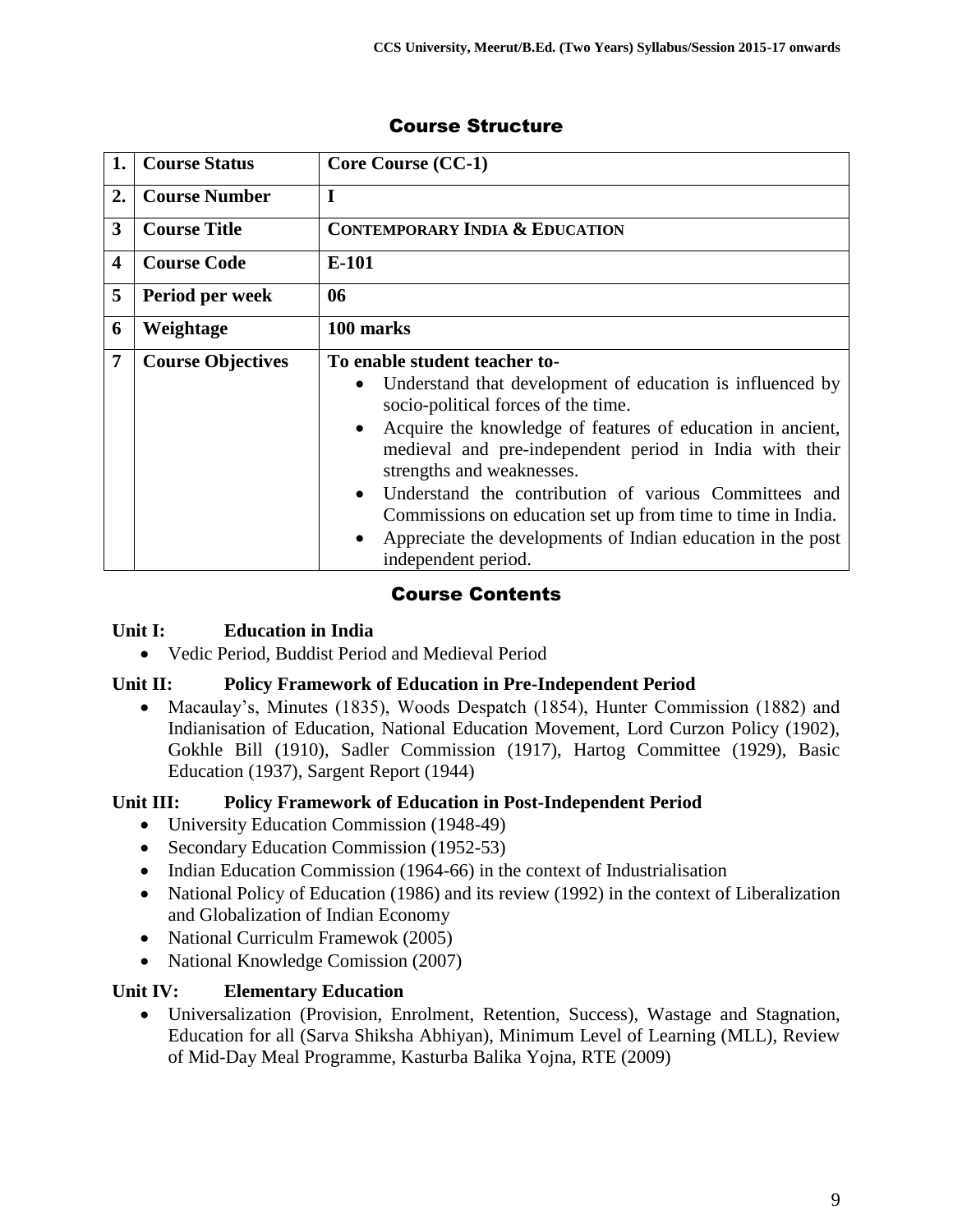## Course Structure

| 1. | Course Status | Core Course (CC-1) |
|---|---|---|
| 2. | Course Number | I |
| 3 | Course Title | CONTEMPORARY INDIA & EDUCATION |
| 4 | Course Code | E-101 |
| 5 | Period per week | 06 |
| 6 | Weightage | 100 marks |
| 7 | Course Objectives | To enable student teacher to-<br>• Understand that development of education is influenced by socio-political forces of the time.<br>• Acquire the knowledge of features of education in ancient, medieval and pre-independent period in India with their strengths and weaknesses.<br>• Understand the contribution of various Committees and Commissions on education set up from time to time in India.<br>• Appreciate the developments of Indian education in the post independent period. |

## Course Contents

### Unit I: Education in India

- Vedic Period, Buddist Period and Medieval Period

### Unit II: Policy Framework of Education in Pre-Independent Period

- Macaulay's, Minutes (1835), Woods Despatch (1854), Hunter Commission (1882) and Indianisation of Education, National Education Movement, Lord Curzon Policy (1902), Gokhle Bill (1910), Sadler Commission (1917), Hartog Committee (1929), Basic Education (1937), Sargent Report (1944)

### Unit III: Policy Framework of Education in Post-Independent Period

- University Education Commission (1948-49)
- Secondary Education Commission (1952-53)
- Indian Education Commission (1964-66) in the context of Industrialisation
- National Policy of Education (1986) and its review (1992) in the context of Liberalization and Globalization of Indian Economy
- National Curriculm Framewok (2005)
- National Knowledge Comission (2007)

### Unit IV: Elementary Education

- Universalization (Provision, Enrolment, Retention, Success), Wastage and Stagnation, Education for all (Sarva Shiksha Abhiyan), Minimum Level of Learning (MLL), Review of Mid-Day Meal Programme, Kasturba Balika Yojna, RTE (2009)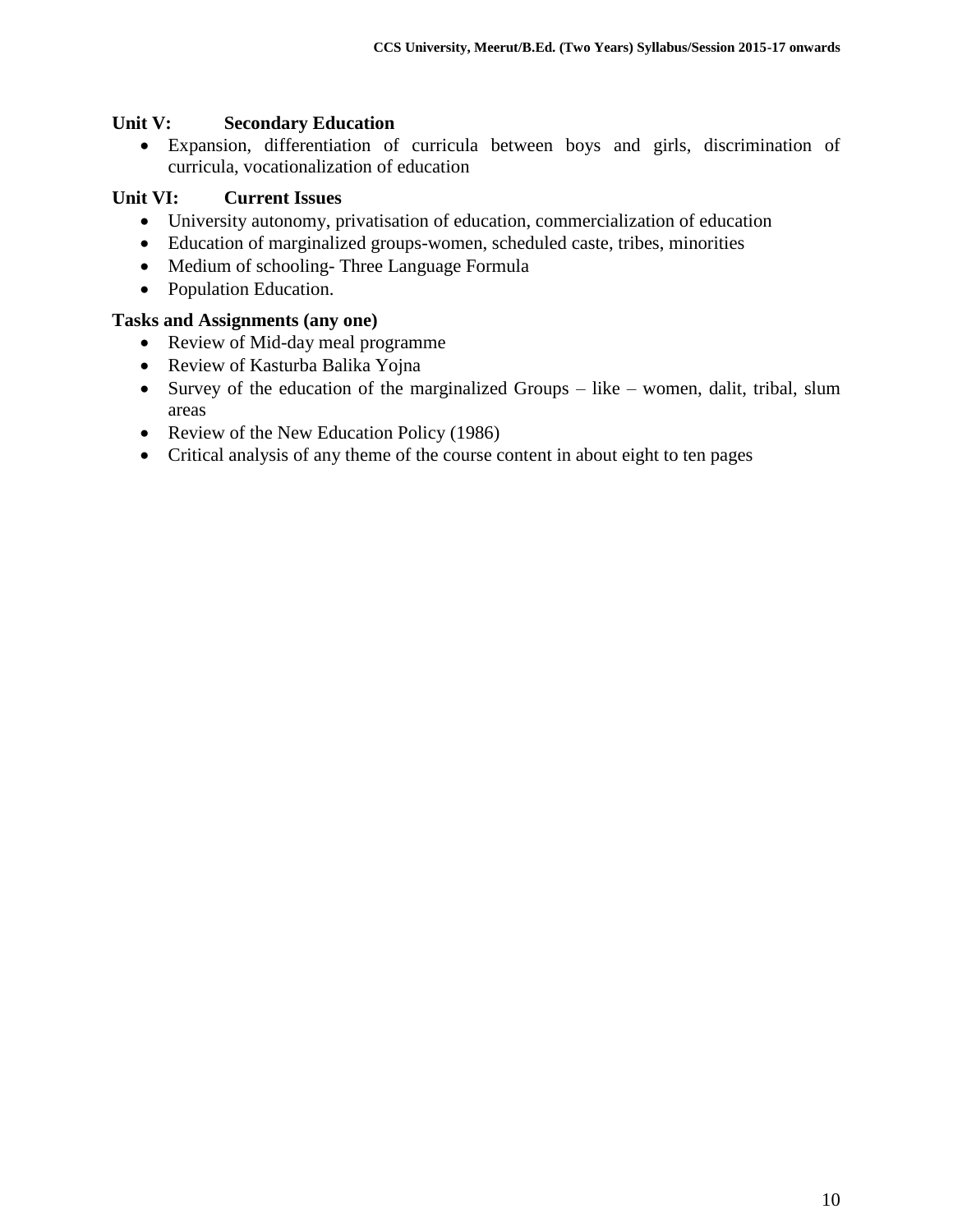**Unit V: Secondary Education**

- Expansion, differentiation of curricula between boys and girls, discrimination of curricula, vocationalization of education

**Unit VI: Current Issues**

- University autonomy, privatisation of education, commercialization of education
- Education of marginalized groups-women, scheduled caste, tribes, minorities
- Medium of schooling- Three Language Formula
- Population Education.

**Tasks and Assignments (any one)**

- Review of Mid-day meal programme
- Review of Kasturba Balika Yojna
- Survey of the education of the marginalized Groups – like – women, dalit, tribal, slum areas
- Review of the New Education Policy (1986)
- Critical analysis of any theme of the course content in about eight to ten pages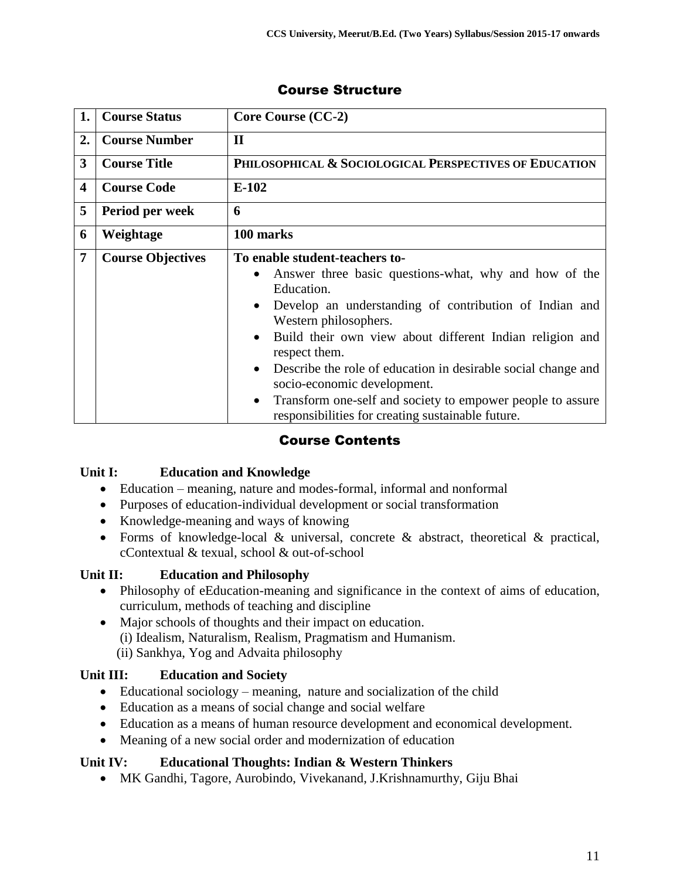## Course Structure

| 1. | Course Status | Core Course (CC-2) |
|---|---|---|
| 2. | Course Number | II |
| 3 | Course Title | PHILOSOPHICAL & SOCIOLOGICAL PERSPECTIVES OF EDUCATION |
| 4 | Course Code | E-102 |
| 5 | Period per week | 6 |
| 6 | Weightage | 100 marks |
| 7 | Course Objectives | **To enable student-teachers to-**<br>• Answer three basic questions-what, why and how of the Education.<br>• Develop an understanding of contribution of Indian and Western philosophers.<br>• Build their own view about different Indian religion and respect them.<br>• Describe the role of education in desirable social change and socio-economic development.<br>• Transform one-self and society to empower people to assure responsibilities for creating sustainable future. |

## Course Contents

**Unit I: Education and Knowledge**

- Education – meaning, nature and modes-formal, informal and nonformal
- Purposes of education-individual development or social transformation
- Knowledge-meaning and ways of knowing
- Forms of knowledge-local & universal, concrete & abstract, theoretical & practical, cContextual & texual, school & out-of-school

**Unit II: Education and Philosophy**

- Philosophy of eEducation-meaning and significance in the context of aims of education, curriculum, methods of teaching and discipline
- Major schools of thoughts and their impact on education.
  (i) Idealism, Naturalism, Realism, Pragmatism and Humanism.
  (ii) Sankhya, Yog and Advaita philosophy

**Unit III: Education and Society**

- Educational sociology – meaning, nature and socialization of the child
- Education as a means of social change and social welfare
- Education as a means of human resource development and economical development.
- Meaning of a new social order and modernization of education

**Unit IV: Educational Thoughts: Indian & Western Thinkers**

- MK Gandhi, Tagore, Aurobindo, Vivekanand, J.Krishnamurthy, Giju Bhai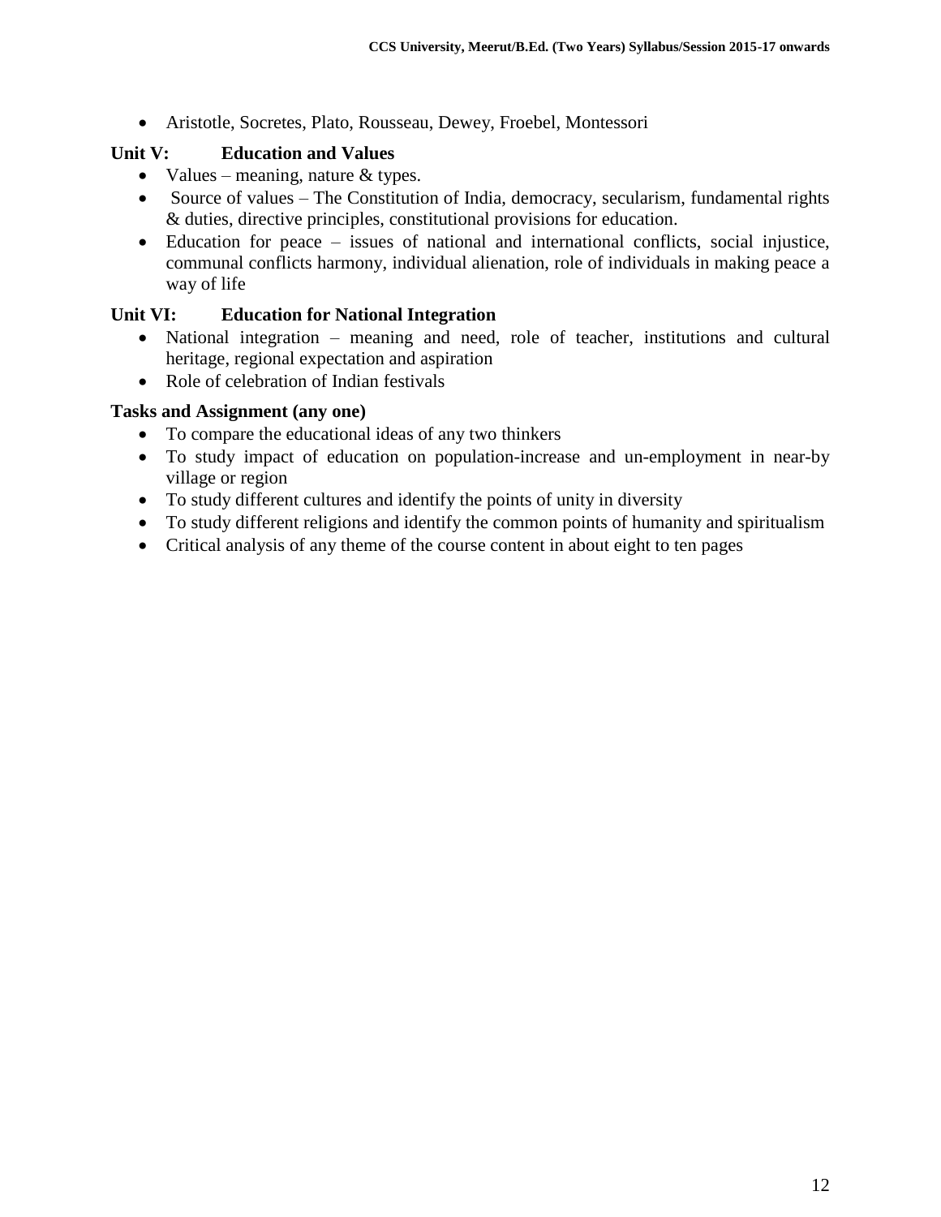- Aristotle, Socretes, Plato, Rousseau, Dewey, Froebel, Montessori

### Unit V: Education and Values

- Values – meaning, nature & types.
- Source of values – The Constitution of India, democracy, secularism, fundamental rights & duties, directive principles, constitutional provisions for education.
- Education for peace – issues of national and international conflicts, social injustice, communal conflicts harmony, individual alienation, role of individuals in making peace a way of life

### Unit VI: Education for National Integration

- National integration – meaning and need, role of teacher, institutions and cultural heritage, regional expectation and aspiration
- Role of celebration of Indian festivals

### Tasks and Assignment (any one)

- To compare the educational ideas of any two thinkers
- To study impact of education on population-increase and un-employment in near-by village or region
- To study different cultures and identify the points of unity in diversity
- To study different religions and identify the common points of humanity and spiritualism
- Critical analysis of any theme of the course content in about eight to ten pages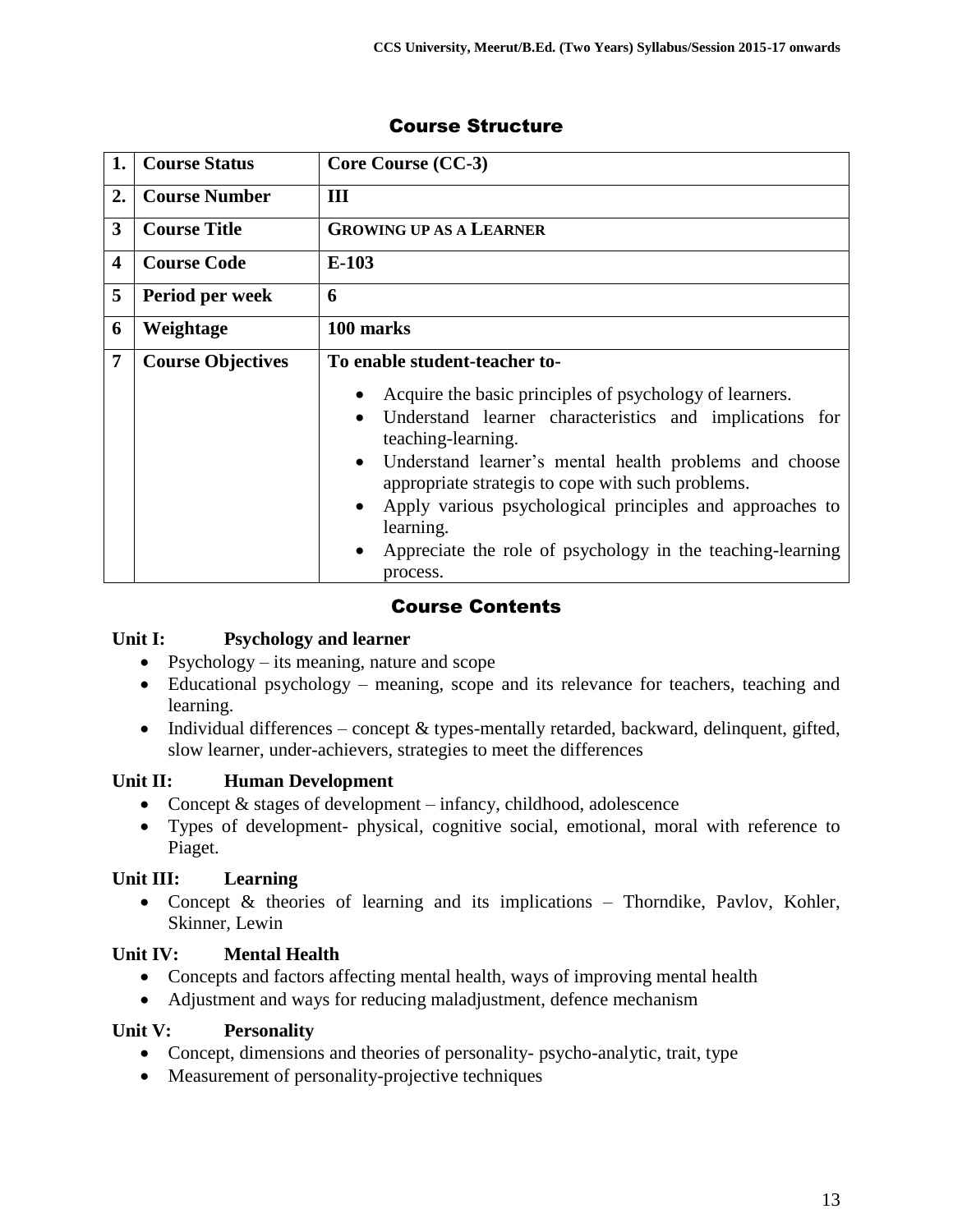## Course Structure

| 1. | Course Status | Core Course (CC-3) |
|---|---|---|
| 2. | Course Number | III |
| 3 | Course Title | GROWING UP AS A LEARNER |
| 4 | Course Code | E-103 |
| 5 | Period per week | 6 |
| 6 | Weightage | 100 marks |
| 7 | Course Objectives | To enable student-teacher to-<br>• Acquire the basic principles of psychology of learners.<br>• Understand learner characteristics and implications for teaching-learning.<br>• Understand learner's mental health problems and choose appropriate strategis to cope with such problems.<br>• Apply various psychological principles and approaches to learning.<br>• Appreciate the role of psychology in the teaching-learning process. |

## Course Contents

**Unit I: Psychology and learner**

- Psychology – its meaning, nature and scope
- Educational psychology – meaning, scope and its relevance for teachers, teaching and learning.
- Individual differences – concept & types-mentally retarded, backward, delinquent, gifted, slow learner, under-achievers, strategies to meet the differences

**Unit II: Human Development**

- Concept & stages of development – infancy, childhood, adolescence
- Types of development- physical, cognitive social, emotional, moral with reference to Piaget.

**Unit III: Learning**

- Concept & theories of learning and its implications – Thorndike, Pavlov, Kohler, Skinner, Lewin

**Unit IV: Mental Health**

- Concepts and factors affecting mental health, ways of improving mental health
- Adjustment and ways for reducing maladjustment, defence mechanism

**Unit V: Personality**

- Concept, dimensions and theories of personality- psycho-analytic, trait, type
- Measurement of personality-projective techniques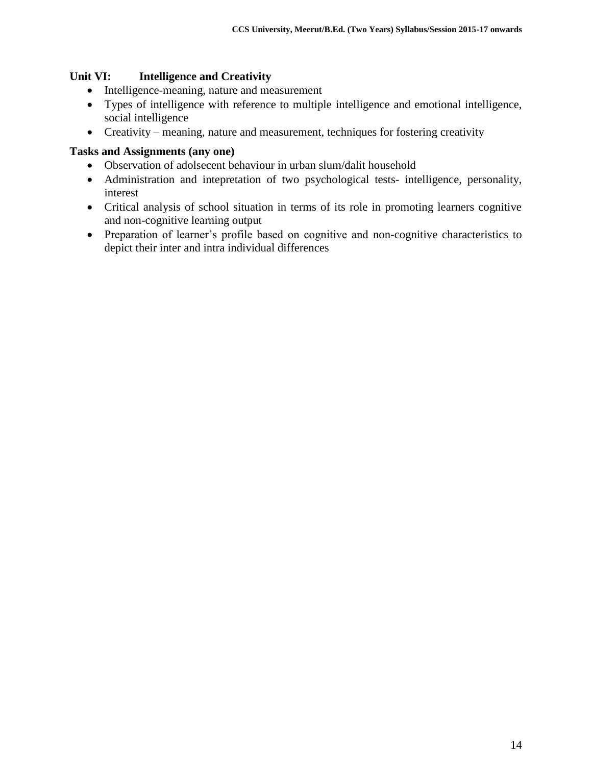**Unit VI: Intelligence and Creativity**

- Intelligence-meaning, nature and measurement
- Types of intelligence with reference to multiple intelligence and emotional intelligence, social intelligence
- Creativity – meaning, nature and measurement, techniques for fostering creativity

**Tasks and Assignments (any one)**

- Observation of adolsecent behaviour in urban slum/dalit household
- Administration and intepretation of two psychological tests- intelligence, personality, interest
- Critical analysis of school situation in terms of its role in promoting learners cognitive and non-cognitive learning output
- Preparation of learner's profile based on cognitive and non-cognitive characteristics to depict their inter and intra individual differences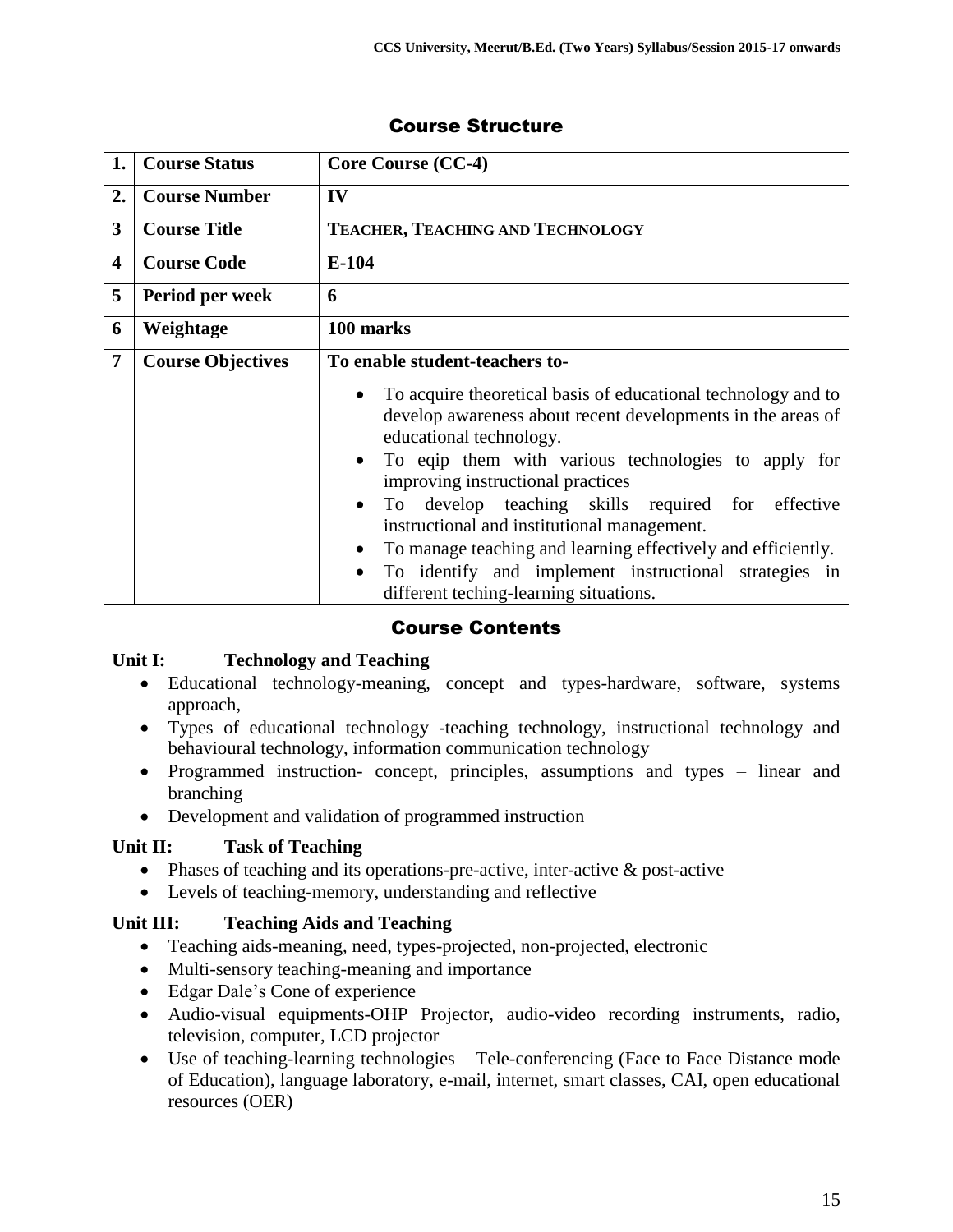## Course Structure

| 1. | Course Status | Core Course (CC-4) |
|---|---|---|
| 2. | Course Number | IV |
| 3 | Course Title | TEACHER, TEACHING AND TECHNOLOGY |
| 4 | Course Code | E-104 |
| 5 | Period per week | 6 |
| 6 | Weightage | 100 marks |
| 7 | Course Objectives | To enable student-teachers to-<br>• To acquire theoretical basis of educational technology and to develop awareness about recent developments in the areas of educational technology.<br>• To eqip them with various technologies to apply for improving instructional practices<br>• To develop teaching skills required for effective instructional and institutional management.<br>• To manage teaching and learning effectively and efficiently.<br>• To identify and implement instructional strategies in different teching-learning situations. |

## Course Contents

**Unit I: Technology and Teaching**

- Educational technology-meaning, concept and types-hardware, software, systems approach,
- Types of educational technology -teaching technology, instructional technology and behavioural technology, information communication technology
- Programmed instruction- concept, principles, assumptions and types – linear and branching
- Development and validation of programmed instruction

**Unit II: Task of Teaching**

- Phases of teaching and its operations-pre-active, inter-active & post-active
- Levels of teaching-memory, understanding and reflective

**Unit III: Teaching Aids and Teaching**

- Teaching aids-meaning, need, types-projected, non-projected, electronic
- Multi-sensory teaching-meaning and importance
- Edgar Dale's Cone of experience
- Audio-visual equipments-OHP Projector, audio-video recording instruments, radio, television, computer, LCD projector
- Use of teaching-learning technologies – Tele-conferencing (Face to Face Distance mode of Education), language laboratory, e-mail, internet, smart classes, CAI, open educational resources (OER)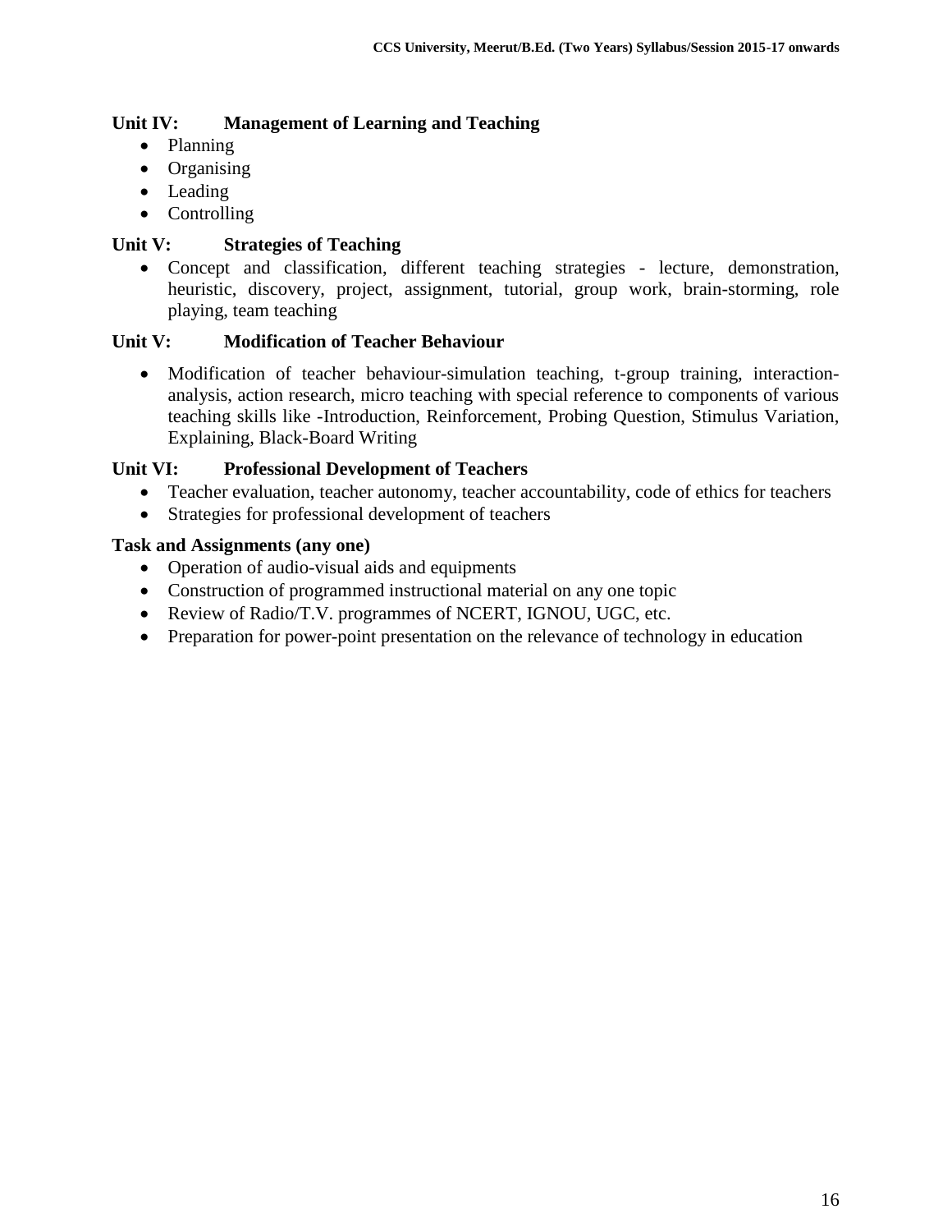### Unit IV: Management of Learning and Teaching

- Planning
- Organising
- Leading
- Controlling

### Unit V: Strategies of Teaching

- Concept and classification, different teaching strategies - lecture, demonstration, heuristic, discovery, project, assignment, tutorial, group work, brain-storming, role playing, team teaching

### Unit V: Modification of Teacher Behaviour

- Modification of teacher behaviour-simulation teaching, t-group training, interaction-analysis, action research, micro teaching with special reference to components of various teaching skills like -Introduction, Reinforcement, Probing Question, Stimulus Variation, Explaining, Black-Board Writing

### Unit VI: Professional Development of Teachers

- Teacher evaluation, teacher autonomy, teacher accountability, code of ethics for teachers
- Strategies for professional development of teachers

### Task and Assignments (any one)

- Operation of audio-visual aids and equipments
- Construction of programmed instructional material on any one topic
- Review of Radio/T.V. programmes of NCERT, IGNOU, UGC, etc.
- Preparation for power-point presentation on the relevance of technology in education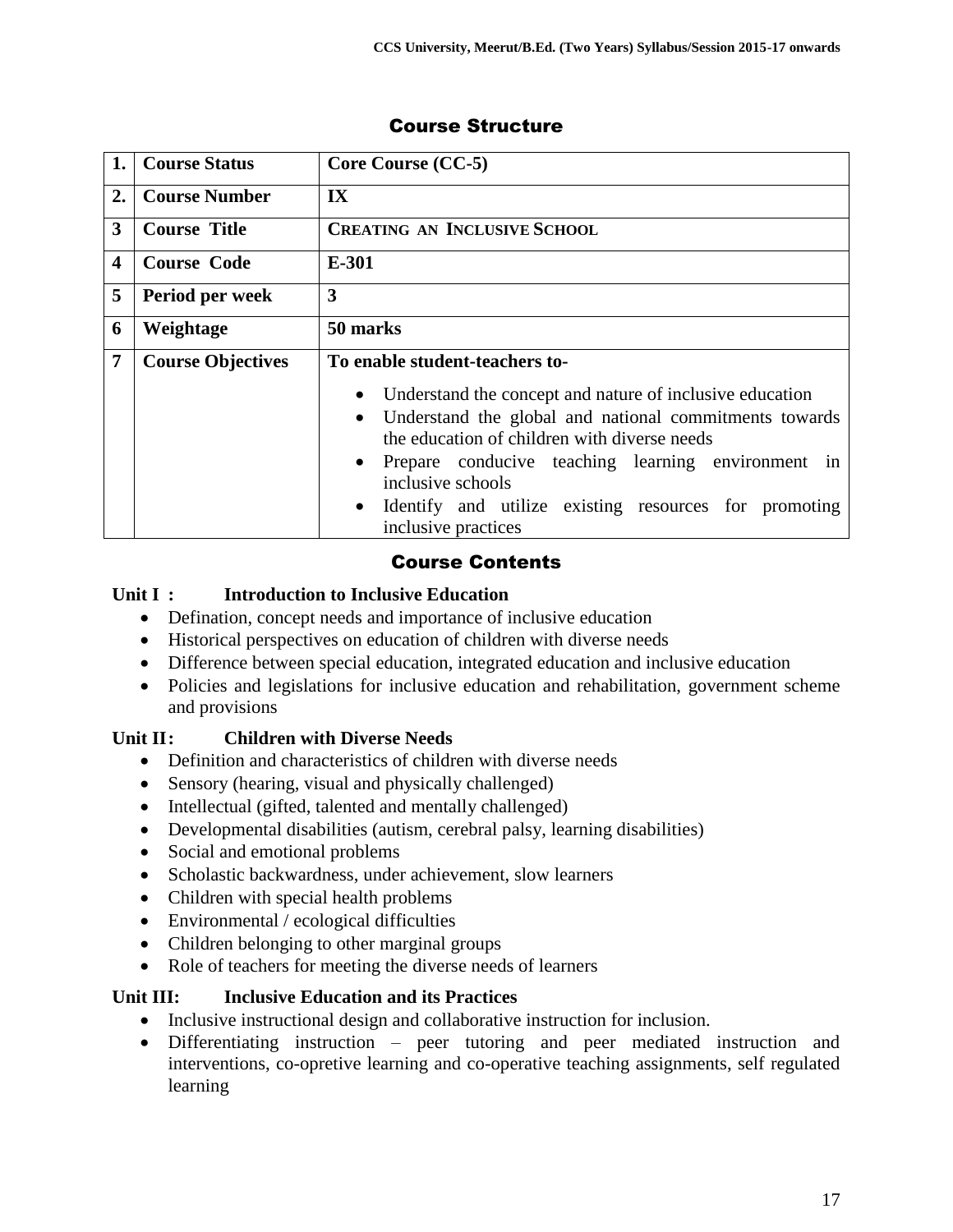## Course Structure

| 1. | Course Status | Core Course (CC-5) |
|---|---|---|
| 2. | Course Number | IX |
| 3 | Course Title | CREATING AN INCLUSIVE SCHOOL |
| 4 | Course Code | E-301 |
| 5 | Period per week | 3 |
| 6 | Weightage | 50 marks |
| 7 | Course Objectives | To enable student-teachers to-<br>• Understand the concept and nature of inclusive education<br>• Understand the global and national commitments towards the education of children with diverse needs<br>• Prepare conducive teaching learning environment in inclusive schools<br>• Identify and utilize existing resources for promoting inclusive practices |

## Course Contents

**Unit I : Introduction to Inclusive Education**

- Defination, concept needs and importance of inclusive education
- Historical perspectives on education of children with diverse needs
- Difference between special education, integrated education and inclusive education
- Policies and legislations for inclusive education and rehabilitation, government scheme and provisions

**Unit II: Children with Diverse Needs**

- Definition and characteristics of children with diverse needs
- Sensory (hearing, visual and physically challenged)
- Intellectual (gifted, talented and mentally challenged)
- Developmental disabilities (autism, cerebral palsy, learning disabilities)
- Social and emotional problems
- Scholastic backwardness, under achievement, slow learners
- Children with special health problems
- Environmental / ecological difficulties
- Children belonging to other marginal groups
- Role of teachers for meeting the diverse needs of learners

**Unit III: Inclusive Education and its Practices**

- Inclusive instructional design and collaborative instruction for inclusion.
- Differentiating instruction – peer tutoring and peer mediated instruction and interventions, co-opretive learning and co-operative teaching assignments, self regulated learning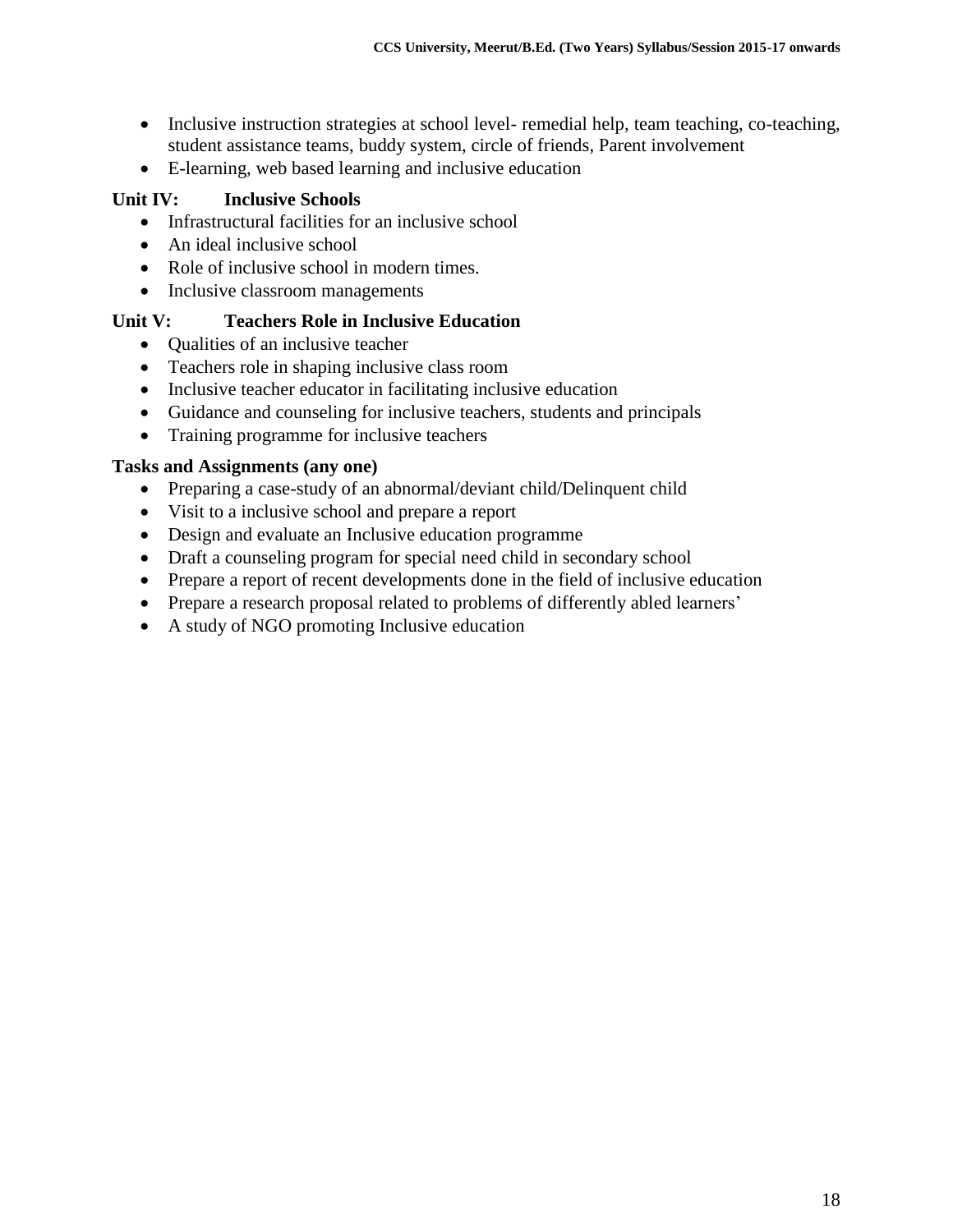- Inclusive instruction strategies at school level- remedial help, team teaching, co-teaching, student assistance teams, buddy system, circle of friends, Parent involvement
- E-learning, web based learning and inclusive education

**Unit IV: Inclusive Schools**

- Infrastructural facilities for an inclusive school
- An ideal inclusive school
- Role of inclusive school in modern times.
- Inclusive classroom managements

**Unit V: Teachers Role in Inclusive Education**

- Qualities of an inclusive teacher
- Teachers role in shaping inclusive class room
- Inclusive teacher educator in facilitating inclusive education
- Guidance and counseling for inclusive teachers, students and principals
- Training programme for inclusive teachers

**Tasks and Assignments (any one)**

- Preparing a case-study of an abnormal/deviant child/Delinquent child
- Visit to a inclusive school and prepare a report
- Design and evaluate an Inclusive education programme
- Draft a counseling program for special need child in secondary school
- Prepare a report of recent developments done in the field of inclusive education
- Prepare a research proposal related to problems of differently abled learners'
- A study of NGO promoting Inclusive education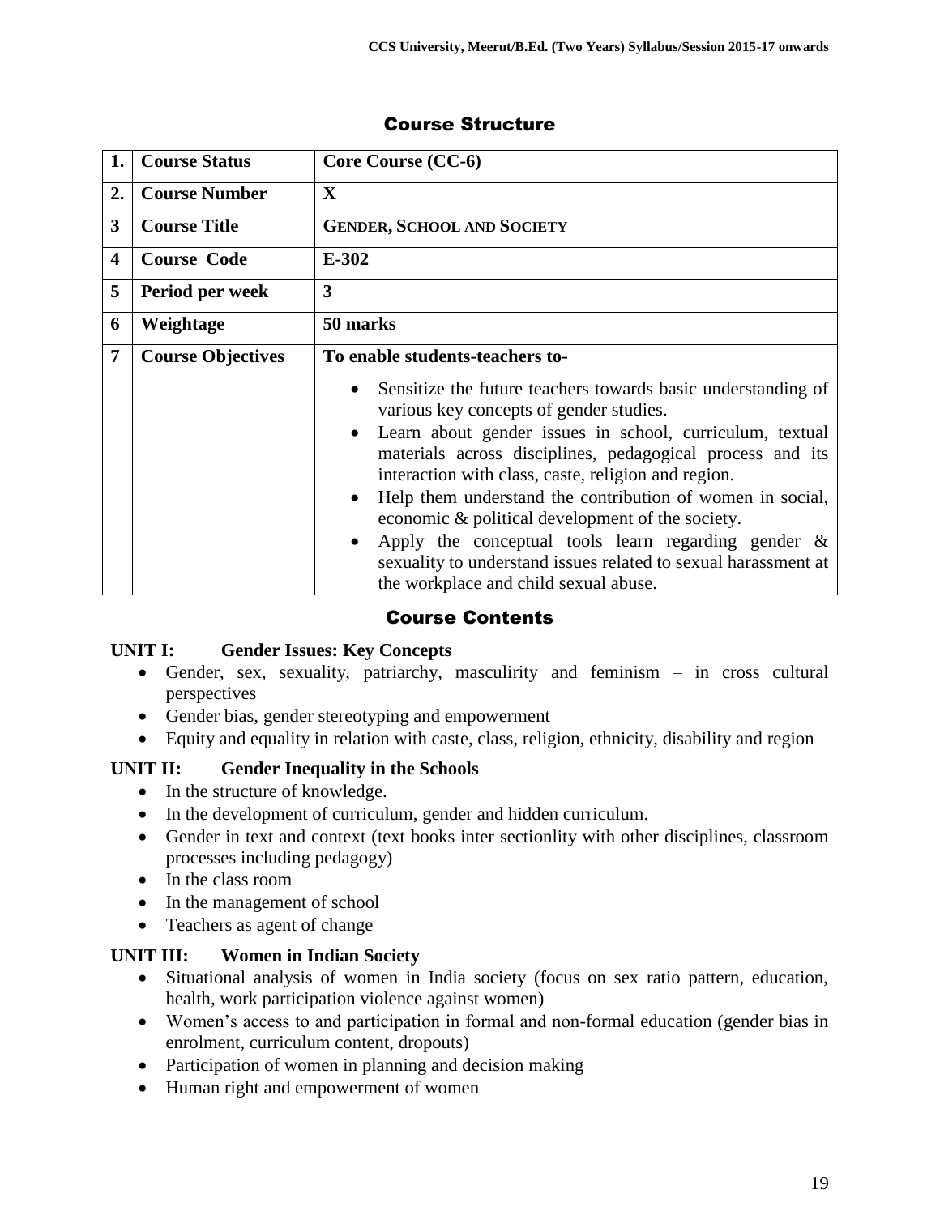## Course Structure

| | | |
|---|---|---|
| **1.** | **Course Status** | **Core Course (CC-6)** |
| **2.** | **Course Number** | **X** |
| **3** | **Course Title** | **GENDER, SCHOOL AND SOCIETY** |
| **4** | **Course Code** | **E-302** |
| **5** | **Period per week** | **3** |
| **6** | **Weightage** | **50 marks** |
| **7** | **Course Objectives** | **To enable students-teachers to-** <br>• Sensitize the future teachers towards basic understanding of various key concepts of gender studies.<br>• Learn about gender issues in school, curriculum, textual materials across disciplines, pedagogical process and its interaction with class, caste, religion and region.<br>• Help them understand the contribution of women in social, economic & political development of the society.<br>• Apply the conceptual tools learn regarding gender & sexuality to understand issues related to sexual harassment at the workplace and child sexual abuse. |

## Course Contents

**UNIT I: Gender Issues: Key Concepts**

- Gender, sex, sexuality, patriarchy, masculirity and feminism – in cross cultural perspectives
- Gender bias, gender stereotyping and empowerment
- Equity and equality in relation with caste, class, religion, ethnicity, disability and region

**UNIT II: Gender Inequality in the Schools**

- In the structure of knowledge.
- In the development of curriculum, gender and hidden curriculum.
- Gender in text and context (text books inter sectionlity with other disciplines, classroom processes including pedagogy)
- In the class room
- In the management of school
- Teachers as agent of change

**UNIT III: Women in Indian Society**

- Situational analysis of women in India society (focus on sex ratio pattern, education, health, work participation violence against women)
- Women's access to and participation in formal and non-formal education (gender bias in enrolment, curriculum content, dropouts)
- Participation of women in planning and decision making
- Human right and empowerment of women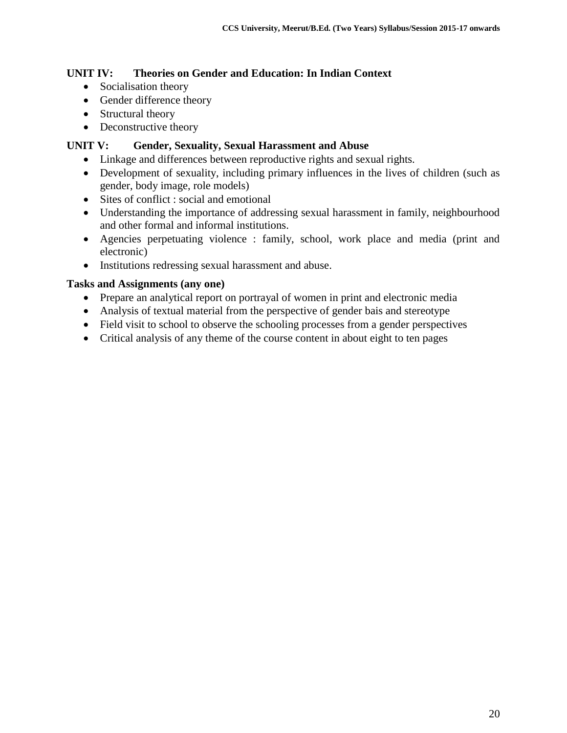**UNIT IV: Theories on Gender and Education: In Indian Context**

- Socialisation theory
- Gender difference theory
- Structural theory
- Deconstructive theory

**UNIT V: Gender, Sexuality, Sexual Harassment and Abuse**

- Linkage and differences between reproductive rights and sexual rights.
- Development of sexuality, including primary influences in the lives of children (such as gender, body image, role models)
- Sites of conflict : social and emotional
- Understanding the importance of addressing sexual harassment in family, neighbourhood and other formal and informal institutions.
- Agencies perpetuating violence : family, school, work place and media (print and electronic)
- Institutions redressing sexual harassment and abuse.

**Tasks and Assignments (any one)**

- Prepare an analytical report on portrayal of women in print and electronic media
- Analysis of textual material from the perspective of gender bais and stereotype
- Field visit to school to observe the schooling processes from a gender perspectives
- Critical analysis of any theme of the course content in about eight to ten pages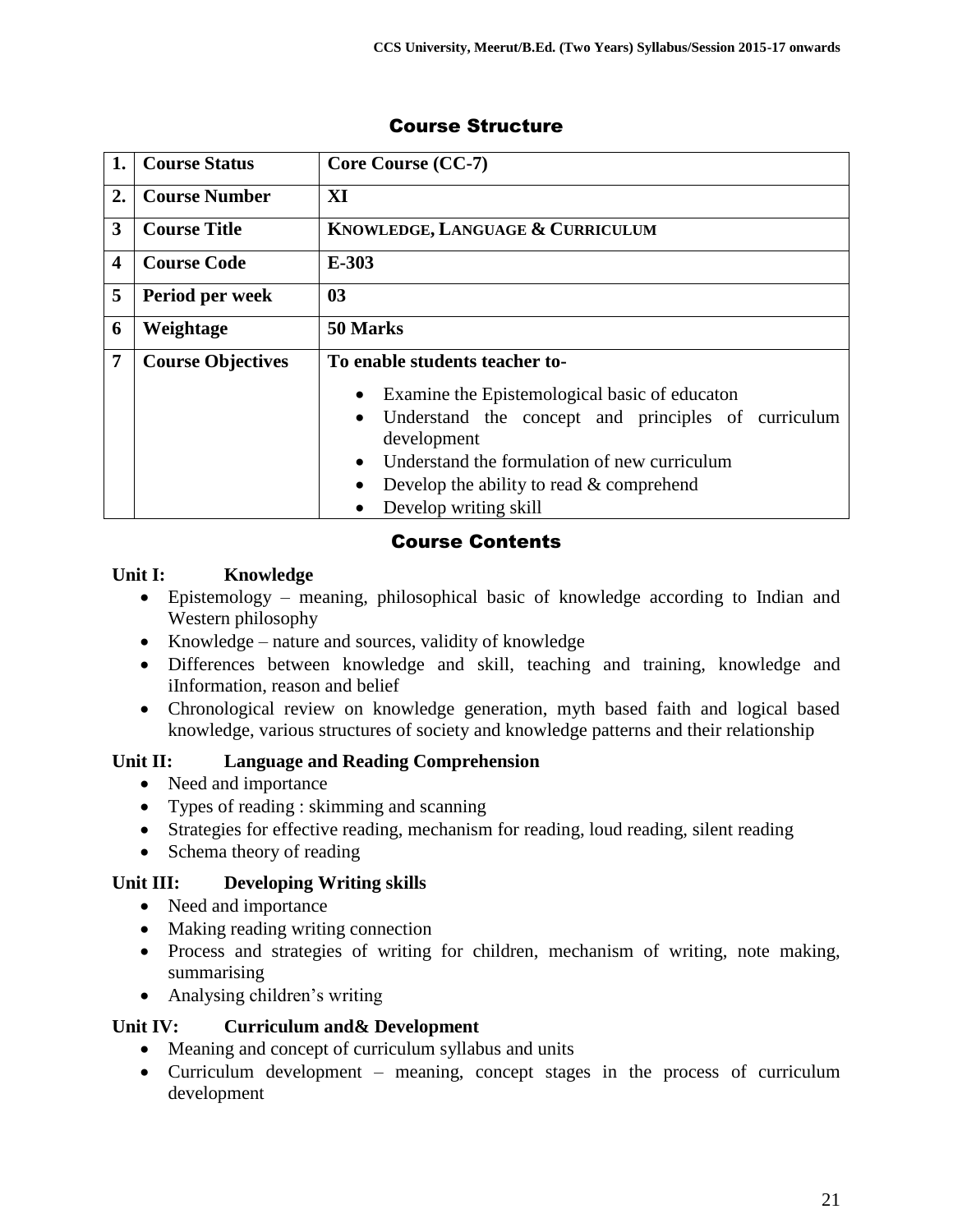## Course Structure

| 1. | Course Status | Core Course (CC-7) |
|---|---|---|
| 2. | Course Number | XI |
| 3 | Course Title | KNOWLEDGE, LANGUAGE & CURRICULUM |
| 4 | Course Code | E-303 |
| 5 | Period per week | 03 |
| 6 | Weightage | 50 Marks |
| 7 | Course Objectives | **To enable students teacher to-** <br>• Examine the Epistemological basic of educaton <br>• Understand the concept and principles of curriculum development <br>• Understand the formulation of new curriculum <br>• Develop the ability to read & comprehend <br>• Develop writing skill |

## Course Contents

**Unit I: Knowledge**

- Epistemology – meaning, philosophical basic of knowledge according to Indian and Western philosophy
- Knowledge – nature and sources, validity of knowledge
- Differences between knowledge and skill, teaching and training, knowledge and iInformation, reason and belief
- Chronological review on knowledge generation, myth based faith and logical based knowledge, various structures of society and knowledge patterns and their relationship

**Unit II: Language and Reading Comprehension**

- Need and importance
- Types of reading : skimming and scanning
- Strategies for effective reading, mechanism for reading, loud reading, silent reading
- Schema theory of reading

**Unit III: Developing Writing skills**

- Need and importance
- Making reading writing connection
- Process and strategies of writing for children, mechanism of writing, note making, summarising
- Analysing children's writing

**Unit IV: Curriculum and& Development**

- Meaning and concept of curriculum syllabus and units
- Curriculum development – meaning, concept stages in the process of curriculum development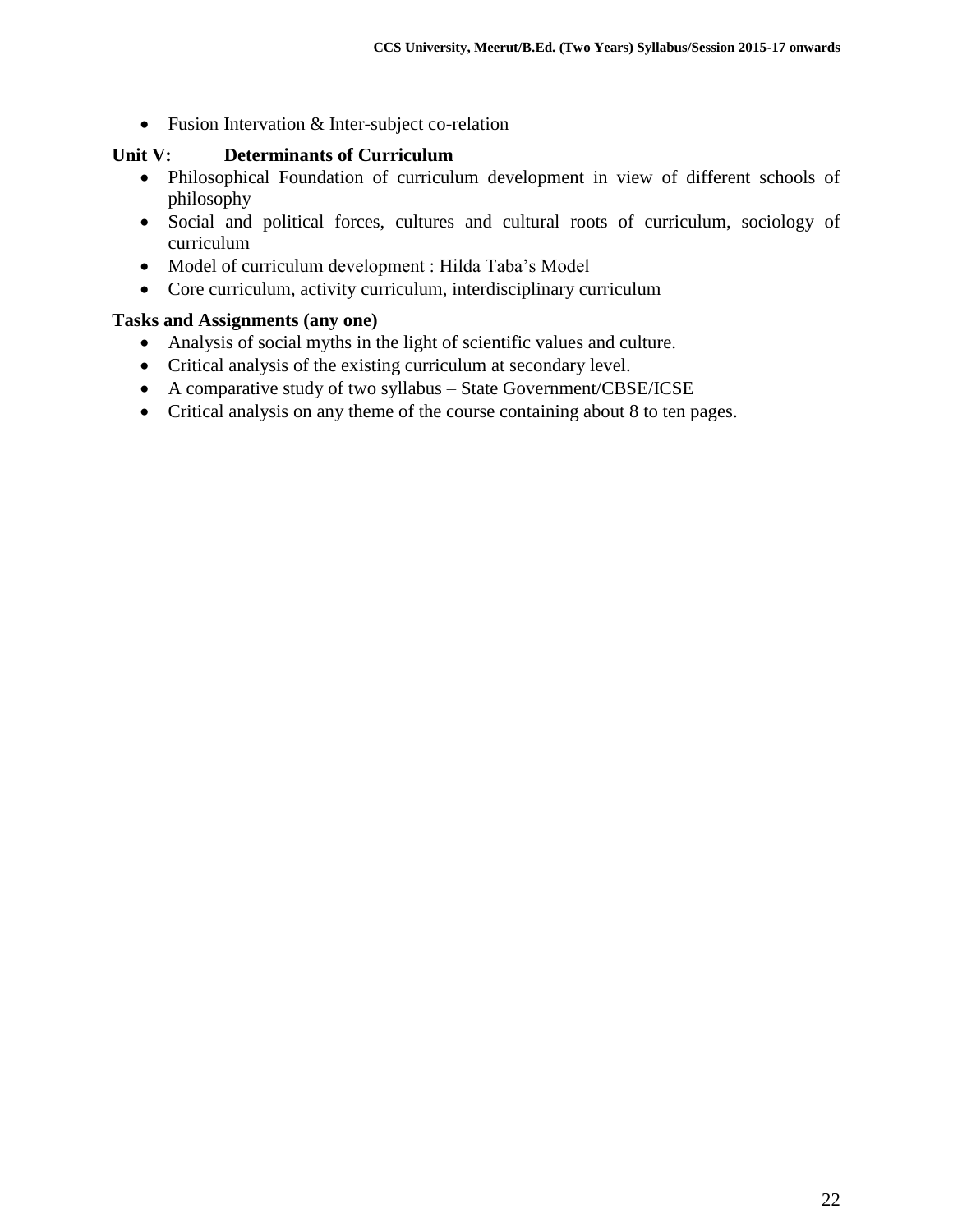- Fusion Intervation & Inter-subject co-relation

### Unit V: Determinants of Curriculum

- Philosophical Foundation of curriculum development in view of different schools of philosophy
- Social and political forces, cultures and cultural roots of curriculum, sociology of curriculum
- Model of curriculum development : Hilda Taba's Model
- Core curriculum, activity curriculum, interdisciplinary curriculum

### Tasks and Assignments (any one)

- Analysis of social myths in the light of scientific values and culture.
- Critical analysis of the existing curriculum at secondary level.
- A comparative study of two syllabus – State Government/CBSE/ICSE
- Critical analysis on any theme of the course containing about 8 to ten pages.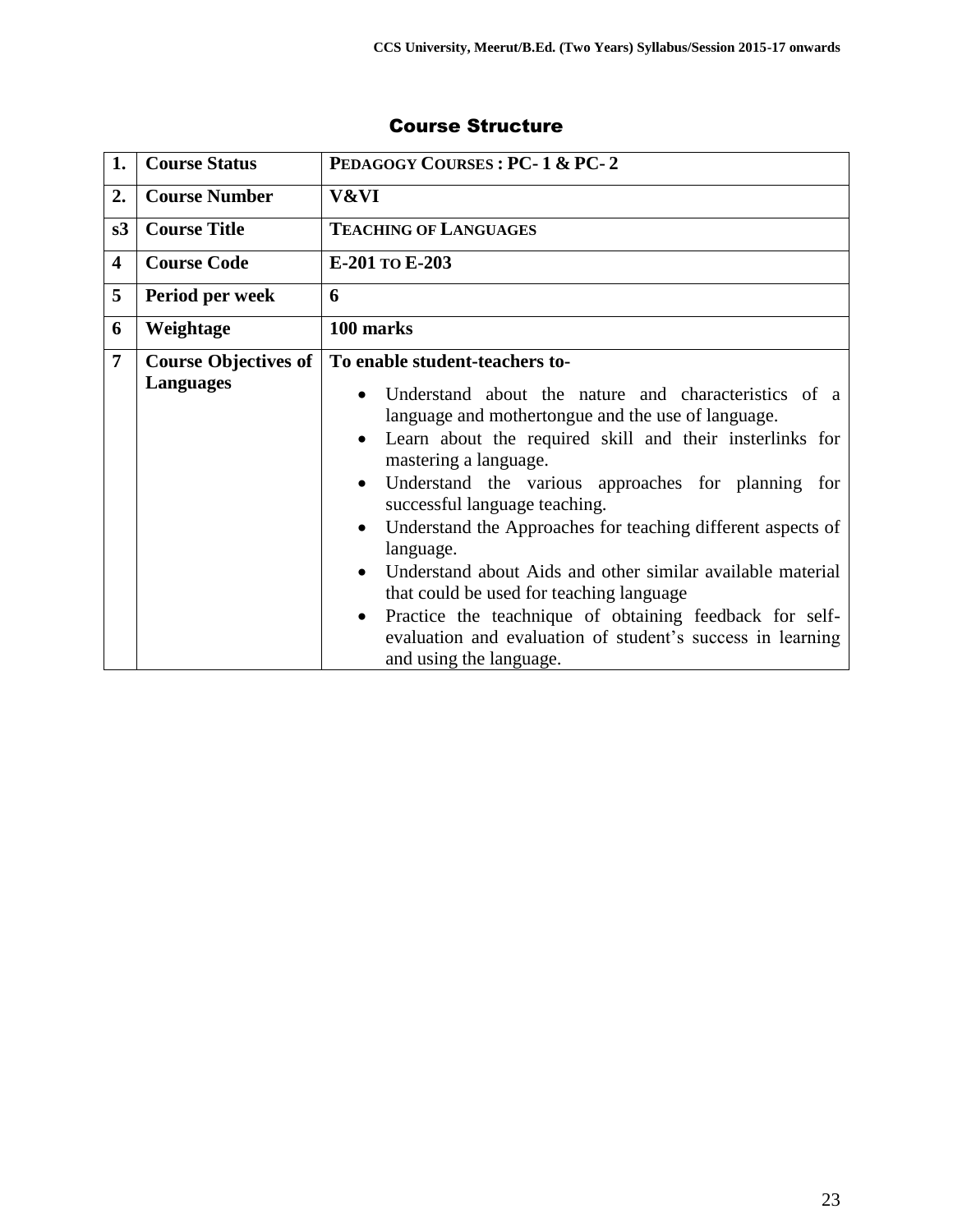## Course Structure

| 1. | Course Status | PEDAGOGY COURSES : PC- 1 & PC- 2 |
|---|---|---|
| 2. | Course Number | V&VI |
| s3 | Course Title | TEACHING OF LANGUAGES |
| 4 | Course Code | E-201 TO E-203 |
| 5 | Period per week | 6 |
| 6 | Weightage | 100 marks |
| 7 | Course Objectives of Languages | **To enable student-teachers to-** <br>• Understand about the nature and characteristics of a language and mothertongue and the use of language.<br>• Learn about the required skill and their insterlinks for mastering a language.<br>• Understand the various approaches for planning for successful language teaching.<br>• Understand the Approaches for teaching different aspects of language.<br>• Understand about Aids and other similar available material that could be used for teaching language<br>• Practice the teachnique of obtaining feedback for self-evaluation and evaluation of student's success in learning and using the language. |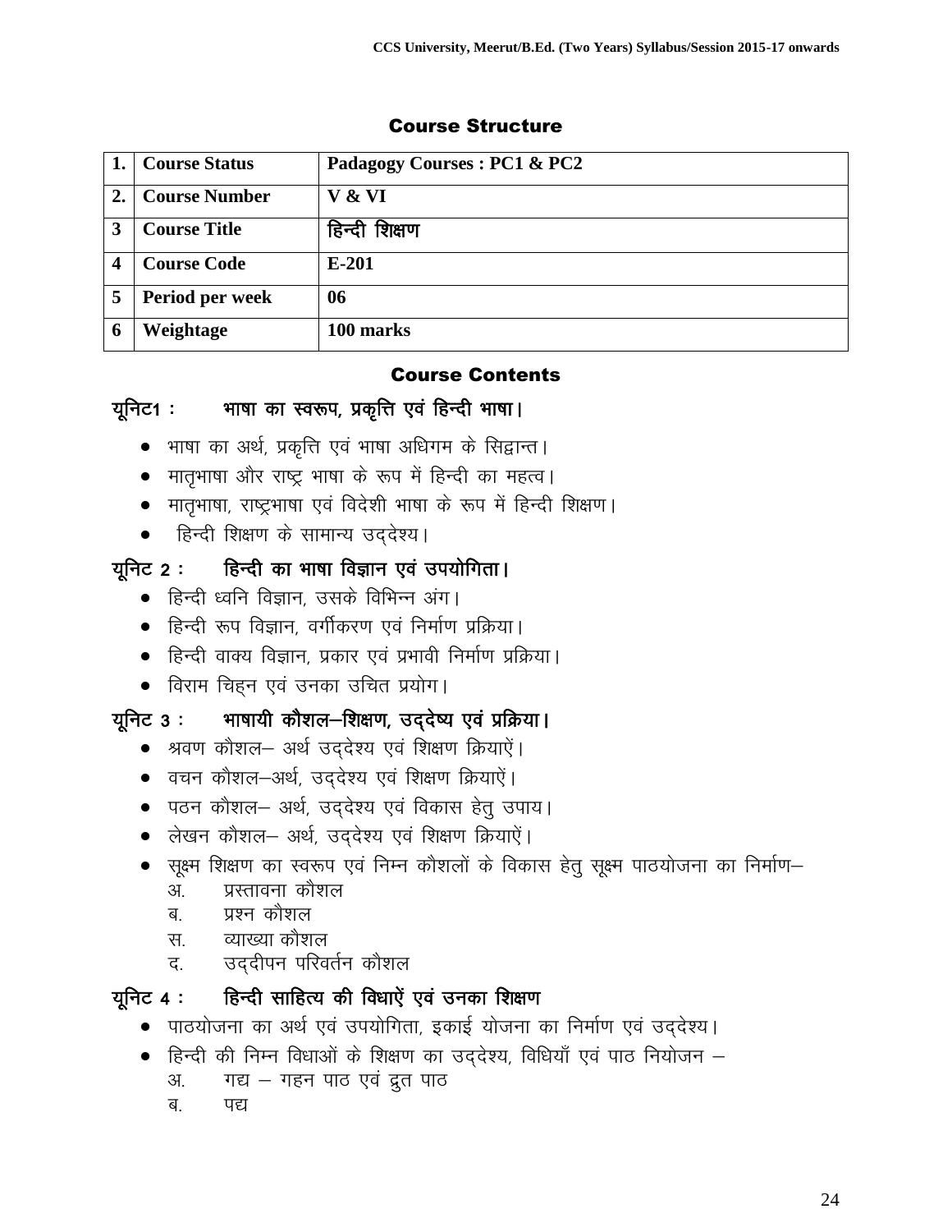## Course Structure

| 1. | Course Status | Padagogy Courses : PC1 & PC2 |
|---|---|---|
| 2. | Course Number | V & VI |
| 3 | Course Title | हिन्दी शिक्षण |
| 4 | Course Code | E-201 |
| 5 | Period per week | 06 |
| 6 | Weightage | 100 marks |

## Course Contents

### यूनिट1 : भाषा का स्वरूप, प्रकृत्ति एवं हिन्दी भाषा।

- भाषा का अर्थ, प्रकृत्ति एवं भाषा अधिगम के सिद्वान्त।
- मातृभाषा और राष्ट्र भाषा के रूप में हिन्दी का महत्व।
- मातृभाषा, राष्ट्रभाषा एवं विदेशी भाषा के रूप में हिन्दी शिक्षण।
- हिन्दी शिक्षण के सामान्य उद्देश्य।

### यूनिट 2 : हिन्दी का भाषा विज्ञान एवं उपयोगिता।

- हिन्दी ध्वनि विज्ञान, उसके विभिन्न अंग।
- हिन्दी रूप विज्ञान, वर्गीकरण एवं निर्माण प्रक्रिया।
- हिन्दी वाक्य विज्ञान, प्रकार एवं प्रभावी निर्माण प्रक्रिया।
- विराम चिह्न एवं उनका उचित प्रयोग।

### यूनिट 3 : भाषायी कौशल–शिक्षण, उद्देष्य एवं प्रक्रिया।

- श्रवण कौशल– अर्थ उद्देश्य एवं शिक्षण क्रियाऐं।
- वचन कौशल–अर्थ, उद्देश्य एवं शिक्षण क्रियाऐं।
- पठन कौशल– अर्थ, उद्देश्य एवं विकास हेतु उपाय।
- लेखन कौशल– अर्थ, उद्देश्य एवं शिक्षण क्रियाऐं।
- सूक्ष्म शिक्षण का स्वरूप एवं निम्न कौशलों के विकास हेतु सूक्ष्म पाठयोजना का निर्माण–
  - अ. प्रस्तावना कौशल
  - ब. प्रश्न कौशल
  - स. व्याख्या कौशल
  - द. उद्दीपन परिवर्तन कौशल

### यूनिट 4 : हिन्दी साहित्य की विधाऐं एवं उनका शिक्षण

- पाठयोजना का अर्थ एवं उपयोगिता, इकाई योजना का निर्माण एवं उद्देश्य।
- हिन्दी की निम्न विधाओं के शिक्षण का उद्देश्य, विधियाँ एवं पाठ नियोजन –
  - अ. गद्य – गहन पाठ एवं द्रुत पाठ
  - ब. पद्य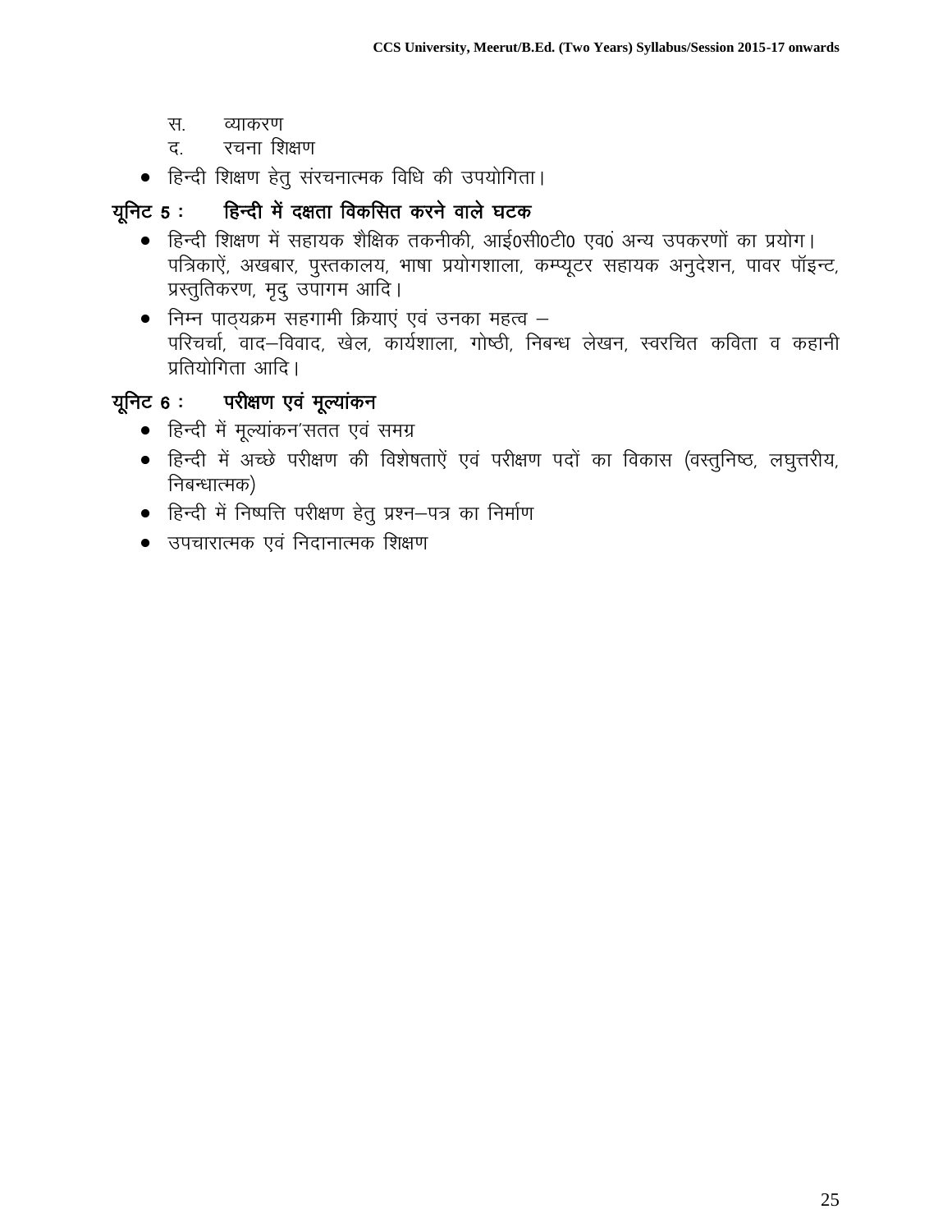स. व्याकरण

द. रचना शिक्षण

- हिन्दी शिक्षण हेतु संरचनात्मक विधि की उपयोगिता।

## यूनिट 5 : हिन्दी में दक्षता विकसित करने वाले घटक

- हिन्दी शिक्षण में सहायक शैक्षिक तकनीकी, आई0सी0टी0 एव0 अन्य उपकरणों का प्रयोग। पत्रिकाऐं, अखबार, पुस्तकालय, भाषा प्रयोगशाला, कम्प्यूटर सहायक अनुदेशन, पावर पॉइन्ट, प्रस्तुतिकरण, मृदु उपागम आदि।
- निम्न पाठ्यक्रम सहगामी क्रियाएं एवं उनका महत्व –
  परिचर्चा, वाद–विवाद, खेल, कार्यशाला, गोष्ठी, निबन्ध लेखन, स्वरचित कविता व कहानी प्रतियोगिता आदि।

## यूनिट 6 : परीक्षण एवं मूल्यांकन

- हिन्दी में मूल्यांकन'सतत एवं समग्र
- हिन्दी में अच्छे परीक्षण की विशेषताऐं एवं परीक्षण पदों का विकास (वस्तुनिष्ठ, लघुत्तरीय, निबन्धात्मक)
- हिन्दी में निष्पत्ति परीक्षण हेतु प्रश्न–पत्र का निर्माण
- उपचारात्मक एवं निदानात्मक शिक्षण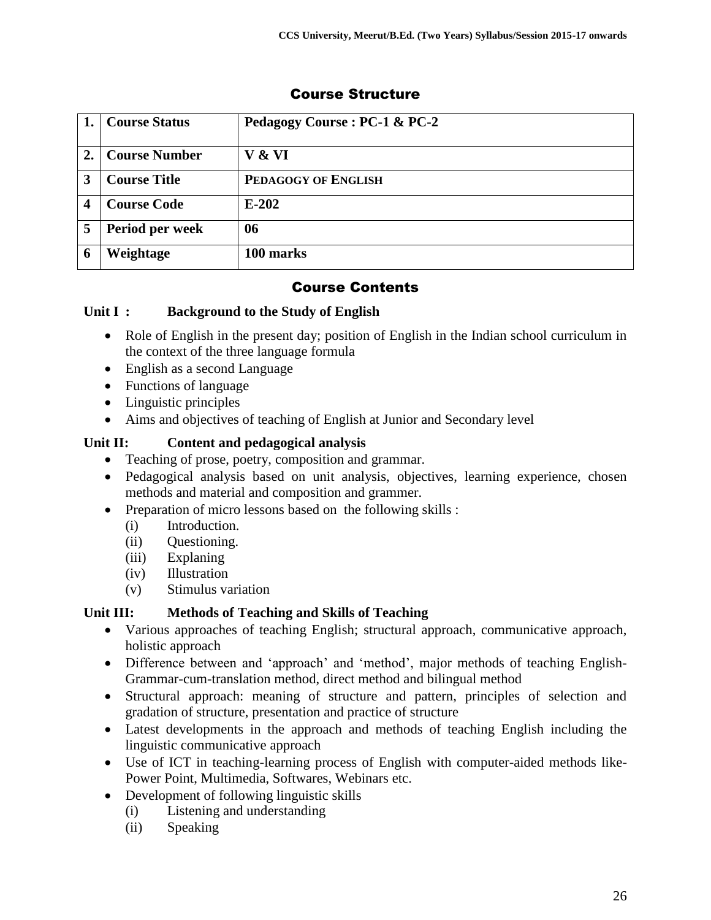## Course Structure

| 1. | Course Status | Pedagogy Course : PC-1 & PC-2 |
|---|---|---|
| 2. | Course Number | V & VI |
| 3 | Course Title | PEDAGOGY OF ENGLISH |
| 4 | Course Code | E-202 |
| 5 | Period per week | 06 |
| 6 | Weightage | 100 marks |

## Course Contents

### Unit I : Background to the Study of English

- Role of English in the present day; position of English in the Indian school curriculum in the context of the three language formula
- English as a second Language
- Functions of language
- Linguistic principles
- Aims and objectives of teaching of English at Junior and Secondary level

### Unit II: Content and pedagogical analysis

- Teaching of prose, poetry, composition and grammar.
- Pedagogical analysis based on unit analysis, objectives, learning experience, chosen methods and material and composition and grammer.
- Preparation of micro lessons based on the following skills :
  - (i) Introduction.
  - (ii) Questioning.
  - (iii) Explaning
  - (iv) Illustration
  - (v) Stimulus variation

### Unit III: Methods of Teaching and Skills of Teaching

- Various approaches of teaching English; structural approach, communicative approach, holistic approach
- Difference between and 'approach' and 'method', major methods of teaching English- Grammar-cum-translation method, direct method and bilingual method
- Structural approach: meaning of structure and pattern, principles of selection and gradation of structure, presentation and practice of structure
- Latest developments in the approach and methods of teaching English including the linguistic communicative approach
- Use of ICT in teaching-learning process of English with computer-aided methods like- Power Point, Multimedia, Softwares, Webinars etc.
- Development of following linguistic skills
  - (i) Listening and understanding
  - (ii) Speaking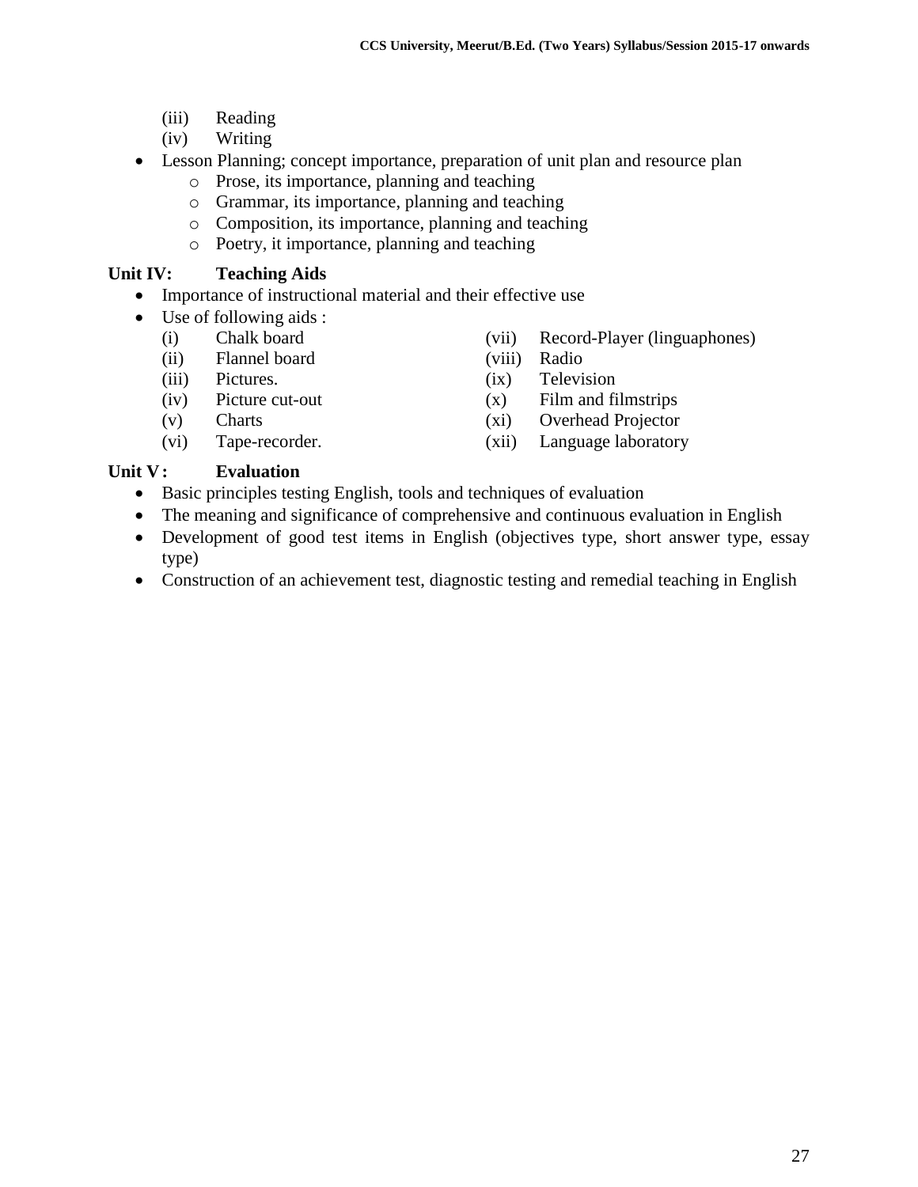(iii) Reading
(iv) Writing

- Lesson Planning; concept importance, preparation of unit plan and resource plan
  - Prose, its importance, planning and teaching
  - Grammar, its importance, planning and teaching
  - Composition, its importance, planning and teaching
  - Poetry, it importance, planning and teaching

**Unit IV: Teaching Aids**

- Importance of instructional material and their effective use
- Use of following aids :

  (i) Chalk board
  (ii) Flannel board
  (iii) Pictures.
  (iv) Picture cut-out
  (v) Charts
  (vi) Tape-recorder.
  (vii) Record-Player (linguaphones)
  (viii) Radio
  (ix) Television
  (x) Film and filmstrips
  (xi) Overhead Projector
  (xii) Language laboratory

**Unit V: Evaluation**

- Basic principles testing English, tools and techniques of evaluation
- The meaning and significance of comprehensive and continuous evaluation in English
- Development of good test items in English (objectives type, short answer type, essay type)
- Construction of an achievement test, diagnostic testing and remedial teaching in English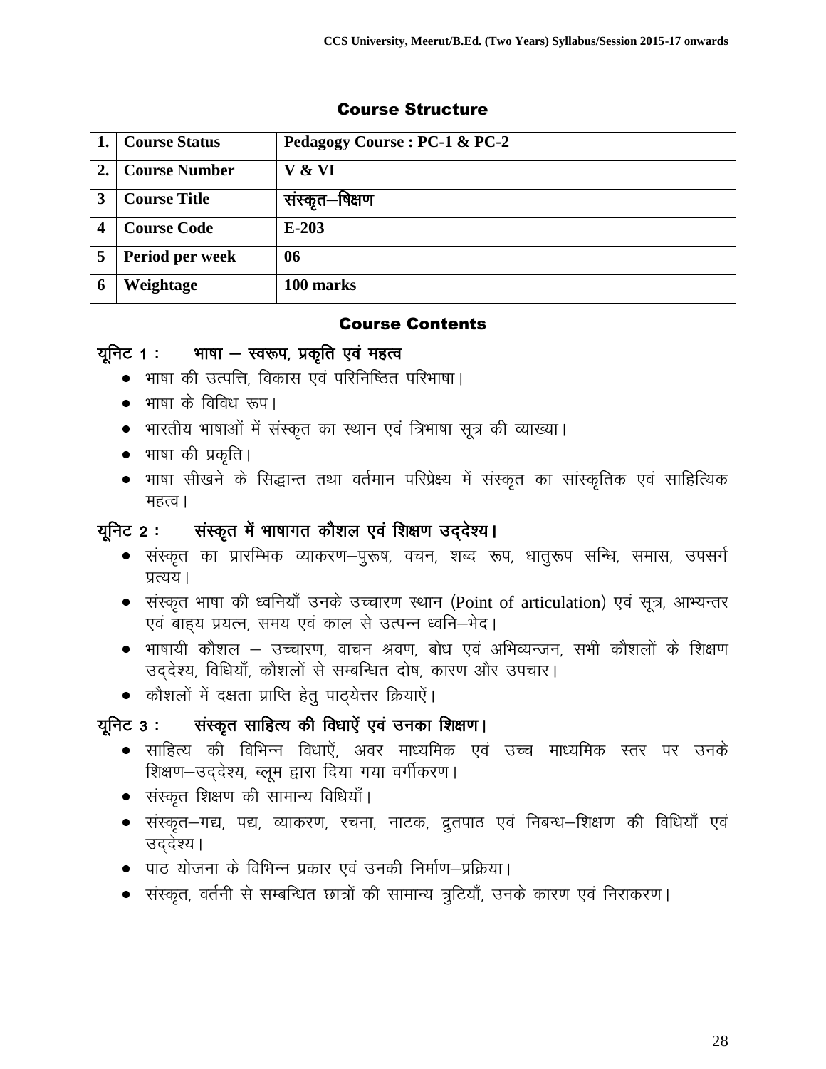## Course Structure

| 1. | Course Status | Pedagogy Course : PC-1 & PC-2 |
|---|---|---|
| 2. | Course Number | V & VI |
| 3 | Course Title | संस्कृत–षिक्षण |
| 4 | Course Code | E-203 |
| 5 | Period per week | 06 |
| 6 | Weightage | 100 marks |

## Course Contents

### यूनिट 1 : भाषा – स्वरूप, प्रकृति एवं महत्व

- भाषा की उत्पत्ति, विकास एवं परिनिष्ठित परिभाषा।
- भाषा के विविध रूप।
- भारतीय भाषाओं में संस्कृत का स्थान एवं त्रिभाषा सूत्र की व्याख्या।
- भाषा की प्रकृति।
- भाषा सीखने के सिद्धान्त तथा वर्तमान परिप्रेक्ष्य में संस्कृत का सांस्कृतिक एवं साहित्यिक महत्व।

### यूनिट 2 : संस्कृत में भाषागत कौशल एवं शिक्षण उद्देश्य।

- संस्कृत का प्रारम्भिक व्याकरण–पुरूष, वचन, शब्द रूप, धातुरूप सन्धि, समास, उपसर्ग प्रत्यय।
- संस्कृत भाषा की ध्वनियाँ उनके उच्चारण स्थान (Point of articulation) एवं सूत्र, आभ्यन्तर एवं बाह्य प्रयत्न, समय एवं काल से उत्पन्न ध्वनि–भेद।
- भाषायी कौशल – उच्चारण, वाचन श्रवण, बोध एवं अभिव्यन्जन, सभी कौशलों के शिक्षण उद्देश्य, विधियाँ, कौशलों से सम्बन्धित दोष, कारण और उपचार।
- कौशलों में दक्षता प्राप्ति हेतु पाठ्येत्तर क्रियाऐं।

### यूनिट 3 : संस्कृत साहित्य की विधाऐं एवं उनका शिक्षण।

- साहित्य की विभिन्न विधाऐं, अवर माध्यमिक एवं उच्च माध्यमिक स्तर पर उनके शिक्षण–उद्देश्य, ब्लूम द्वारा दिया गया वर्गीकरण।
- संस्कृत शिक्षण की सामान्य विधियाँ।
- संस्कृत–गद्य, पद्य, व्याकरण, रचना, नाटक, द्रुतपाठ एवं निबन्ध–शिक्षण की विधियाँ एवं उद्देश्य।
- पाठ योजना के विभिन्न प्रकार एवं उनकी निर्माण–प्रक्रिया।
- संस्कृत, वर्तनी से सम्बन्धित छात्रों की सामान्य त्रुटियाँ, उनके कारण एवं निराकरण।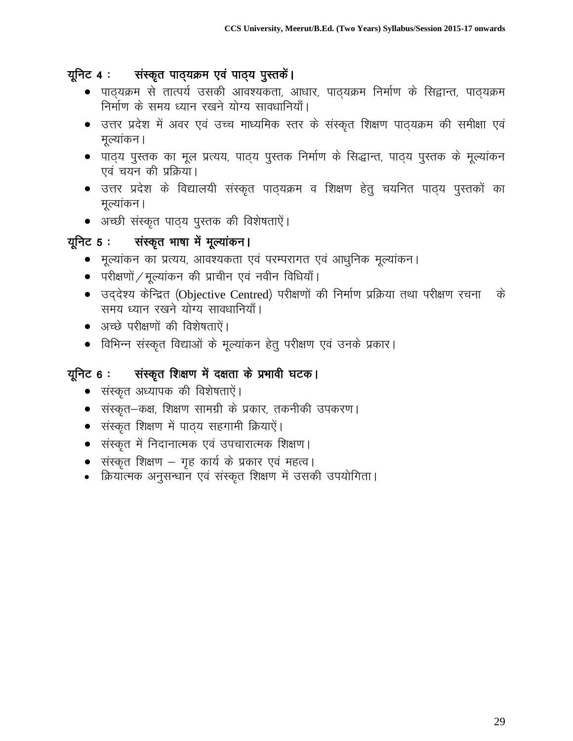## यूनिट 4 : संस्कृत पाठ्यक्रम एवं पाठ्य पुस्तकें।

- पाठ्यक्रम से तात्पर्य उसकी आवश्यकता, आधार, पाठ्यक्रम निर्माण के सिद्वान्त, पाठ्यक्रम निर्माण के समय ध्यान रखने योग्य सावधानियाँ।
- उत्तर प्रदेश में अवर एवं उच्च माध्यमिक स्तर के संस्कृत शिक्षण पाठ्यक्रम की समीक्षा एवं मूल्यांकन।
- पाठ्य पुस्तक का मूल प्रत्यय, पाठ्य पुस्तक निर्माण के सिद्धान्त, पाठ्य पुस्तक के मूल्यांकन एवं चयन की प्रक्रिया।
- उत्तर प्रदेश के विद्यालयी संस्कृत पाठ्यक्रम व शिक्षण हेतु चयनित पाठ्य पुस्तकों का मूल्यांकन।
- अच्छी संस्कृत पाठ्य पुस्तक की विशेषताऐं।

## यूनिट 5 : संस्कृत भाषा में मूल्यांकन।

- मूल्यांकन का प्रत्यय, आवश्यकता एवं परम्परागत एवं आधुनिक मूल्यांकन।
- परीक्षणों/मूल्यांकन की प्राचीन एवं नवीन विधियाँ।
- उद्देश्य केन्द्रित (Objective Centred) परीक्षणों की निर्माण प्रक्रिया तथा परीक्षण रचना के समय ध्यान रखने योग्य सावधानियाँ।
- अच्छे परीक्षणों की विशेषताऐं।
- विभिन्न संस्कृत विद्याओं के मूल्यांकन हेतु परीक्षण एवं उनके प्रकार।

## यूनिट 6 : संस्कृत शिक्षण में दक्षता के प्रभावी घटक।

- संस्कृत अध्यापक की विशेषताऐं।
- संस्कृत–कक्ष, शिक्षण सामग्री के प्रकार, तकनीकी उपकरण।
- संस्कृत शिक्षण में पाठ्य सहगामी क्रियाऐं।
- संस्कृत में निदानात्मक एवं उपचारात्मक शिक्षण।
- संस्कृत शिक्षण – गृह कार्य के प्रकार एवं महत्व।
- क्रियात्मक अनुसन्धान एवं संस्कृत शिक्षण में उसकी उपयोगिता।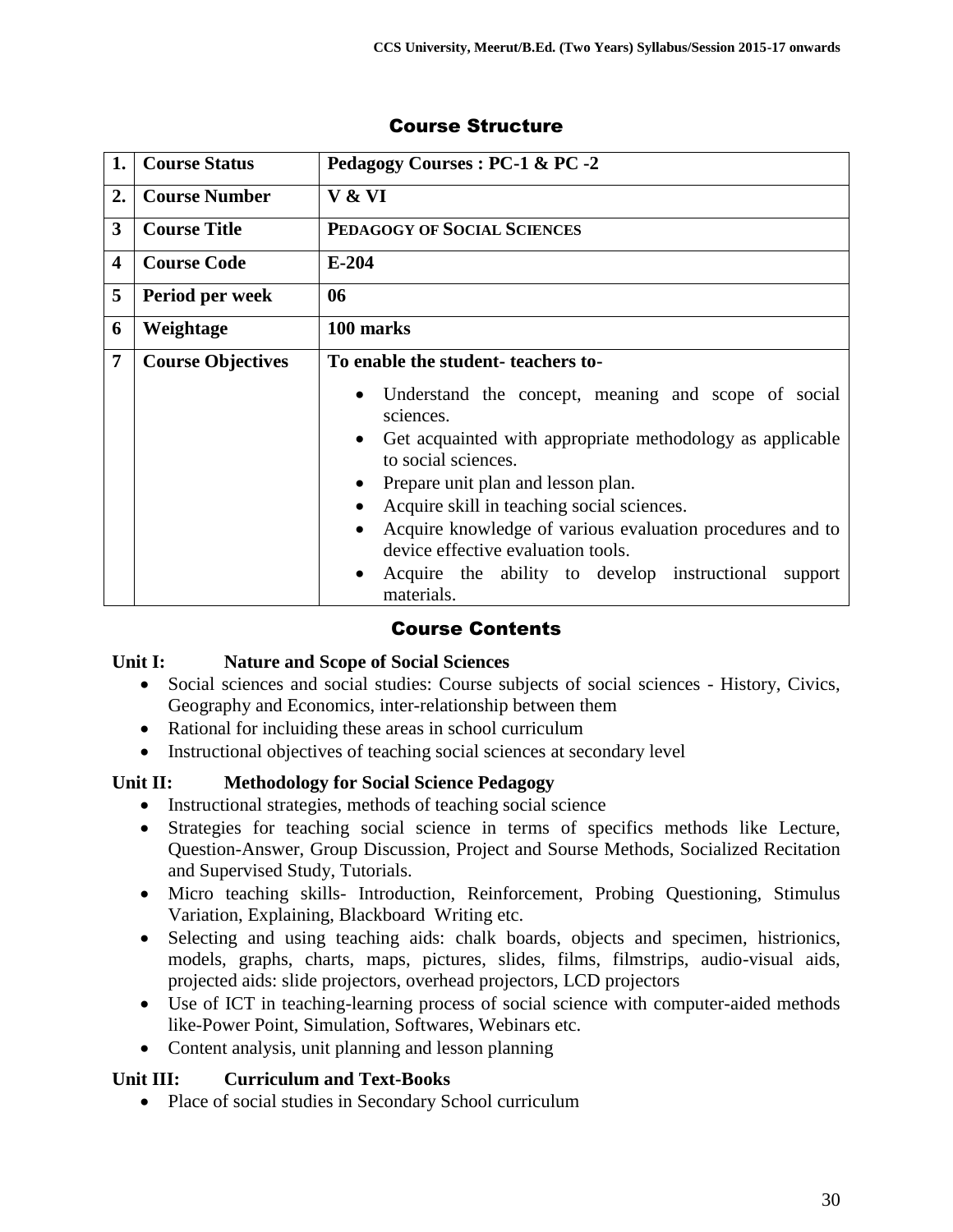## Course Structure

| 1. | Course Status | Pedagogy Courses : PC-1 & PC -2 |
|---|---|---|
| 2. | Course Number | V & VI |
| 3 | Course Title | PEDAGOGY OF SOCIAL SCIENCES |
| 4 | Course Code | E-204 |
| 5 | Period per week | 06 |
| 6 | Weightage | 100 marks |
| 7 | Course Objectives | To enable the student- teachers to-<br>• Understand the concept, meaning and scope of social sciences.<br>• Get acquainted with appropriate methodology as applicable to social sciences.<br>• Prepare unit plan and lesson plan.<br>• Acquire skill in teaching social sciences.<br>• Acquire knowledge of various evaluation procedures and to device effective evaluation tools.<br>• Acquire the ability to develop instructional support materials. |

## Course Contents

**Unit I: Nature and Scope of Social Sciences**

- Social sciences and social studies: Course subjects of social sciences - History, Civics, Geography and Economics, inter-relationship between them
- Rational for incluiding these areas in school curriculum
- Instructional objectives of teaching social sciences at secondary level

**Unit II: Methodology for Social Science Pedagogy**

- Instructional strategies, methods of teaching social science
- Strategies for teaching social science in terms of specifics methods like Lecture, Question-Answer, Group Discussion, Project and Sourse Methods, Socialized Recitation and Supervised Study, Tutorials.
- Micro teaching skills- Introduction, Reinforcement, Probing Questioning, Stimulus Variation, Explaining, Blackboard Writing etc.
- Selecting and using teaching aids: chalk boards, objects and specimen, histrionics, models, graphs, charts, maps, pictures, slides, films, filmstrips, audio-visual aids, projected aids: slide projectors, overhead projectors, LCD projectors
- Use of ICT in teaching-learning process of social science with computer-aided methods like-Power Point, Simulation, Softwares, Webinars etc.
- Content analysis, unit planning and lesson planning

**Unit III: Curriculum and Text-Books**

- Place of social studies in Secondary School curriculum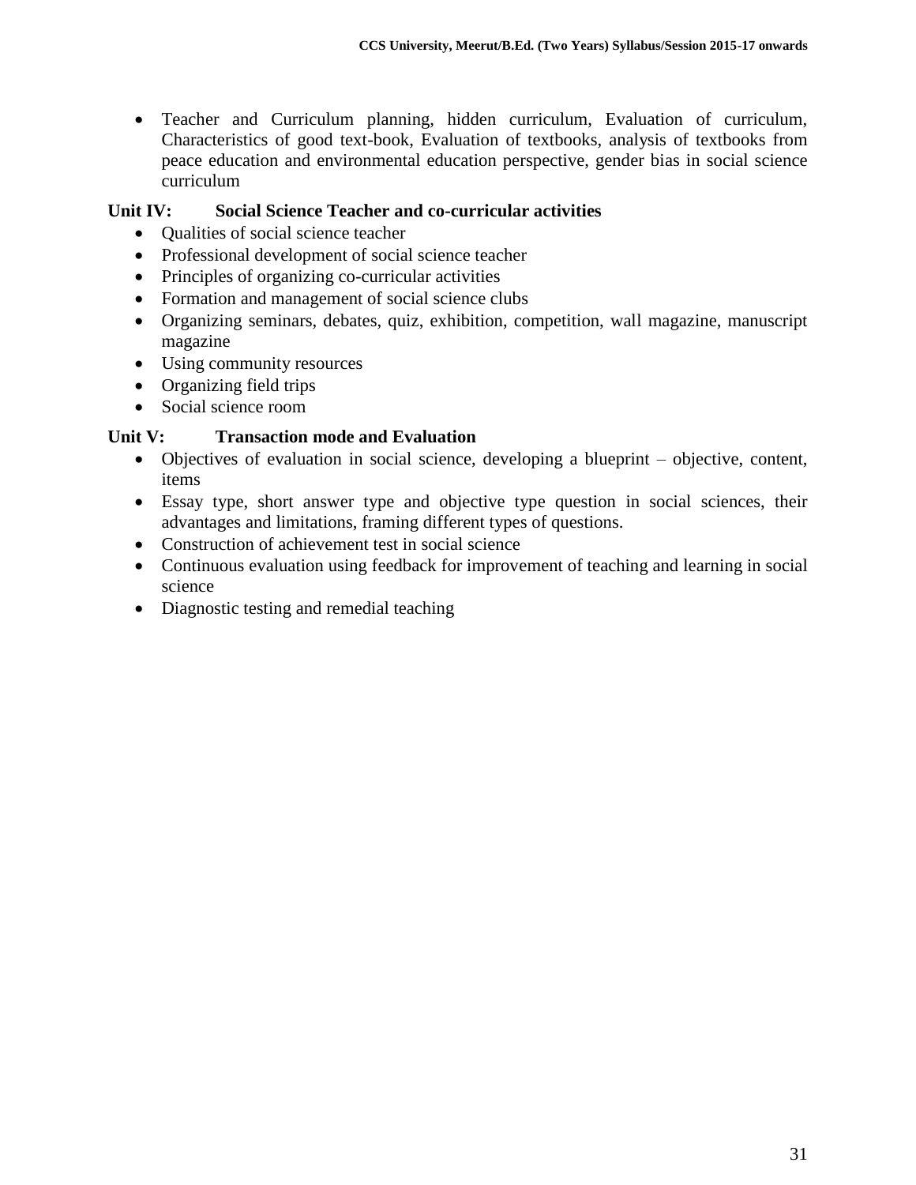- Teacher and Curriculum planning, hidden curriculum, Evaluation of curriculum, Characteristics of good text-book, Evaluation of textbooks, analysis of textbooks from peace education and environmental education perspective, gender bias in social science curriculum

**Unit IV: Social Science Teacher and co-curricular activities**

- Qualities of social science teacher
- Professional development of social science teacher
- Principles of organizing co-curricular activities
- Formation and management of social science clubs
- Organizing seminars, debates, quiz, exhibition, competition, wall magazine, manuscript magazine
- Using community resources
- Organizing field trips
- Social science room

**Unit V: Transaction mode and Evaluation**

- Objectives of evaluation in social science, developing a blueprint – objective, content, items
- Essay type, short answer type and objective type question in social sciences, their advantages and limitations, framing different types of questions.
- Construction of achievement test in social science
- Continuous evaluation using feedback for improvement of teaching and learning in social science
- Diagnostic testing and remedial teaching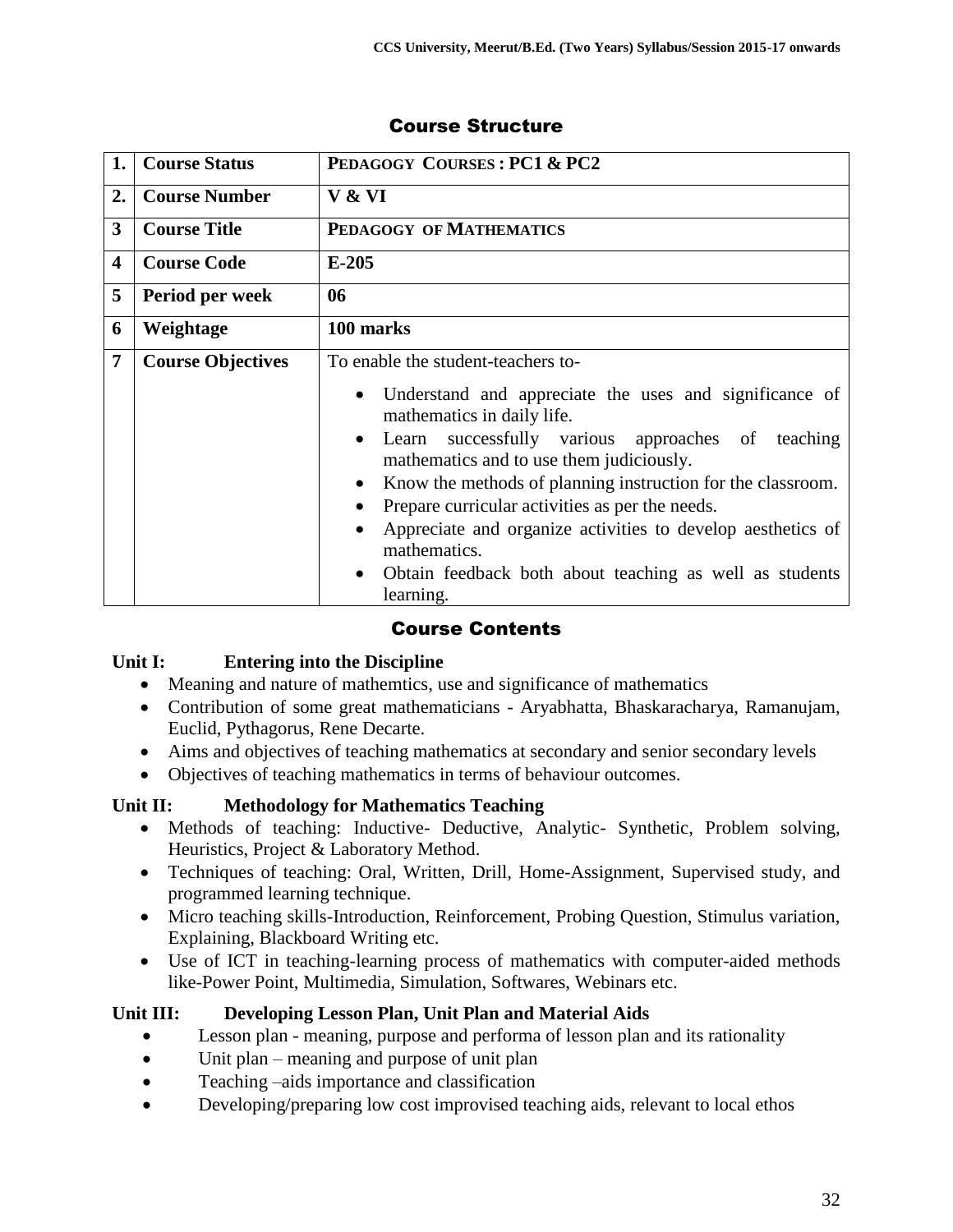## Course Structure

| 1. | Course Status | PEDAGOGY COURSES : PC1 & PC2 |
|---|---|---|
| 2. | Course Number | V & VI |
| 3 | Course Title | PEDAGOGY OF MATHEMATICS |
| 4 | Course Code | E-205 |
| 5 | Period per week | 06 |
| 6 | Weightage | 100 marks |
| 7 | Course Objectives | To enable the student-teachers to-<br>• Understand and appreciate the uses and significance of mathematics in daily life.<br>• Learn successfully various approaches of teaching mathematics and to use them judiciously.<br>• Know the methods of planning instruction for the classroom.<br>• Prepare curricular activities as per the needs.<br>• Appreciate and organize activities to develop aesthetics of mathematics.<br>• Obtain feedback both about teaching as well as students learning. |

## Course Contents

### Unit I: Entering into the Discipline

- Meaning and nature of mathemtics, use and significance of mathematics
- Contribution of some great mathematicians - Aryabhatta, Bhaskaracharya, Ramanujam, Euclid, Pythagorus, Rene Decarte.
- Aims and objectives of teaching mathematics at secondary and senior secondary levels
- Objectives of teaching mathematics in terms of behaviour outcomes.

### Unit II: Methodology for Mathematics Teaching

- Methods of teaching: Inductive- Deductive, Analytic- Synthetic, Problem solving, Heuristics, Project & Laboratory Method.
- Techniques of teaching: Oral, Written, Drill, Home-Assignment, Supervised study, and programmed learning technique.
- Micro teaching skills-Introduction, Reinforcement, Probing Question, Stimulus variation, Explaining, Blackboard Writing etc.
- Use of ICT in teaching-learning process of mathematics with computer-aided methods like-Power Point, Multimedia, Simulation, Softwares, Webinars etc.

### Unit III: Developing Lesson Plan, Unit Plan and Material Aids

- Lesson plan - meaning, purpose and performa of lesson plan and its rationality
- Unit plan – meaning and purpose of unit plan
- Teaching –aids importance and classification
- Developing/preparing low cost improvised teaching aids, relevant to local ethos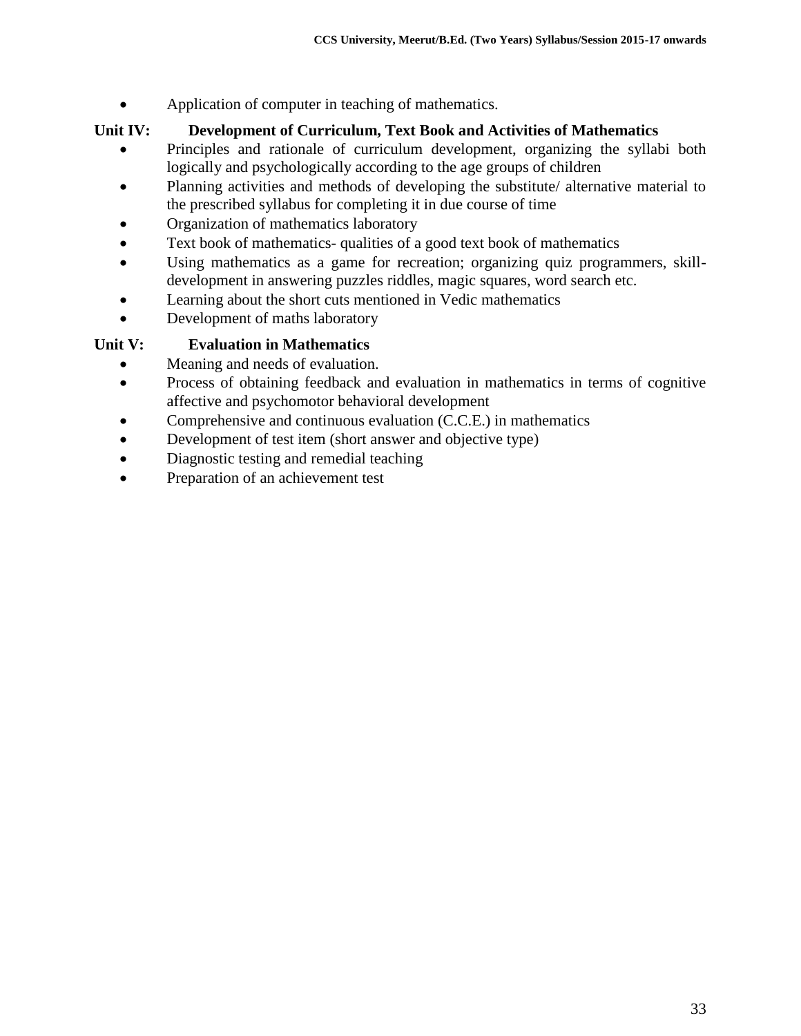- Application of computer in teaching of mathematics.

**Unit IV: Development of Curriculum, Text Book and Activities of Mathematics**

- Principles and rationale of curriculum development, organizing the syllabi both logically and psychologically according to the age groups of children
- Planning activities and methods of developing the substitute/ alternative material to the prescribed syllabus for completing it in due course of time
- Organization of mathematics laboratory
- Text book of mathematics- qualities of a good text book of mathematics
- Using mathematics as a game for recreation; organizing quiz programmers, skill-development in answering puzzles riddles, magic squares, word search etc.
- Learning about the short cuts mentioned in Vedic mathematics
- Development of maths laboratory

**Unit V: Evaluation in Mathematics**

- Meaning and needs of evaluation.
- Process of obtaining feedback and evaluation in mathematics in terms of cognitive affective and psychomotor behavioral development
- Comprehensive and continuous evaluation (C.C.E.) in mathematics
- Development of test item (short answer and objective type)
- Diagnostic testing and remedial teaching
- Preparation of an achievement test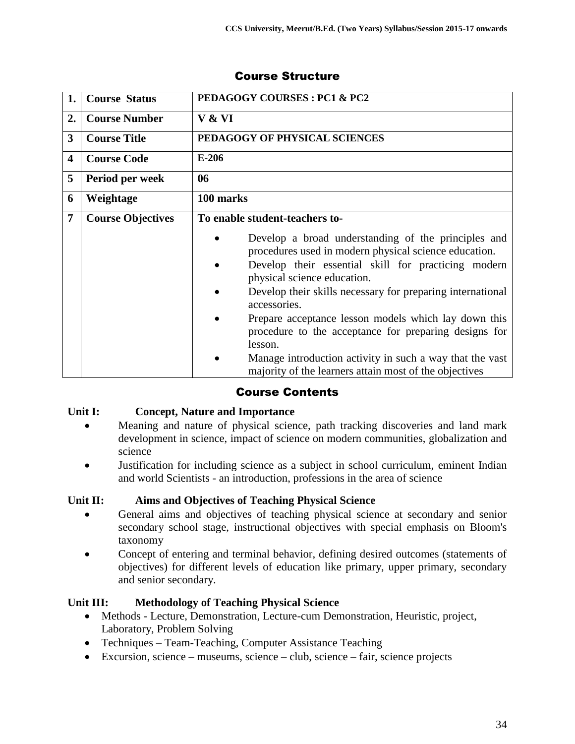## Course Structure

| 1. | Course Status | PEDAGOGY COURSES : PC1 & PC2 |
|---|---|---|
| 2. | Course Number | V & VI |
| 3 | Course Title | PEDAGOGY OF PHYSICAL SCIENCES |
| 4 | Course Code | E-206 |
| 5 | Period per week | 06 |
| 6 | Weightage | 100 marks |
| 7 | Course Objectives | To enable student-teachers to- <br> • Develop a broad understanding of the principles and procedures used in modern physical science education. <br> • Develop their essential skill for practicing modern physical science education. <br> • Develop their skills necessary for preparing international accessories. <br> • Prepare acceptance lesson models which lay down this procedure to the acceptance for preparing designs for lesson. <br> • Manage introduction activity in such a way that the vast majority of the learners attain most of the objectives |

## Course Contents

**Unit I: Concept, Nature and Importance**

- Meaning and nature of physical science, path tracking discoveries and land mark development in science, impact of science on modern communities, globalization and science
- Justification for including science as a subject in school curriculum, eminent Indian and world Scientists - an introduction, professions in the area of science

**Unit II: Aims and Objectives of Teaching Physical Science**

- General aims and objectives of teaching physical science at secondary and senior secondary school stage, instructional objectives with special emphasis on Bloom's taxonomy
- Concept of entering and terminal behavior, defining desired outcomes (statements of objectives) for different levels of education like primary, upper primary, secondary and senior secondary.

**Unit III: Methodology of Teaching Physical Science**

- Methods - Lecture, Demonstration, Lecture-cum Demonstration, Heuristic, project, Laboratory, Problem Solving
- Techniques – Team-Teaching, Computer Assistance Teaching
- Excursion, science – museums, science – club, science – fair, science projects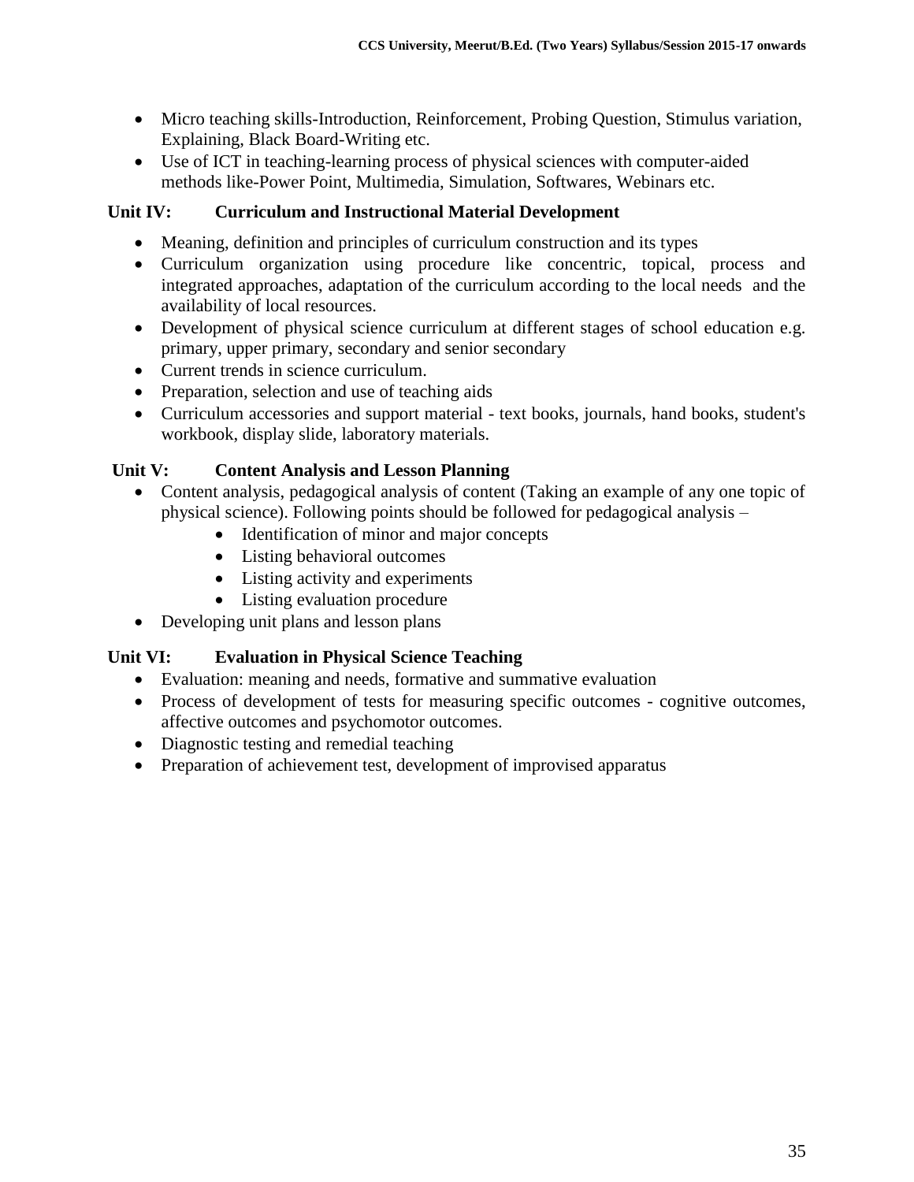- Micro teaching skills-Introduction, Reinforcement, Probing Question, Stimulus variation, Explaining, Black Board-Writing etc.
- Use of ICT in teaching-learning process of physical sciences with computer-aided methods like-Power Point, Multimedia, Simulation, Softwares, Webinars etc.

**Unit IV: Curriculum and Instructional Material Development**

- Meaning, definition and principles of curriculum construction and its types
- Curriculum organization using procedure like concentric, topical, process and integrated approaches, adaptation of the curriculum according to the local needs and the availability of local resources.
- Development of physical science curriculum at different stages of school education e.g. primary, upper primary, secondary and senior secondary
- Current trends in science curriculum.
- Preparation, selection and use of teaching aids
- Curriculum accessories and support material - text books, journals, hand books, student's workbook, display slide, laboratory materials.

**Unit V: Content Analysis and Lesson Planning**

- Content analysis, pedagogical analysis of content (Taking an example of any one topic of physical science). Following points should be followed for pedagogical analysis –
    - Identification of minor and major concepts
    - Listing behavioral outcomes
    - Listing activity and experiments
    - Listing evaluation procedure
- Developing unit plans and lesson plans

**Unit VI: Evaluation in Physical Science Teaching**

- Evaluation: meaning and needs, formative and summative evaluation
- Process of development of tests for measuring specific outcomes - cognitive outcomes, affective outcomes and psychomotor outcomes.
- Diagnostic testing and remedial teaching
- Preparation of achievement test, development of improvised apparatus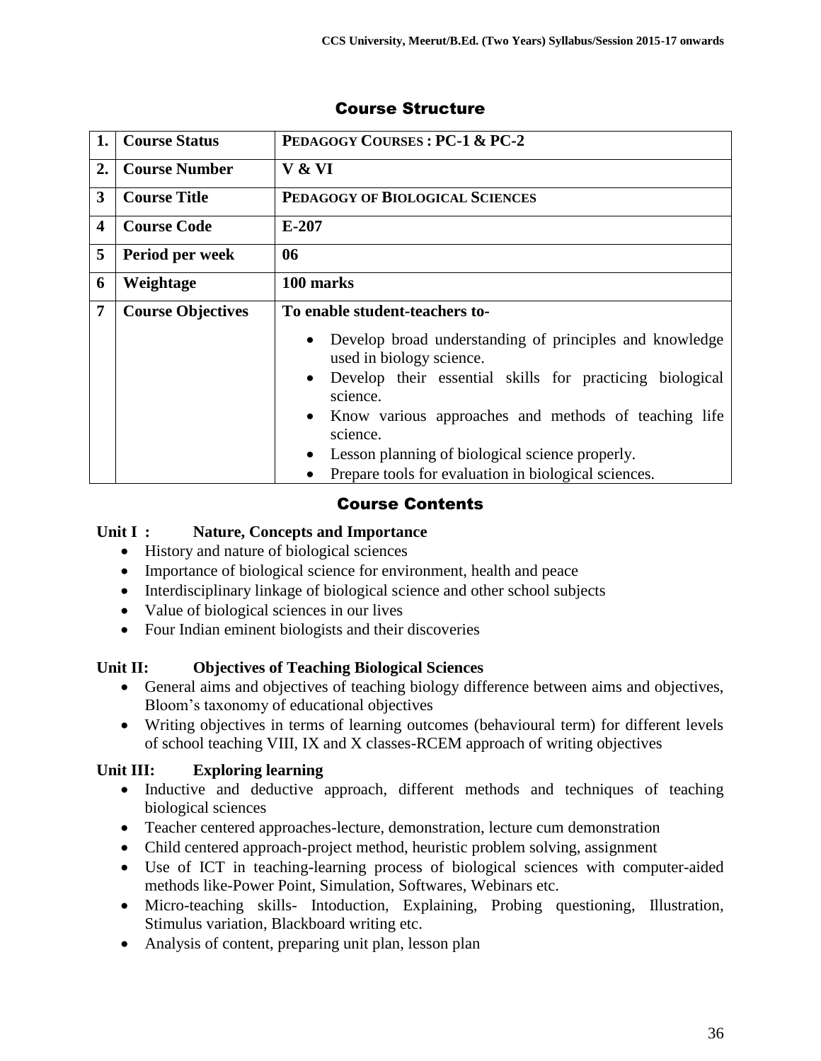## Course Structure

| 1. | Course Status | PEDAGOGY COURSES : PC-1 & PC-2 |
|---|---|---|
| 2. | Course Number | V & VI |
| 3 | Course Title | PEDAGOGY OF BIOLOGICAL SCIENCES |
| 4 | Course Code | E-207 |
| 5 | Period per week | 06 |
| 6 | Weightage | 100 marks |
| 7 | Course Objectives | To enable student-teachers to-<br>• Develop broad understanding of principles and knowledge used in biology science.<br>• Develop their essential skills for practicing biological science.<br>• Know various approaches and methods of teaching life science.<br>• Lesson planning of biological science properly.<br>• Prepare tools for evaluation in biological sciences. |

## Course Contents

**Unit I : Nature, Concepts and Importance**

- History and nature of biological sciences
- Importance of biological science for environment, health and peace
- Interdisciplinary linkage of biological science and other school subjects
- Value of biological sciences in our lives
- Four Indian eminent biologists and their discoveries

**Unit II: Objectives of Teaching Biological Sciences**

- General aims and objectives of teaching biology difference between aims and objectives, Bloom's taxonomy of educational objectives
- Writing objectives in terms of learning outcomes (behavioural term) for different levels of school teaching VIII, IX and X classes-RCEM approach of writing objectives

**Unit III: Exploring learning**

- Inductive and deductive approach, different methods and techniques of teaching biological sciences
- Teacher centered approaches-lecture, demonstration, lecture cum demonstration
- Child centered approach-project method, heuristic problem solving, assignment
- Use of ICT in teaching-learning process of biological sciences with computer-aided methods like-Power Point, Simulation, Softwares, Webinars etc.
- Micro-teaching skills- Intoduction, Explaining, Probing questioning, Illustration, Stimulus variation, Blackboard writing etc.
- Analysis of content, preparing unit plan, lesson plan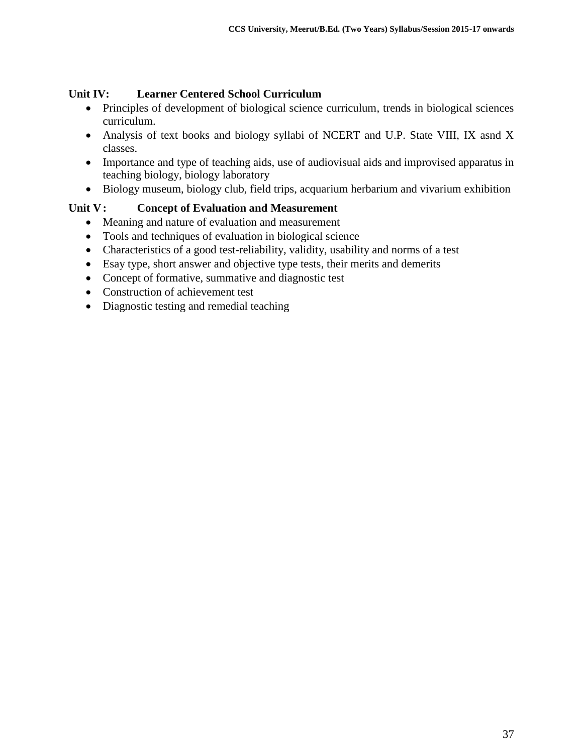**Unit IV: Learner Centered School Curriculum**

- Principles of development of biological science curriculum, trends in biological sciences curriculum.
- Analysis of text books and biology syllabi of NCERT and U.P. State VIII, IX asnd X classes.
- Importance and type of teaching aids, use of audiovisual aids and improvised apparatus in teaching biology, biology laboratory
- Biology museum, biology club, field trips, acquarium herbarium and vivarium exhibition

**Unit V: Concept of Evaluation and Measurement**

- Meaning and nature of evaluation and measurement
- Tools and techniques of evaluation in biological science
- Characteristics of a good test-reliability, validity, usability and norms of a test
- Esay type, short answer and objective type tests, their merits and demerits
- Concept of formative, summative and diagnostic test
- Construction of achievement test
- Diagnostic testing and remedial teaching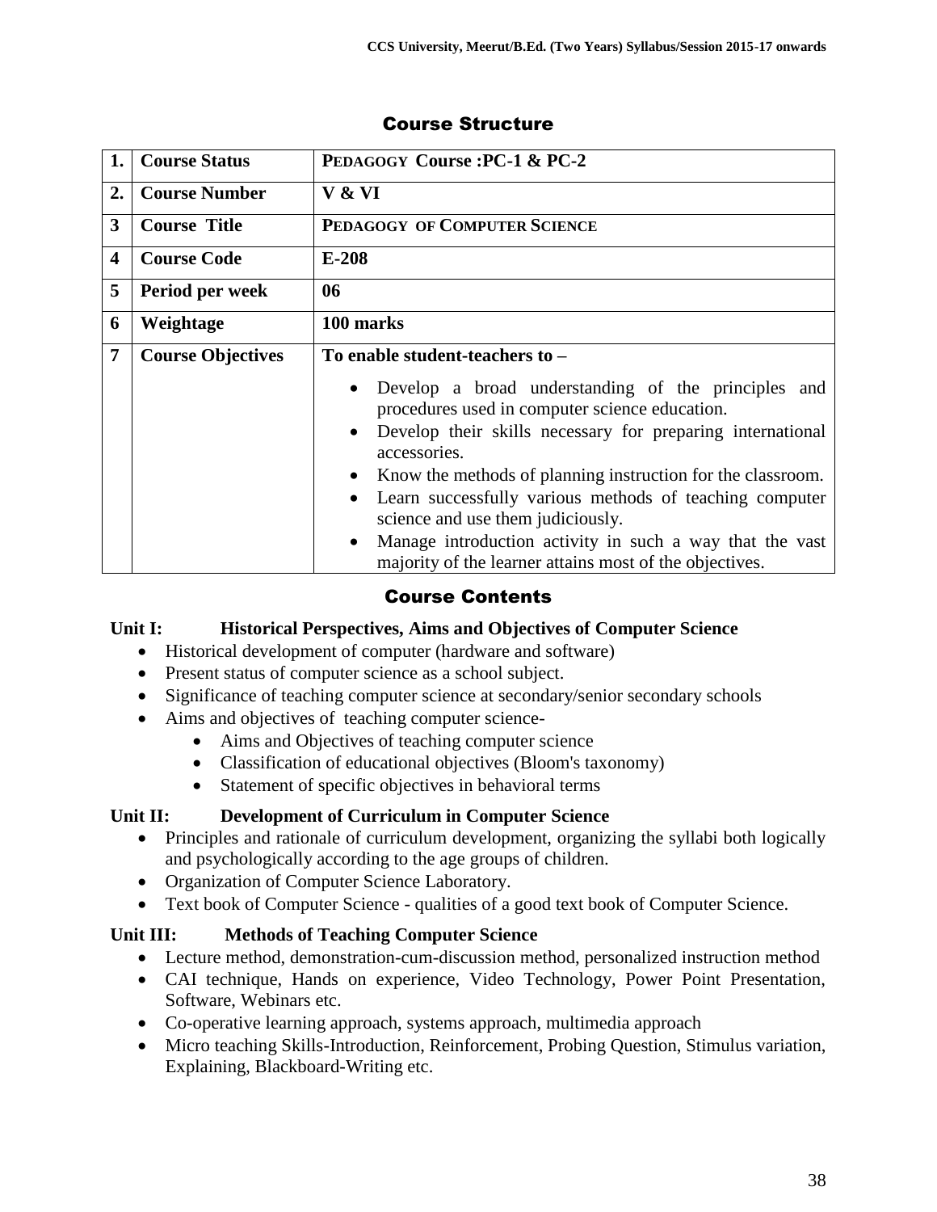## Course Structure

| 1. | Course Status | PEDAGOGY Course :PC-1 & PC-2 |
|---|---|---|
| 2. | Course Number | V & VI |
| 3 | Course Title | PEDAGOGY OF COMPUTER SCIENCE |
| 4 | Course Code | E-208 |
| 5 | Period per week | 06 |
| 6 | Weightage | 100 marks |
| 7 | Course Objectives | To enable student-teachers to – <br>• Develop a broad understanding of the principles and procedures used in computer science education.<br>• Develop their skills necessary for preparing international accessories.<br>• Know the methods of planning instruction for the classroom.<br>• Learn successfully various methods of teaching computer science and use them judiciously.<br>• Manage introduction activity in such a way that the vast majority of the learner attains most of the objectives. |

## Course Contents

**Unit I: Historical Perspectives, Aims and Objectives of Computer Science**

- Historical development of computer (hardware and software)
- Present status of computer science as a school subject.
- Significance of teaching computer science at secondary/senior secondary schools
- Aims and objectives of teaching computer science-
    - Aims and Objectives of teaching computer science
    - Classification of educational objectives (Bloom's taxonomy)
    - Statement of specific objectives in behavioral terms

**Unit II: Development of Curriculum in Computer Science**

- Principles and rationale of curriculum development, organizing the syllabi both logically and psychologically according to the age groups of children.
- Organization of Computer Science Laboratory.
- Text book of Computer Science - qualities of a good text book of Computer Science.

**Unit III: Methods of Teaching Computer Science**

- Lecture method, demonstration-cum-discussion method, personalized instruction method
- CAI technique, Hands on experience, Video Technology, Power Point Presentation, Software, Webinars etc.
- Co-operative learning approach, systems approach, multimedia approach
- Micro teaching Skills-Introduction, Reinforcement, Probing Question, Stimulus variation, Explaining, Blackboard-Writing etc.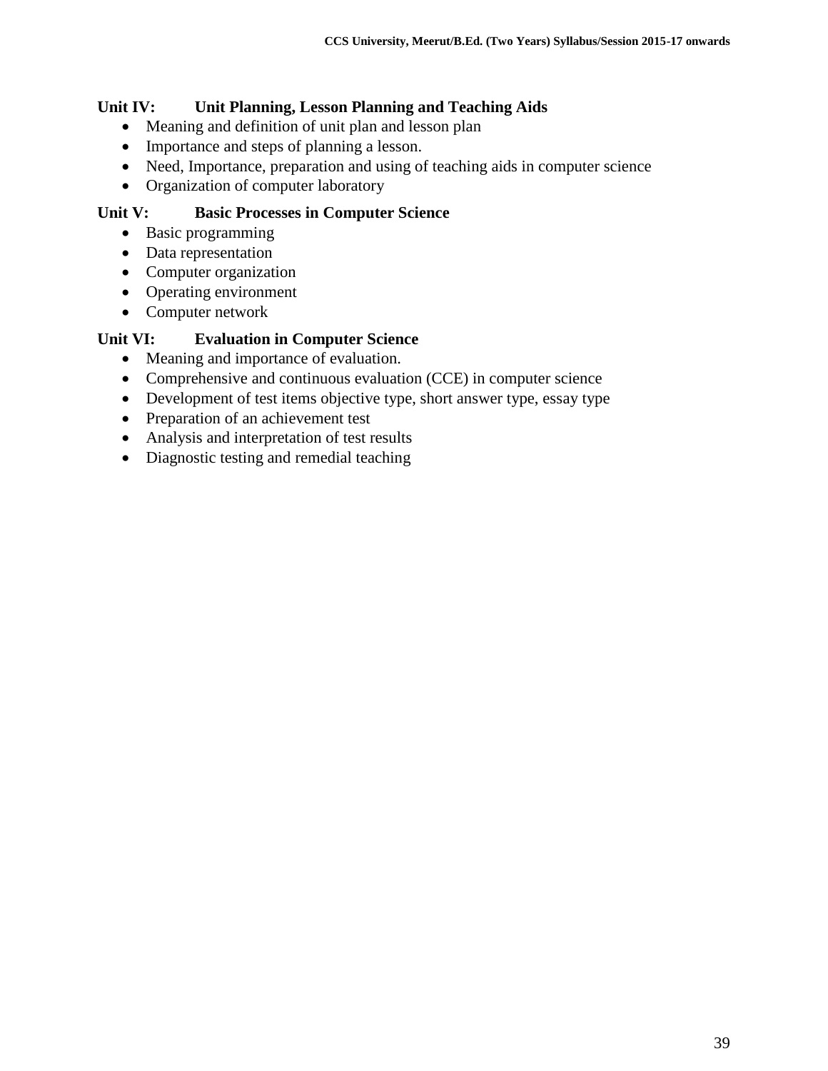### Unit IV: Unit Planning, Lesson Planning and Teaching Aids

- Meaning and definition of unit plan and lesson plan
- Importance and steps of planning a lesson.
- Need, Importance, preparation and using of teaching aids in computer science
- Organization of computer laboratory

### Unit V: Basic Processes in Computer Science

- Basic programming
- Data representation
- Computer organization
- Operating environment
- Computer network

### Unit VI: Evaluation in Computer Science

- Meaning and importance of evaluation.
- Comprehensive and continuous evaluation (CCE) in computer science
- Development of test items objective type, short answer type, essay type
- Preparation of an achievement test
- Analysis and interpretation of test results
- Diagnostic testing and remedial teaching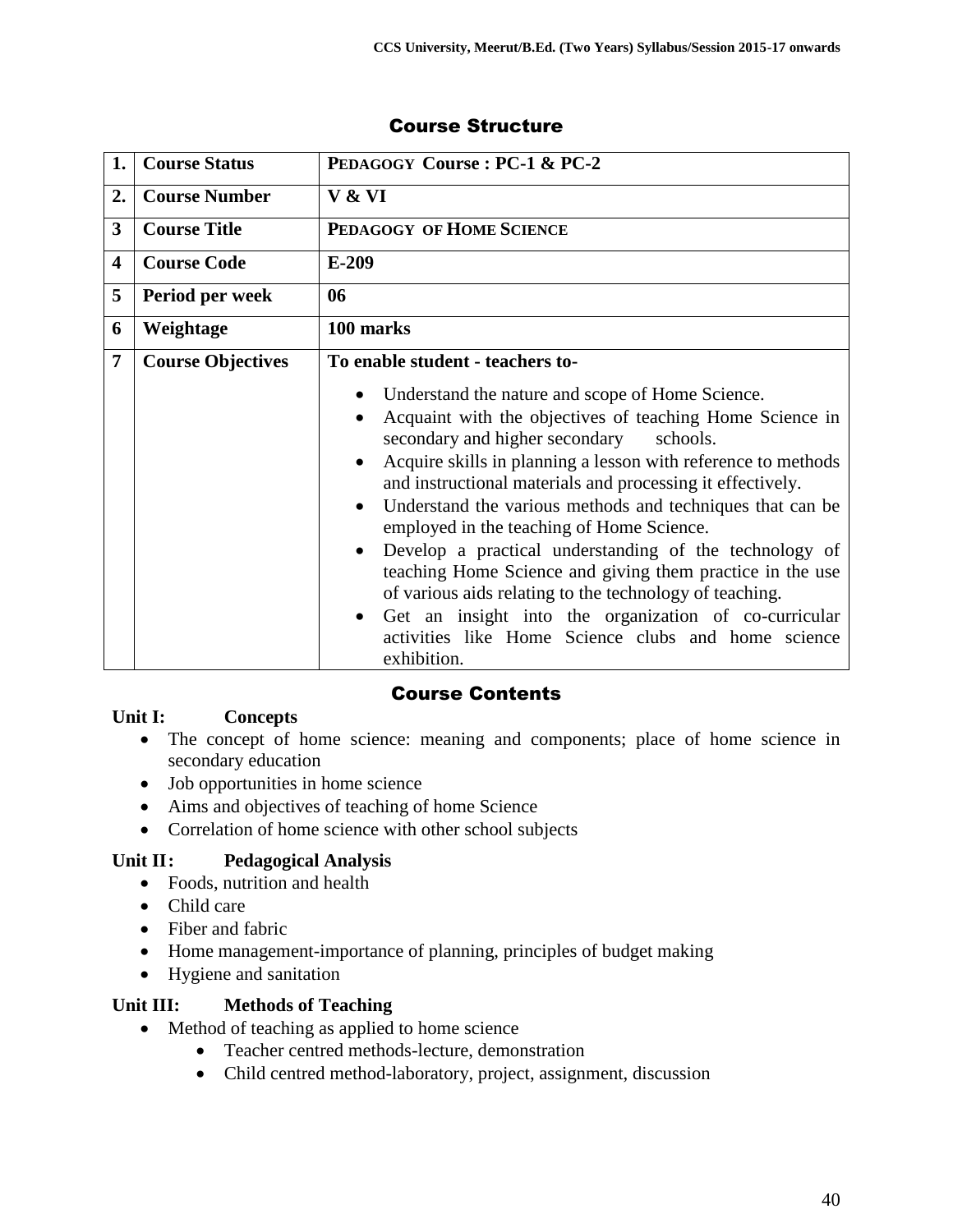## Course Structure

| 1. | Course Status | PEDAGOGY Course : PC-1 & PC-2 |
|---|---|---|
| 2. | Course Number | V & VI |
| 3 | Course Title | PEDAGOGY OF HOME SCIENCE |
| 4 | Course Code | E-209 |
| 5 | Period per week | 06 |
| 6 | Weightage | 100 marks |
| 7 | Course Objectives | To enable student - teachers to-<br>• Understand the nature and scope of Home Science.<br>• Acquaint with the objectives of teaching Home Science in secondary and higher secondary schools.<br>• Acquire skills in planning a lesson with reference to methods and instructional materials and processing it effectively.<br>• Understand the various methods and techniques that can be employed in the teaching of Home Science.<br>• Develop a practical understanding of the technology of teaching Home Science and giving them practice in the use of various aids relating to the technology of teaching.<br>• Get an insight into the organization of co-curricular activities like Home Science clubs and home science exhibition. |

## Course Contents

**Unit I: Concepts**

- The concept of home science: meaning and components; place of home science in secondary education
- Job opportunities in home science
- Aims and objectives of teaching of home Science
- Correlation of home science with other school subjects

**Unit II: Pedagogical Analysis**

- Foods, nutrition and health
- Child care
- Fiber and fabric
- Home management-importance of planning, principles of budget making
- Hygiene and sanitation

**Unit III: Methods of Teaching**

- Method of teaching as applied to home science
  - Teacher centred methods-lecture, demonstration
  - Child centred method-laboratory, project, assignment, discussion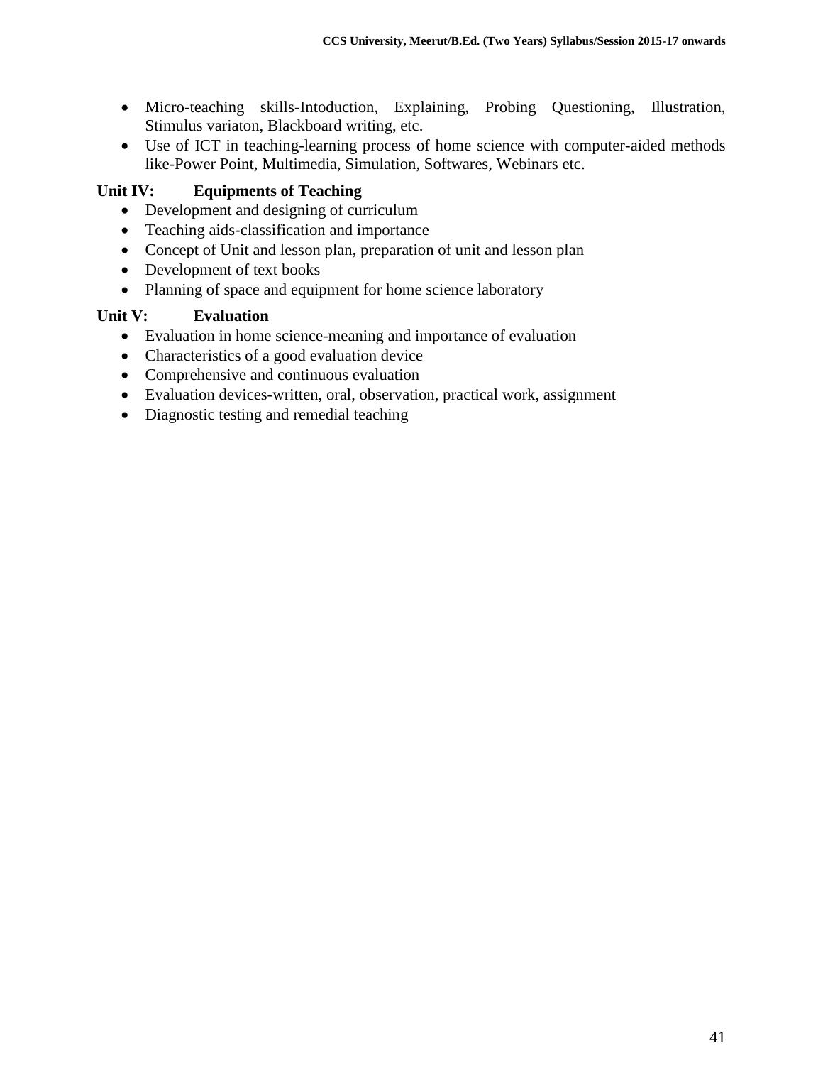- Micro-teaching skills-Intoduction, Explaining, Probing Questioning, Illustration, Stimulus variaton, Blackboard writing, etc.
- Use of ICT in teaching-learning process of home science with computer-aided methods like-Power Point, Multimedia, Simulation, Softwares, Webinars etc.

**Unit IV: Equipments of Teaching**

- Development and designing of curriculum
- Teaching aids-classification and importance
- Concept of Unit and lesson plan, preparation of unit and lesson plan
- Development of text books
- Planning of space and equipment for home science laboratory

**Unit V: Evaluation**

- Evaluation in home science-meaning and importance of evaluation
- Characteristics of a good evaluation device
- Comprehensive and continuous evaluation
- Evaluation devices-written, oral, observation, practical work, assignment
- Diagnostic testing and remedial teaching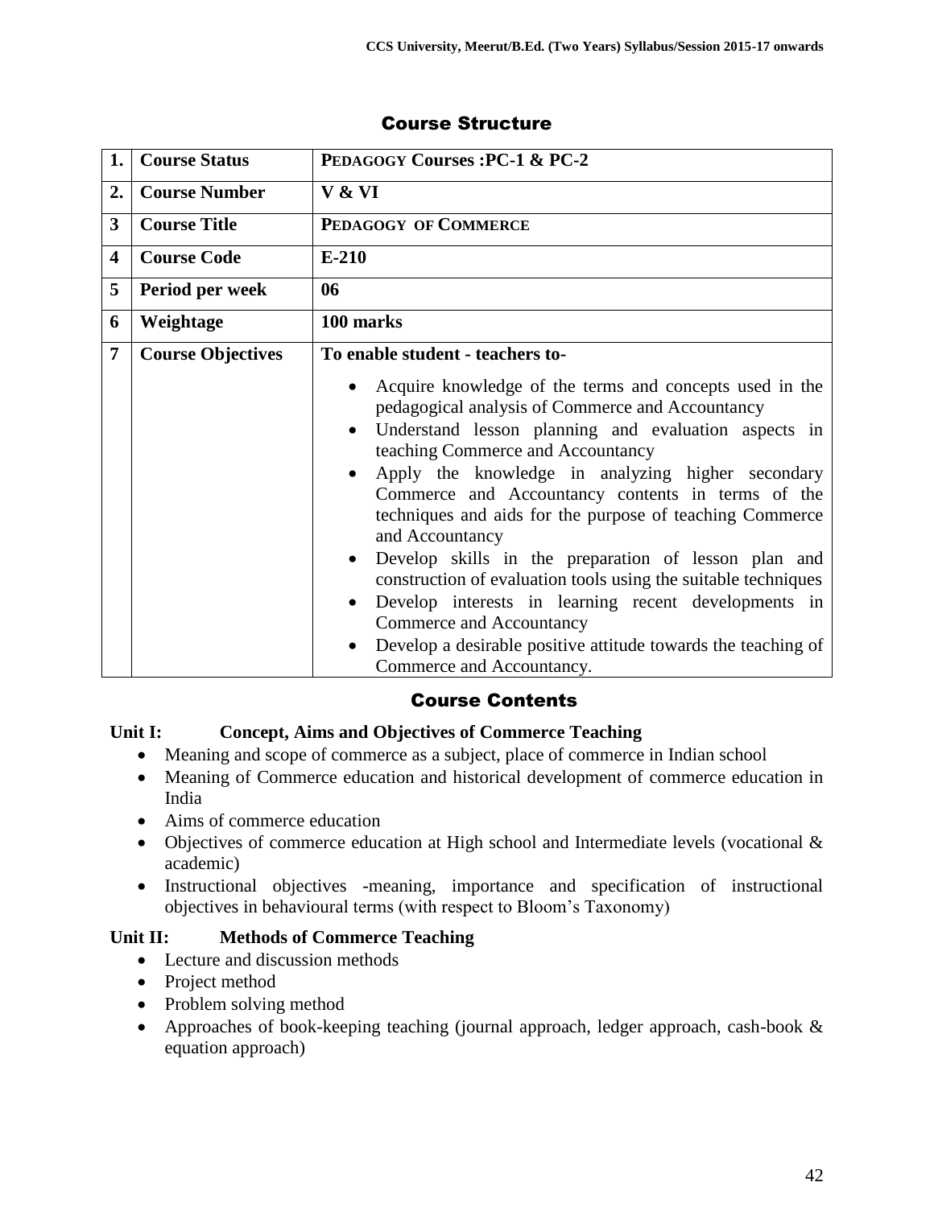## Course Structure

| 1. | Course Status | PEDAGOGY Courses :PC-1 & PC-2 |
|---|---|---|
| 2. | Course Number | V & VI |
| 3 | Course Title | PEDAGOGY OF COMMERCE |
| 4 | Course Code | E-210 |
| 5 | Period per week | 06 |
| 6 | Weightage | 100 marks |
| 7 | Course Objectives | To enable student - teachers to-<br>• Acquire knowledge of the terms and concepts used in the pedagogical analysis of Commerce and Accountancy<br>• Understand lesson planning and evaluation aspects in teaching Commerce and Accountancy<br>• Apply the knowledge in analyzing higher secondary Commerce and Accountancy contents in terms of the techniques and aids for the purpose of teaching Commerce and Accountancy<br>• Develop skills in the preparation of lesson plan and construction of evaluation tools using the suitable techniques<br>• Develop interests in learning recent developments in Commerce and Accountancy<br>• Develop a desirable positive attitude towards the teaching of Commerce and Accountancy. |

## Course Contents

**Unit I: Concept, Aims and Objectives of Commerce Teaching**

- Meaning and scope of commerce as a subject, place of commerce in Indian school
- Meaning of Commerce education and historical development of commerce education in India
- Aims of commerce education
- Objectives of commerce education at High school and Intermediate levels (vocational & academic)
- Instructional objectives -meaning, importance and specification of instructional objectives in behavioural terms (with respect to Bloom's Taxonomy)

**Unit II: Methods of Commerce Teaching**

- Lecture and discussion methods
- Project method
- Problem solving method
- Approaches of book-keeping teaching (journal approach, ledger approach, cash-book & equation approach)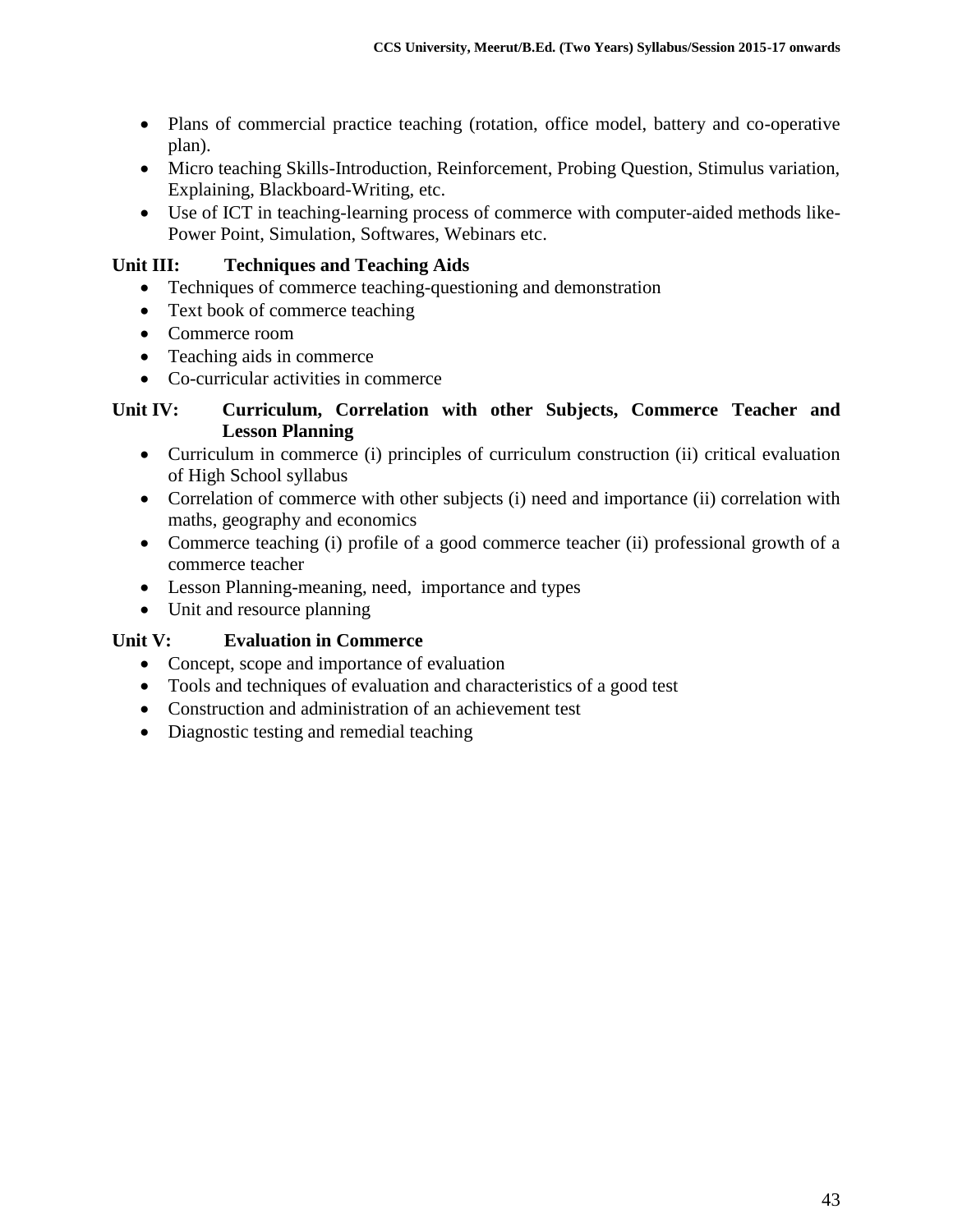- Plans of commercial practice teaching (rotation, office model, battery and co-operative plan).
- Micro teaching Skills-Introduction, Reinforcement, Probing Question, Stimulus variation, Explaining, Blackboard-Writing, etc.
- Use of ICT in teaching-learning process of commerce with computer-aided methods like-Power Point, Simulation, Softwares, Webinars etc.

**Unit III: Techniques and Teaching Aids**

- Techniques of commerce teaching-questioning and demonstration
- Text book of commerce teaching
- Commerce room
- Teaching aids in commerce
- Co-curricular activities in commerce

**Unit IV: Curriculum, Correlation with other Subjects, Commerce Teacher and Lesson Planning**

- Curriculum in commerce (i) principles of curriculum construction (ii) critical evaluation of High School syllabus
- Correlation of commerce with other subjects (i) need and importance (ii) correlation with maths, geography and economics
- Commerce teaching (i) profile of a good commerce teacher (ii) professional growth of a commerce teacher
- Lesson Planning-meaning, need, importance and types
- Unit and resource planning

**Unit V: Evaluation in Commerce**

- Concept, scope and importance of evaluation
- Tools and techniques of evaluation and characteristics of a good test
- Construction and administration of an achievement test
- Diagnostic testing and remedial teaching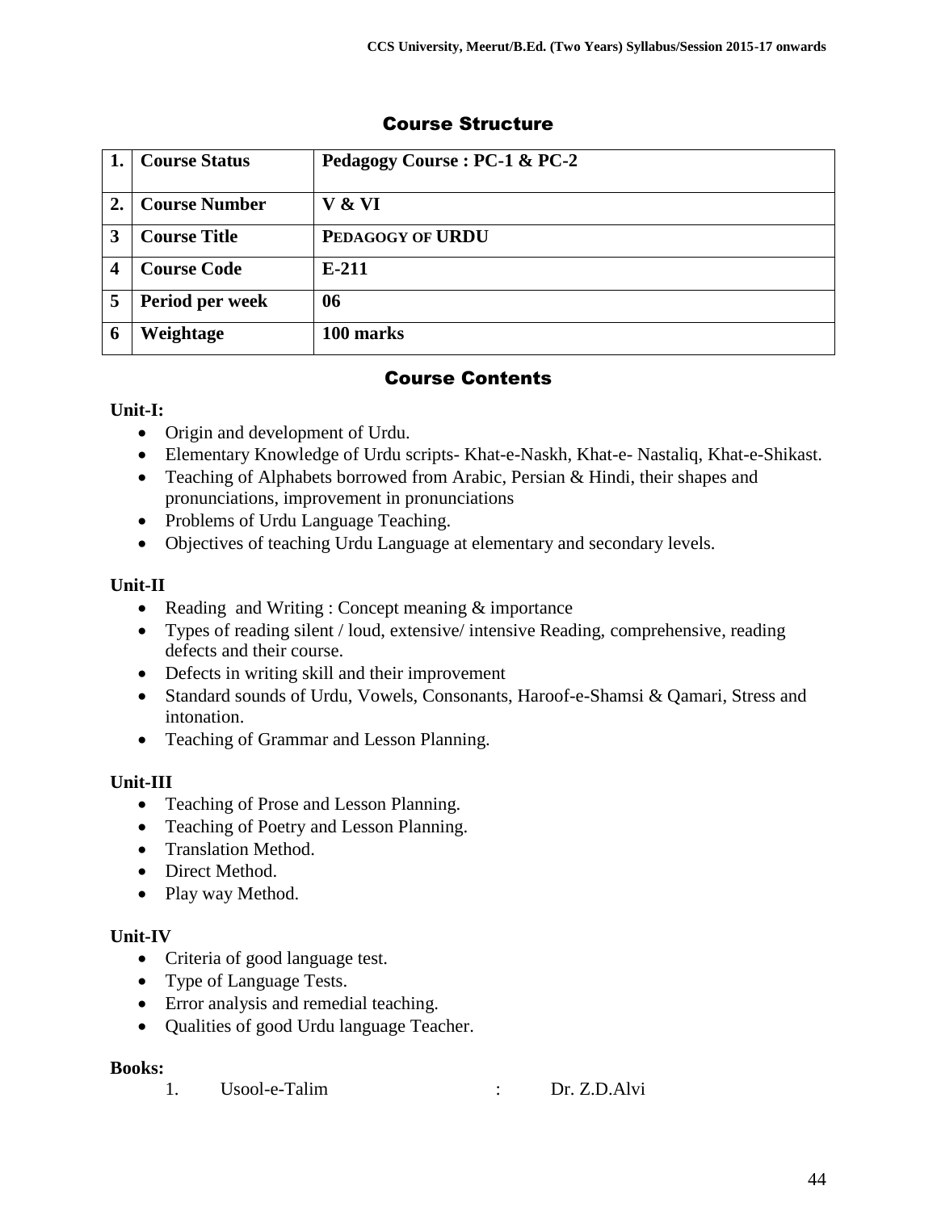## Course Structure

| 1. | Course Status | Pedagogy Course : PC-1 & PC-2 |
|---|---|---|
| 2. | Course Number | V & VI |
| 3 | Course Title | PEDAGOGY OF URDU |
| 4 | Course Code | E-211 |
| 5 | Period per week | 06 |
| 6 | Weightage | 100 marks |

## Course Contents

**Unit-I:**

- Origin and development of Urdu.
- Elementary Knowledge of Urdu scripts- Khat-e-Naskh, Khat-e- Nastaliq, Khat-e-Shikast.
- Teaching of Alphabets borrowed from Arabic, Persian & Hindi, their shapes and pronunciations, improvement in pronunciations
- Problems of Urdu Language Teaching.
- Objectives of teaching Urdu Language at elementary and secondary levels.

**Unit-II**

- Reading and Writing : Concept meaning & importance
- Types of reading silent / loud, extensive/ intensive Reading, comprehensive, reading defects and their course.
- Defects in writing skill and their improvement
- Standard sounds of Urdu, Vowels, Consonants, Haroof-e-Shamsi & Qamari, Stress and intonation.
- Teaching of Grammar and Lesson Planning.

**Unit-III**

- Teaching of Prose and Lesson Planning.
- Teaching of Poetry and Lesson Planning.
- Translation Method.
- Direct Method.
- Play way Method.

**Unit-IV**

- Criteria of good language test.
- Type of Language Tests.
- Error analysis and remedial teaching.
- Qualities of good Urdu language Teacher.

**Books:**

1. Usool-e-Talim : Dr. Z.D.Alvi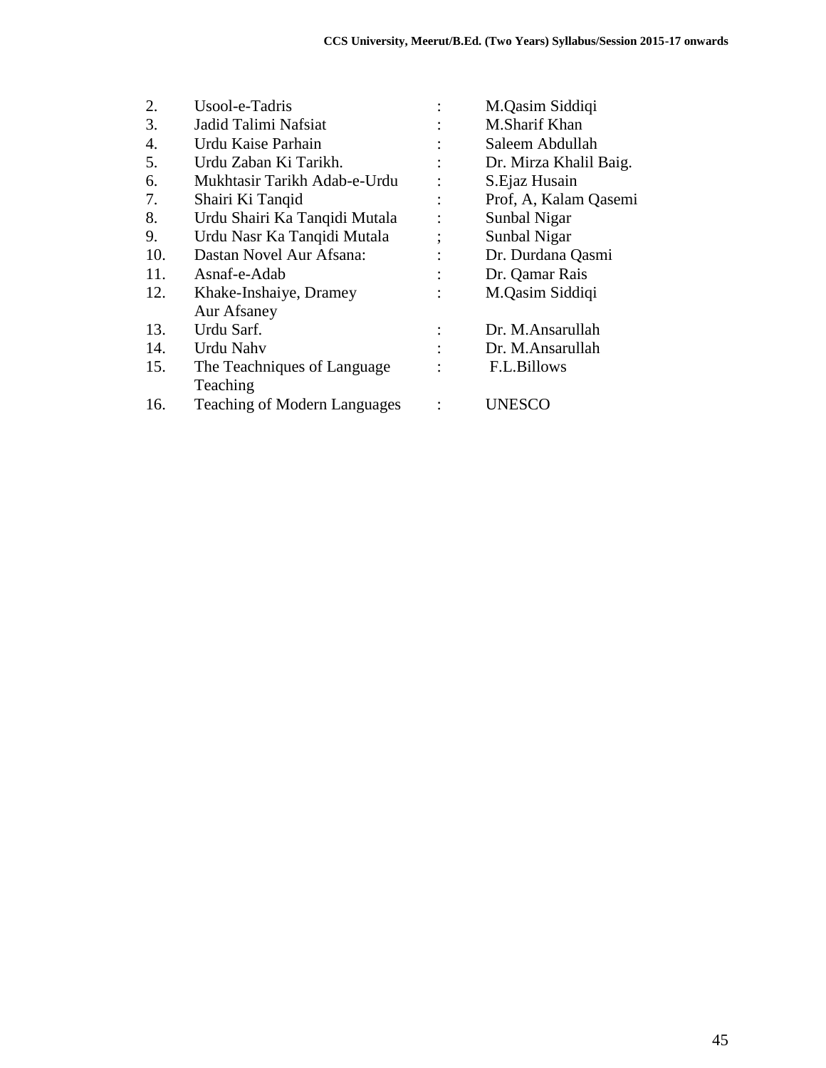| | | | |
|---|---|---|---|
| 2. | Usool-e-Tadris | : | M.Qasim Siddiqi |
| 3. | Jadid Talimi Nafsiat | : | M.Sharif Khan |
| 4. | Urdu Kaise Parhain | : | Saleem Abdullah |
| 5. | Urdu Zaban Ki Tarikh. | : | Dr. Mirza Khalil Baig. |
| 6. | Mukhtasir Tarikh Adab-e-Urdu | : | S.Ejaz Husain |
| 7. | Shairi Ki Tanqid | : | Prof, A, Kalam Qasemi |
| 8. | Urdu Shairi Ka Tanqidi Mutala | : | Sunbal Nigar |
| 9. | Urdu Nasr Ka Tanqidi Mutala | ; | Sunbal Nigar |
| 10. | Dastan Novel Aur Afsana: | : | Dr. Durdana Qasmi |
| 11. | Asnaf-e-Adab | : | Dr. Qamar Rais |
| 12. | Khake-Inshaiye, Dramey Aur Afsaney | : | M.Qasim Siddiqi |
| 13. | Urdu Sarf. | : | Dr. M.Ansarullah |
| 14. | Urdu Nahv | : | Dr. M.Ansarullah |
| 15. | The Teachniques of Language Teaching | : | F.L.Billows |
| 16. | Teaching of Modern Languages | : | UNESCO |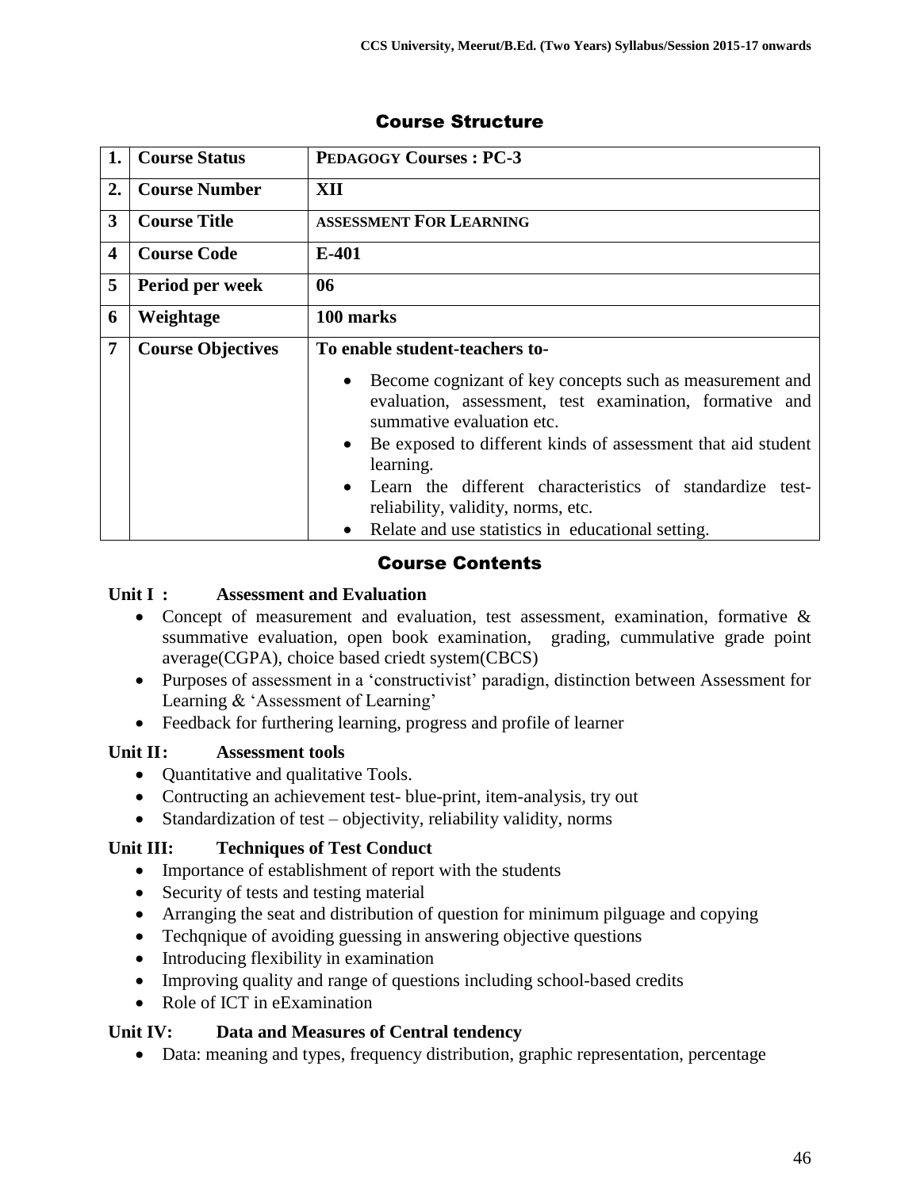## Course Structure

| 1. | Course Status | PEDAGOGY Courses : PC-3 |
|---|---|---|
| 2. | Course Number | XII |
| 3 | Course Title | ASSESSMENT FOR LEARNING |
| 4 | Course Code | E-401 |
| 5 | Period per week | 06 |
| 6 | Weightage | 100 marks |
| 7 | Course Objectives | To enable student-teachers to- <br> • Become cognizant of key concepts such as measurement and evaluation, assessment, test examination, formative and summative evaluation etc. <br> • Be exposed to different kinds of assessment that aid student learning. <br> • Learn the different characteristics of standardize test- reliability, validity, norms, etc. <br> • Relate and use statistics in educational setting. |

## Course Contents

**Unit I : Assessment and Evaluation**

- Concept of measurement and evaluation, test assessment, examination, formative & ssummative evaluation, open book examination, grading, cummulative grade point average(CGPA), choice based criedt system(CBCS)
- Purposes of assessment in a 'constructivist' paradign, distinction between Assessment for Learning & 'Assessment of Learning'
- Feedback for furthering learning, progress and profile of learner

**Unit II: Assessment tools**

- Quantitative and qualitative Tools.
- Contructing an achievement test- blue-print, item-analysis, try out
- Standardization of test – objectivity, reliability validity, norms

**Unit III: Techniques of Test Conduct**

- Importance of establishment of report with the students
- Security of tests and testing material
- Arranging the seat and distribution of question for minimum pilguage and copying
- Techqnique of avoiding guessing in answering objective questions
- Introducing flexibility in examination
- Improving quality and range of questions including school-based credits
- Role of ICT in eExamination

**Unit IV: Data and Measures of Central tendency**

- Data: meaning and types, frequency distribution, graphic representation, percentage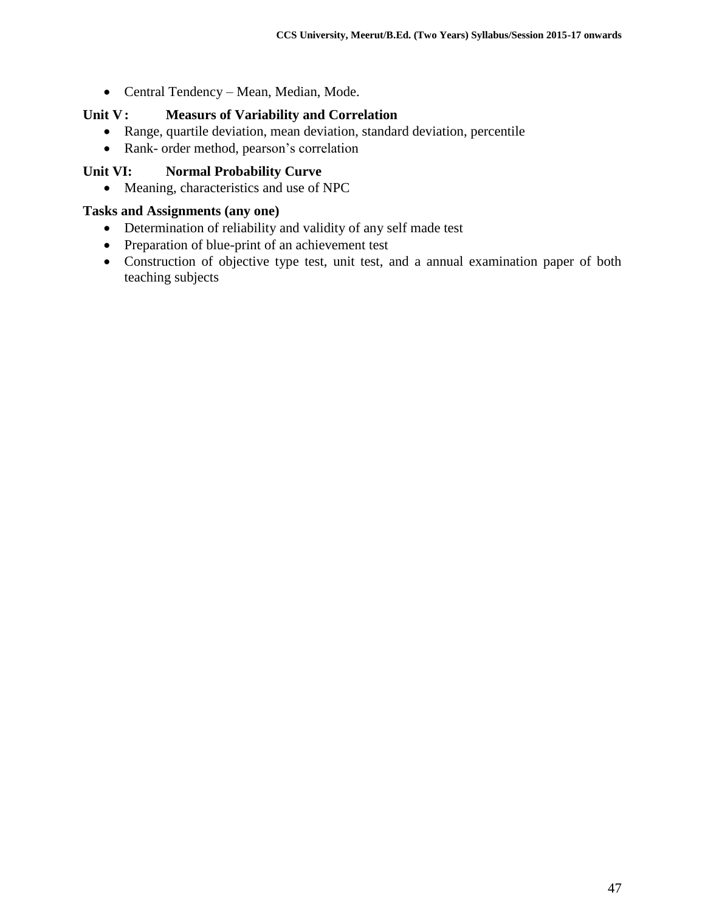- Central Tendency – Mean, Median, Mode.

**Unit V : Measurs of Variability and Correlation**

- Range, quartile deviation, mean deviation, standard deviation, percentile
- Rank- order method, pearson's correlation

**Unit VI: Normal Probability Curve**

- Meaning, characteristics and use of NPC

**Tasks and Assignments (any one)**

- Determination of reliability and validity of any self made test
- Preparation of blue-print of an achievement test
- Construction of objective type test, unit test, and a annual examination paper of both teaching subjects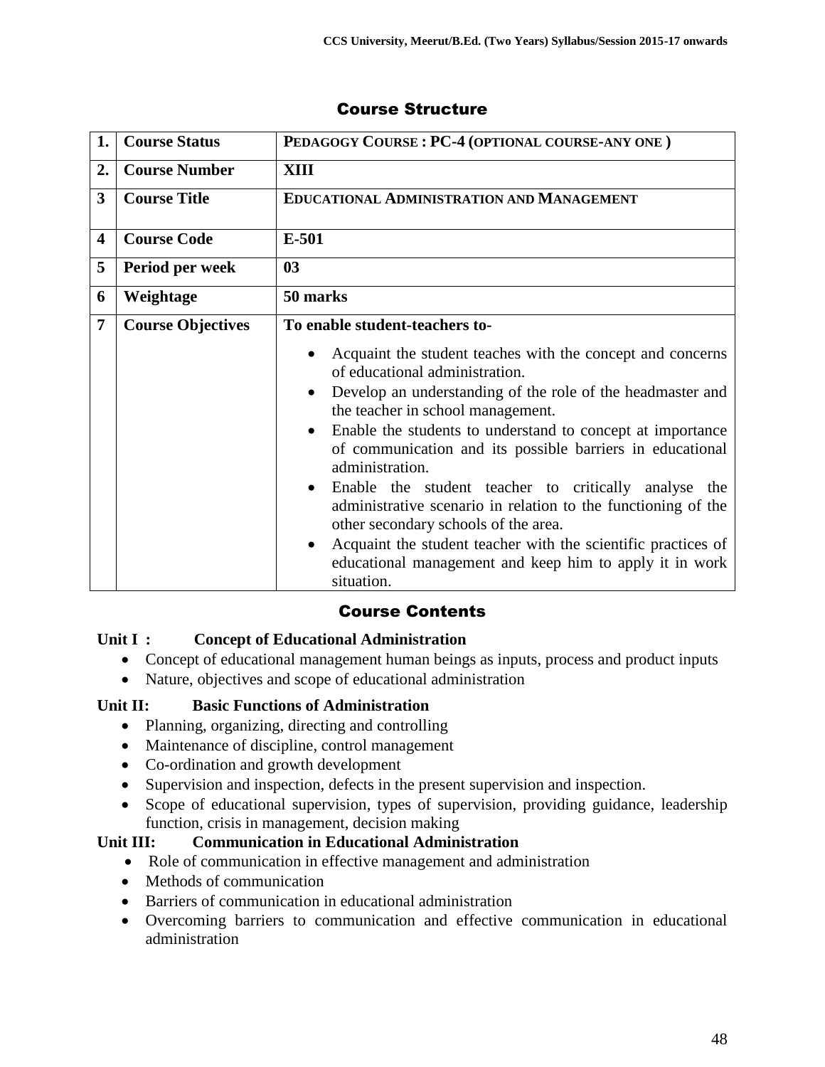## Course Structure

| 1. | Course Status | PEDAGOGY COURSE : PC-4 (OPTIONAL COURSE-ANY ONE ) |
|---|---|---|
| 2. | Course Number | XIII |
| 3 | Course Title | EDUCATIONAL ADMINISTRATION AND MANAGEMENT |
| 4 | Course Code | E-501 |
| 5 | Period per week | 03 |
| 6 | Weightage | 50 marks |
| 7 | Course Objectives | To enable student-teachers to-<br>• Acquaint the student teaches with the concept and concerns of educational administration.<br>• Develop an understanding of the role of the headmaster and the teacher in school management.<br>• Enable the students to understand to concept at importance of communication and its possible barriers in educational administration.<br>• Enable the student teacher to critically analyse the administrative scenario in relation to the functioning of the other secondary schools of the area.<br>• Acquaint the student teacher with the scientific practices of educational management and keep him to apply it in work situation. |

## Course Contents

**Unit I : Concept of Educational Administration**

- Concept of educational management human beings as inputs, process and product inputs
- Nature, objectives and scope of educational administration

**Unit II: Basic Functions of Administration**

- Planning, organizing, directing and controlling
- Maintenance of discipline, control management
- Co-ordination and growth development
- Supervision and inspection, defects in the present supervision and inspection.
- Scope of educational supervision, types of supervision, providing guidance, leadership function, crisis in management, decision making

**Unit III: Communication in Educational Administration**

- Role of communication in effective management and administration
- Methods of communication
- Barriers of communication in educational administration
- Overcoming barriers to communication and effective communication in educational administration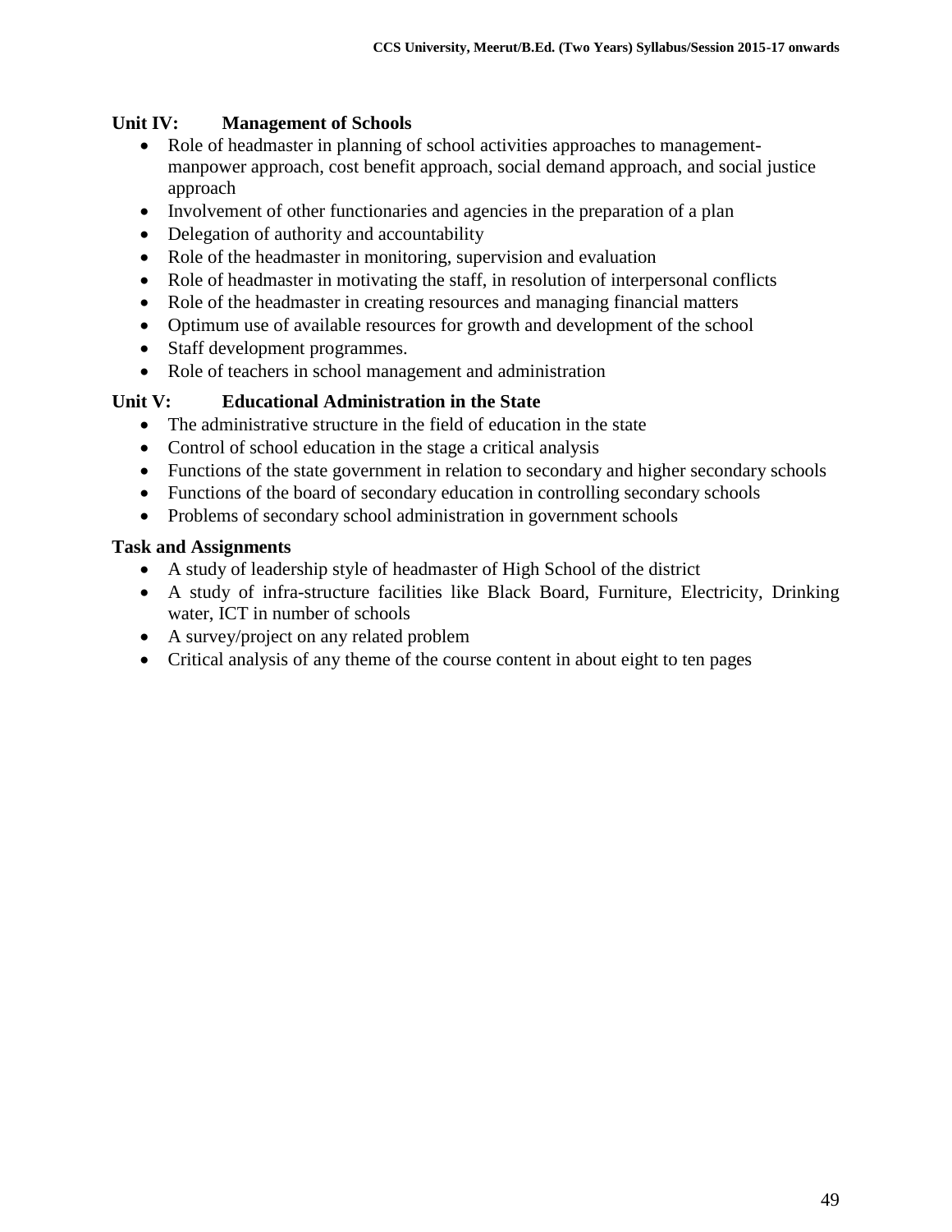### Unit IV: Management of Schools

- Role of headmaster in planning of school activities approaches to management-manpower approach, cost benefit approach, social demand approach, and social justice approach
- Involvement of other functionaries and agencies in the preparation of a plan
- Delegation of authority and accountability
- Role of the headmaster in monitoring, supervision and evaluation
- Role of headmaster in motivating the staff, in resolution of interpersonal conflicts
- Role of the headmaster in creating resources and managing financial matters
- Optimum use of available resources for growth and development of the school
- Staff development programmes.
- Role of teachers in school management and administration

### Unit V: Educational Administration in the State

- The administrative structure in the field of education in the state
- Control of school education in the stage a critical analysis
- Functions of the state government in relation to secondary and higher secondary schools
- Functions of the board of secondary education in controlling secondary schools
- Problems of secondary school administration in government schools

### Task and Assignments

- A study of leadership style of headmaster of High School of the district
- A study of infra-structure facilities like Black Board, Furniture, Electricity, Drinking water, ICT in number of schools
- A survey/project on any related problem
- Critical analysis of any theme of the course content in about eight to ten pages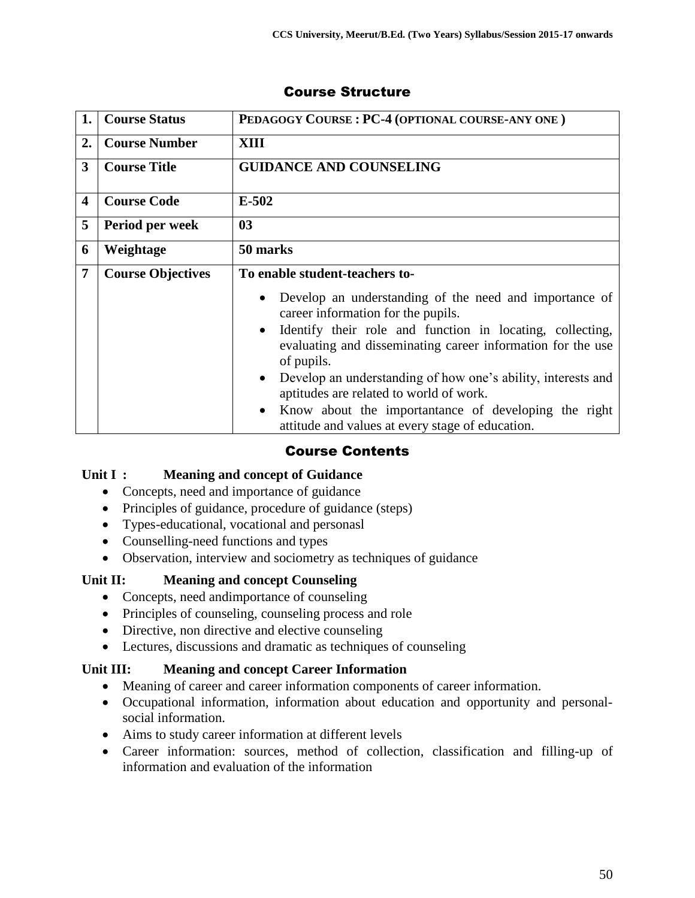## Course Structure

| 1. | Course Status | PEDAGOGY COURSE : PC-4 (OPTIONAL COURSE-ANY ONE ) |
|---|---|---|
| 2. | Course Number | XIII |
| 3 | Course Title | GUIDANCE AND COUNSELING |
| 4 | Course Code | E-502 |
| 5 | Period per week | 03 |
| 6 | Weightage | 50 marks |
| 7 | Course Objectives | To enable student-teachers to-<br>• Develop an understanding of the need and importance of career information for the pupils.<br>• Identify their role and function in locating, collecting, evaluating and disseminating career information for the use of pupils.<br>• Develop an understanding of how one's ability, interests and aptitudes are related to world of work.<br>• Know about the importantance of developing the right attitude and values at every stage of education. |

## Course Contents

**Unit I : Meaning and concept of Guidance**

- Concepts, need and importance of guidance
- Principles of guidance, procedure of guidance (steps)
- Types-educational, vocational and personasl
- Counselling-need functions and types
- Observation, interview and sociometry as techniques of guidance

**Unit II: Meaning and concept Counseling**

- Concepts, need andimportance of counseling
- Principles of counseling, counseling process and role
- Directive, non directive and elective counseling
- Lectures, discussions and dramatic as techniques of counseling

**Unit III: Meaning and concept Career Information**

- Meaning of career and career information components of career information.
- Occupational information, information about education and opportunity and personal-social information.
- Aims to study career information at different levels
- Career information: sources, method of collection, classification and filling-up of information and evaluation of the information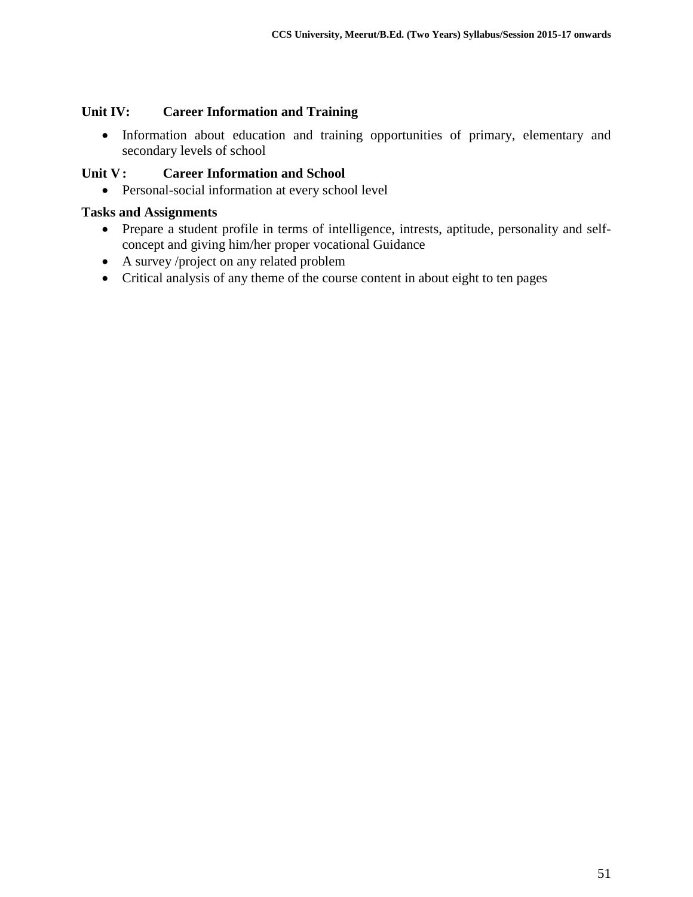**Unit IV: Career Information and Training**

- Information about education and training opportunities of primary, elementary and secondary levels of school

**Unit V: Career Information and School**

- Personal-social information at every school level

**Tasks and Assignments**

- Prepare a student profile in terms of intelligence, intrests, aptitude, personality and self-concept and giving him/her proper vocational Guidance
- A survey /project on any related problem
- Critical analysis of any theme of the course content in about eight to ten pages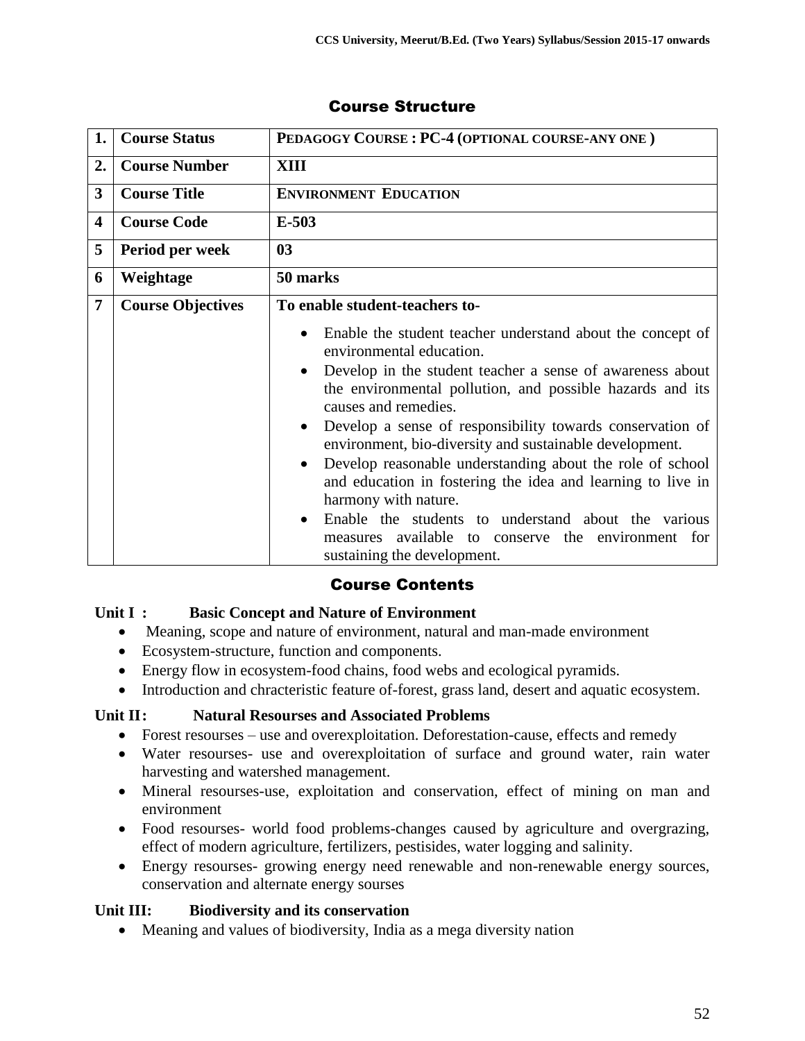## Course Structure

| 1. | Course Status | PEDAGOGY COURSE : PC-4 (OPTIONAL COURSE-ANY ONE ) |
|---|---|---|
| 2. | Course Number | XIII |
| 3 | Course Title | ENVIRONMENT EDUCATION |
| 4 | Course Code | E-503 |
| 5 | Period per week | 03 |
| 6 | Weightage | 50 marks |
| 7 | Course Objectives | **To enable student-teachers to-**<br>• Enable the student teacher understand about the concept of environmental education.<br>• Develop in the student teacher a sense of awareness about the environmental pollution, and possible hazards and its causes and remedies.<br>• Develop a sense of responsibility towards conservation of environment, bio-diversity and sustainable development.<br>• Develop reasonable understanding about the role of school and education in fostering the idea and learning to live in harmony with nature.<br>• Enable the students to understand about the various measures available to conserve the environment for sustaining the development. |

## Course Contents

**Unit I : Basic Concept and Nature of Environment**

- Meaning, scope and nature of environment, natural and man-made environment
- Ecosystem-structure, function and components.
- Energy flow in ecosystem-food chains, food webs and ecological pyramids.
- Introduction and chracteristic feature of-forest, grass land, desert and aquatic ecosystem.

**Unit II: Natural Resourses and Associated Problems**

- Forest resourses – use and overexploitation. Deforestation-cause, effects and remedy
- Water resourses- use and overexploitation of surface and ground water, rain water harvesting and watershed management.
- Mineral resourses-use, exploitation and conservation, effect of mining on man and environment
- Food resourses- world food problems-changes caused by agriculture and overgrazing, effect of modern agriculture, fertilizers, pestisides, water logging and salinity.
- Energy resourses- growing energy need renewable and non-renewable energy sources, conservation and alternate energy sourses

**Unit III: Biodiversity and its conservation**

- Meaning and values of biodiversity, India as a mega diversity nation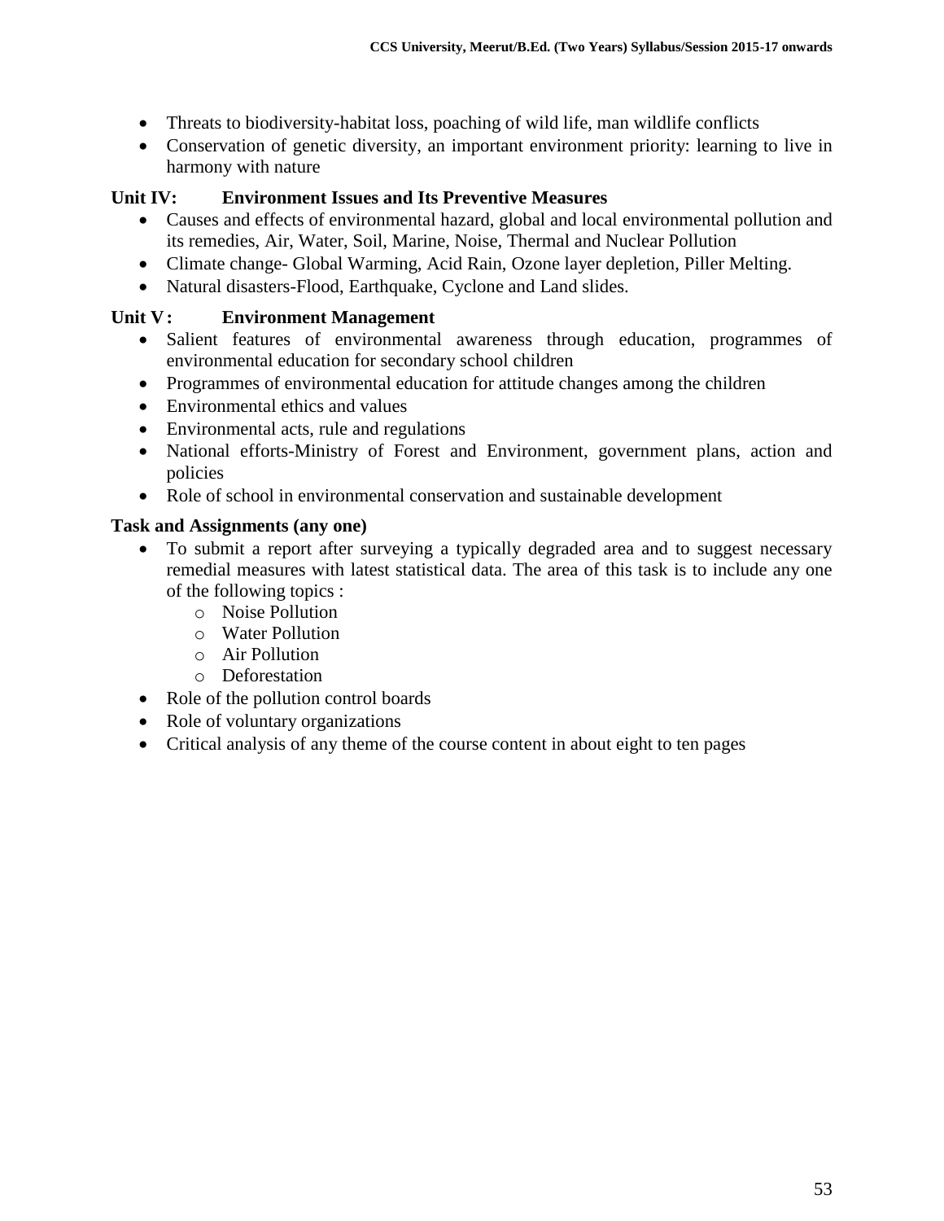- Threats to biodiversity-habitat loss, poaching of wild life, man wildlife conflicts
- Conservation of genetic diversity, an important environment priority: learning to live in harmony with nature

### Unit IV: Environment Issues and Its Preventive Measures

- Causes and effects of environmental hazard, global and local environmental pollution and its remedies, Air, Water, Soil, Marine, Noise, Thermal and Nuclear Pollution
- Climate change- Global Warming, Acid Rain, Ozone layer depletion, Piller Melting.
- Natural disasters-Flood, Earthquake, Cyclone and Land slides.

### Unit V: Environment Management

- Salient features of environmental awareness through education, programmes of environmental education for secondary school children
- Programmes of environmental education for attitude changes among the children
- Environmental ethics and values
- Environmental acts, rule and regulations
- National efforts-Ministry of Forest and Environment, government plans, action and policies
- Role of school in environmental conservation and sustainable development

### Task and Assignments (any one)

- To submit a report after surveying a typically degraded area and to suggest necessary remedial measures with latest statistical data. The area of this task is to include any one of the following topics :
  - Noise Pollution
  - Water Pollution
  - Air Pollution
  - Deforestation
- Role of the pollution control boards
- Role of voluntary organizations
- Critical analysis of any theme of the course content in about eight to ten pages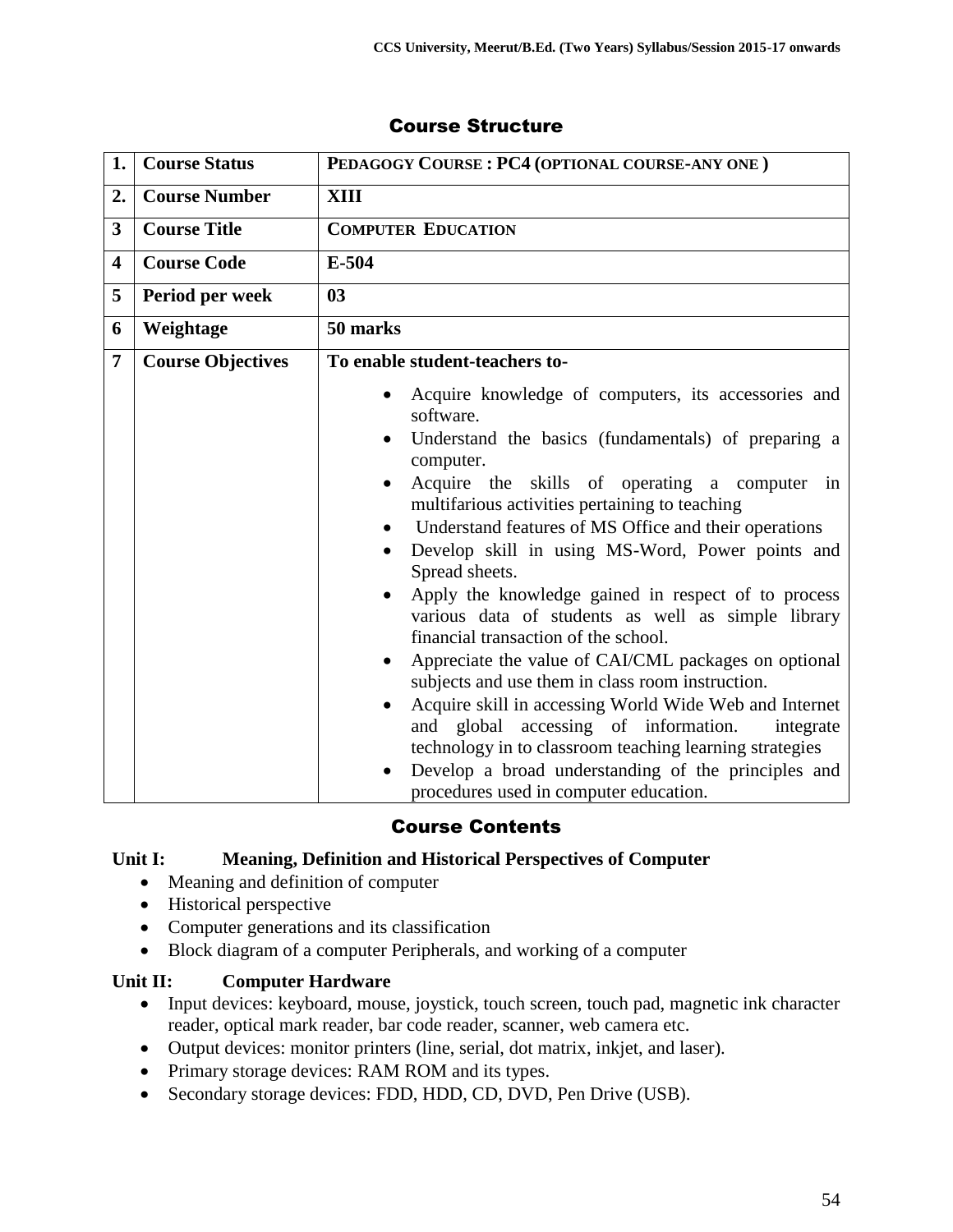## Course Structure

| 1. | Course Status | PEDAGOGY COURSE : PC4 (OPTIONAL COURSE-ANY ONE ) |
|---|---|---|
| 2. | Course Number | XIII |
| 3 | Course Title | COMPUTER EDUCATION |
| 4 | Course Code | E-504 |
| 5 | Period per week | 03 |
| 6 | Weightage | 50 marks |
| 7 | Course Objectives | **To enable student-teachers to-**<br>• Acquire knowledge of computers, its accessories and software.<br>• Understand the basics (fundamentals) of preparing a computer.<br>• Acquire the skills of operating a computer in multifarious activities pertaining to teaching<br>• Understand features of MS Office and their operations<br>• Develop skill in using MS-Word, Power points and Spread sheets.<br>• Apply the knowledge gained in respect of to process various data of students as well as simple library financial transaction of the school.<br>• Appreciate the value of CAI/CML packages on optional subjects and use them in class room instruction.<br>• Acquire skill in accessing World Wide Web and Internet and global accessing of information. integrate technology in to classroom teaching learning strategies<br>• Develop a broad understanding of the principles and procedures used in computer education. |

## Course Contents

**Unit I: Meaning, Definition and Historical Perspectives of Computer**

- Meaning and definition of computer
- Historical perspective
- Computer generations and its classification
- Block diagram of a computer Peripherals, and working of a computer

**Unit II: Computer Hardware**

- Input devices: keyboard, mouse, joystick, touch screen, touch pad, magnetic ink character reader, optical mark reader, bar code reader, scanner, web camera etc.
- Output devices: monitor printers (line, serial, dot matrix, inkjet, and laser).
- Primary storage devices: RAM ROM and its types.
- Secondary storage devices: FDD, HDD, CD, DVD, Pen Drive (USB).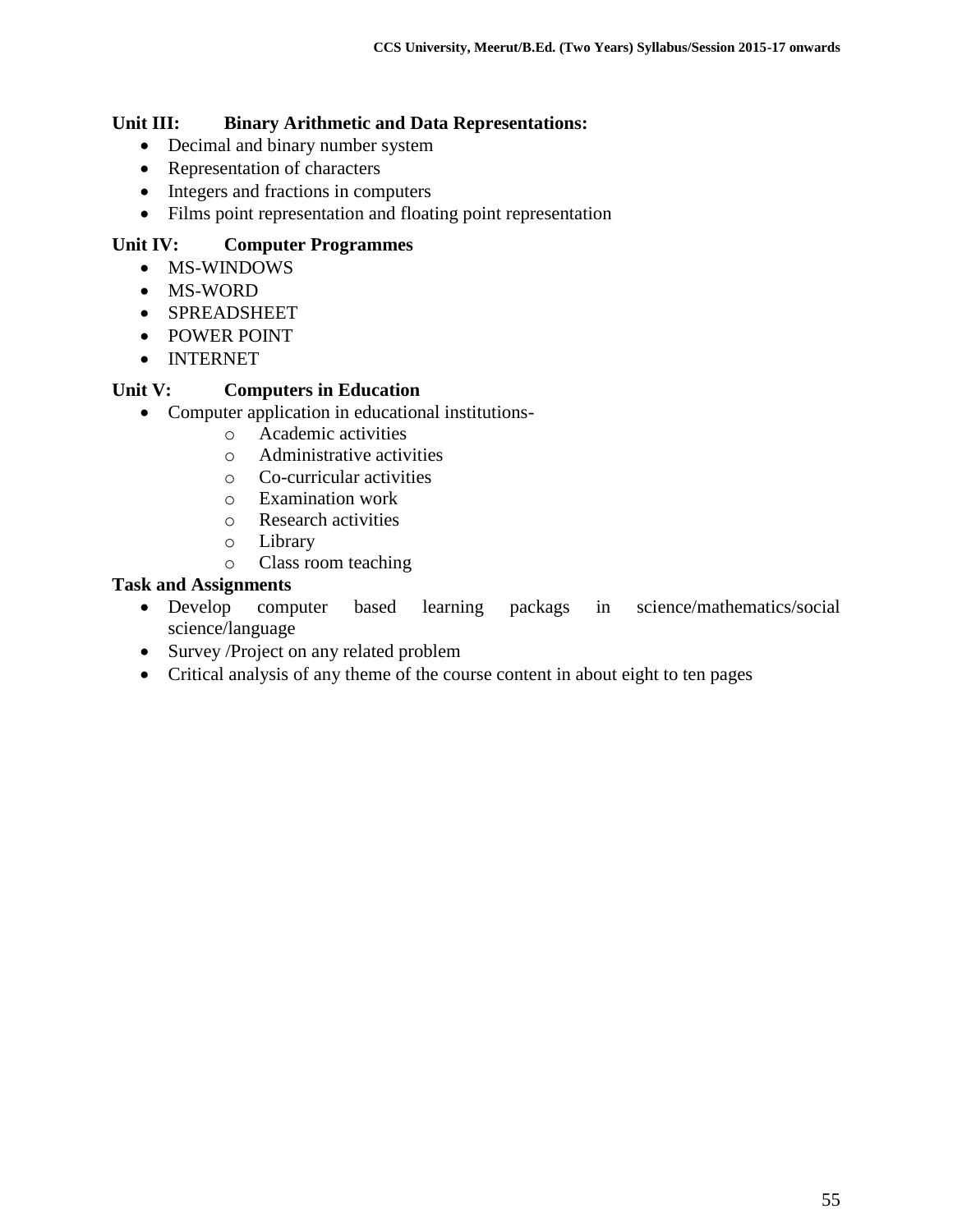**Unit III: Binary Arithmetic and Data Representations:**

- Decimal and binary number system
- Representation of characters
- Integers and fractions in computers
- Films point representation and floating point representation

**Unit IV: Computer Programmes**

- MS-WINDOWS
- MS-WORD
- SPREADSHEET
- POWER POINT
- INTERNET

**Unit V: Computers in Education**

- Computer application in educational institutions-
  - Academic activities
  - Administrative activities
  - Co-curricular activities
  - Examination work
  - Research activities
  - Library
  - Class room teaching

**Task and Assignments**

- Develop computer based learning packags in science/mathematics/social science/language
- Survey /Project on any related problem
- Critical analysis of any theme of the course content in about eight to ten pages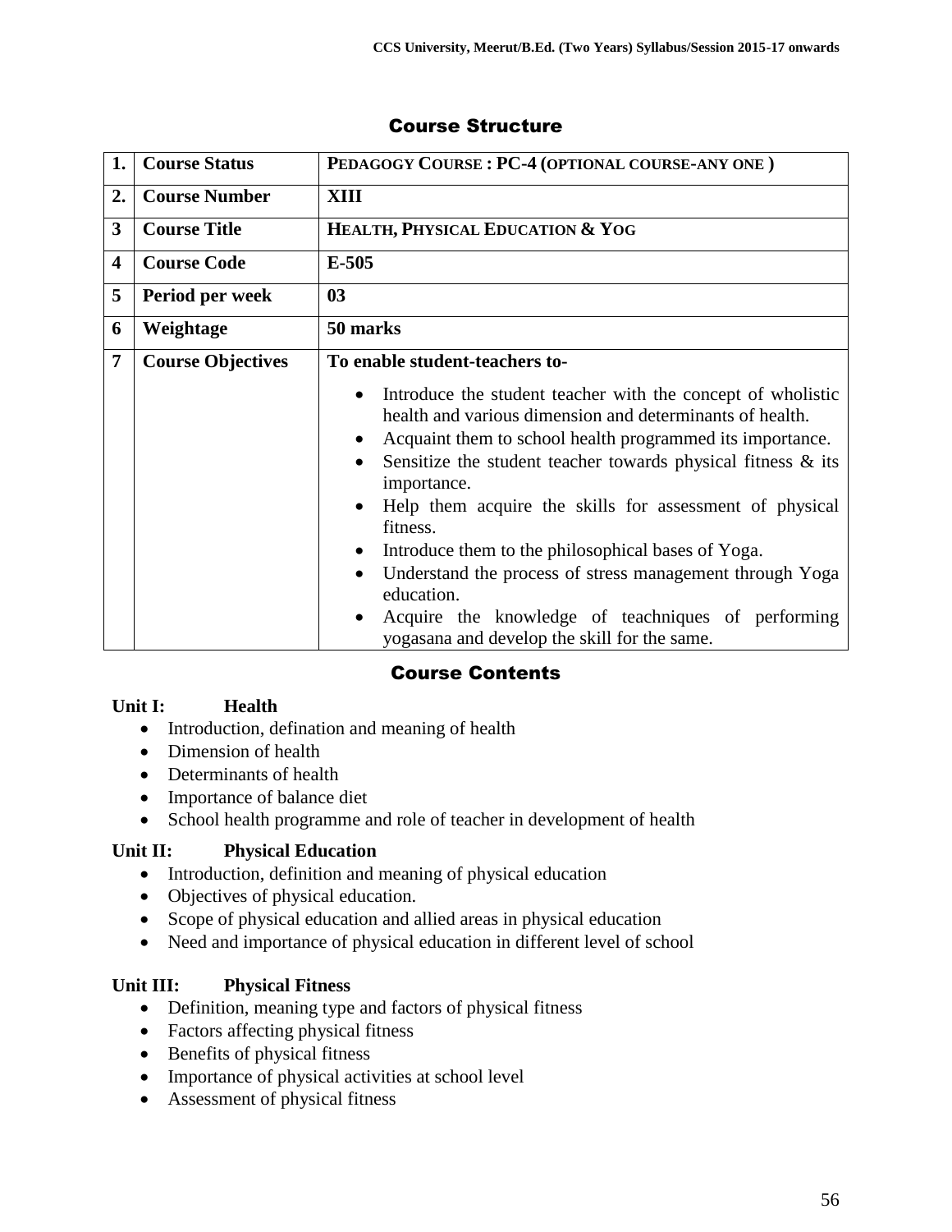## Course Structure

| 1. | Course Status | PEDAGOGY COURSE : PC-4 (OPTIONAL COURSE-ANY ONE ) |
|---|---|---|
| 2. | Course Number | XIII |
| 3 | Course Title | HEALTH, PHYSICAL EDUCATION & YOG |
| 4 | Course Code | E-505 |
| 5 | Period per week | 03 |
| 6 | Weightage | 50 marks |
| 7 | Course Objectives | To enable student-teachers to-<br>• Introduce the student teacher with the concept of wholistic health and various dimension and determinants of health.<br>• Acquaint them to school health programmed its importance.<br>• Sensitize the student teacher towards physical fitness & its importance.<br>• Help them acquire the skills for assessment of physical fitness.<br>• Introduce them to the philosophical bases of Yoga.<br>• Understand the process of stress management through Yoga education.<br>• Acquire the knowledge of teachiniques of performing yogasana and develop the skill for the same. |

## Course Contents

**Unit I: Health**

- Introduction, defination and meaning of health
- Dimension of health
- Determinants of health
- Importance of balance diet
- School health programme and role of teacher in development of health

**Unit II: Physical Education**

- Introduction, definition and meaning of physical education
- Objectives of physical education.
- Scope of physical education and allied areas in physical education
- Need and importance of physical education in different level of school

**Unit III: Physical Fitness**

- Definition, meaning type and factors of physical fitness
- Factors affecting physical fitness
- Benefits of physical fitness
- Importance of physical activities at school level
- Assessment of physical fitness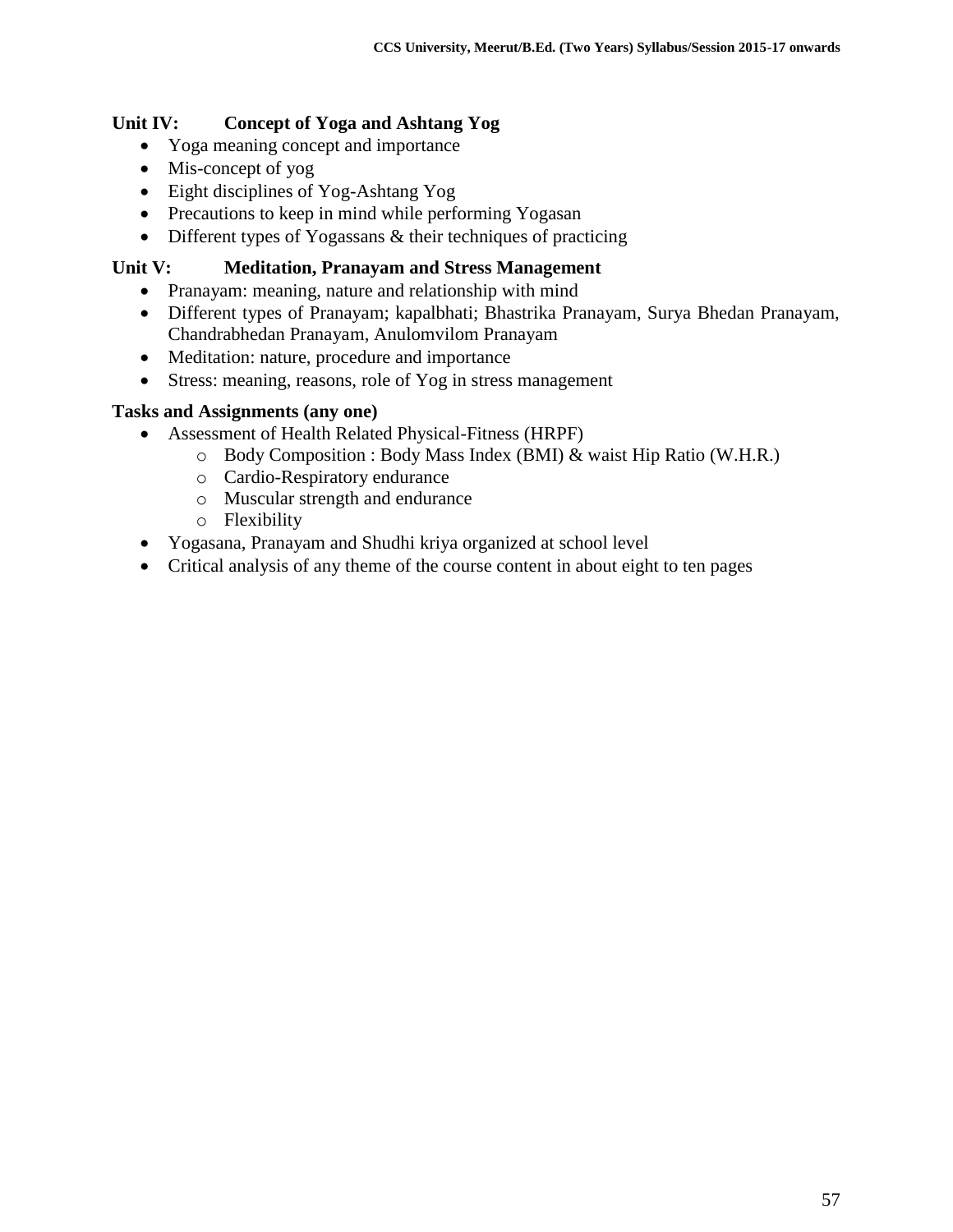**Unit IV: Concept of Yoga and Ashtang Yog**

- Yoga meaning concept and importance
- Mis-concept of yog
- Eight disciplines of Yog-Ashtang Yog
- Precautions to keep in mind while performing Yogasan
- Different types of Yogassans & their techniques of practicing

**Unit V: Meditation, Pranayam and Stress Management**

- Pranayam: meaning, nature and relationship with mind
- Different types of Pranayam; kapalbhati; Bhastrika Pranayam, Surya Bhedan Pranayam, Chandrabhedan Pranayam, Anulomvilom Pranayam
- Meditation: nature, procedure and importance
- Stress: meaning, reasons, role of Yog in stress management

**Tasks and Assignments (any one)**

- Assessment of Health Related Physical-Fitness (HRPF)
  - Body Composition : Body Mass Index (BMI) & waist Hip Ratio (W.H.R.)
  - Cardio-Respiratory endurance
  - Muscular strength and endurance
  - Flexibility
- Yogasana, Pranayam and Shudhi kriya organized at school level
- Critical analysis of any theme of the course content in about eight to ten pages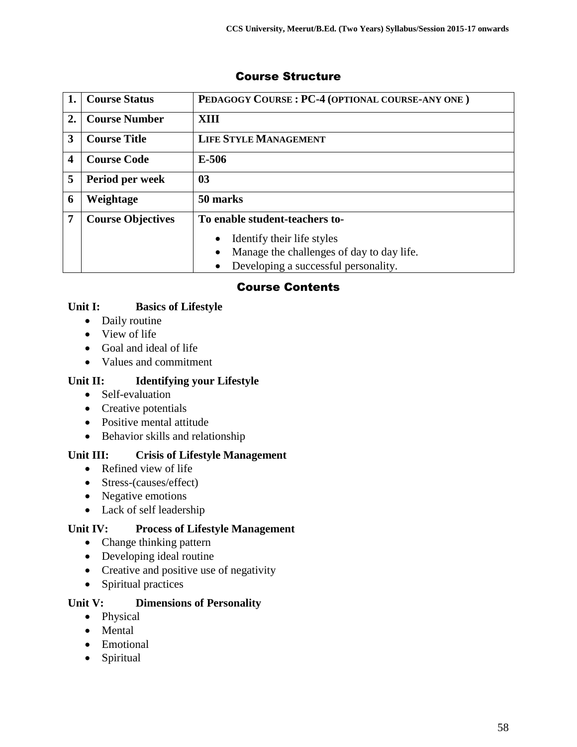## Course Structure

| 1. | Course Status | PEDAGOGY COURSE : PC-4 (OPTIONAL COURSE-ANY ONE ) |
|---|---|---|
| 2. | Course Number | XIII |
| 3 | Course Title | LIFE STYLE MANAGEMENT |
| 4 | Course Code | E-506 |
| 5 | Period per week | 03 |
| 6 | Weightage | 50 marks |
| 7 | Course Objectives | To enable student-teachers to-<br>• Identify their life styles<br>• Manage the challenges of day to day life.<br>• Developing a successful personality. |

## Course Contents

**Unit I: Basics of Lifestyle**

- Daily routine
- View of life
- Goal and ideal of life
- Values and commitment

**Unit II: Identifying your Lifestyle**

- Self-evaluation
- Creative potentials
- Positive mental attitude
- Behavior skills and relationship

**Unit III: Crisis of Lifestyle Management**

- Refined view of life
- Stress-(causes/effect)
- Negative emotions
- Lack of self leadership

**Unit IV: Process of Lifestyle Management**

- Change thinking pattern
- Developing ideal routine
- Creative and positive use of negativity
- Spiritual practices

**Unit V: Dimensions of Personality**

- Physical
- Mental
- Emotional
- Spiritual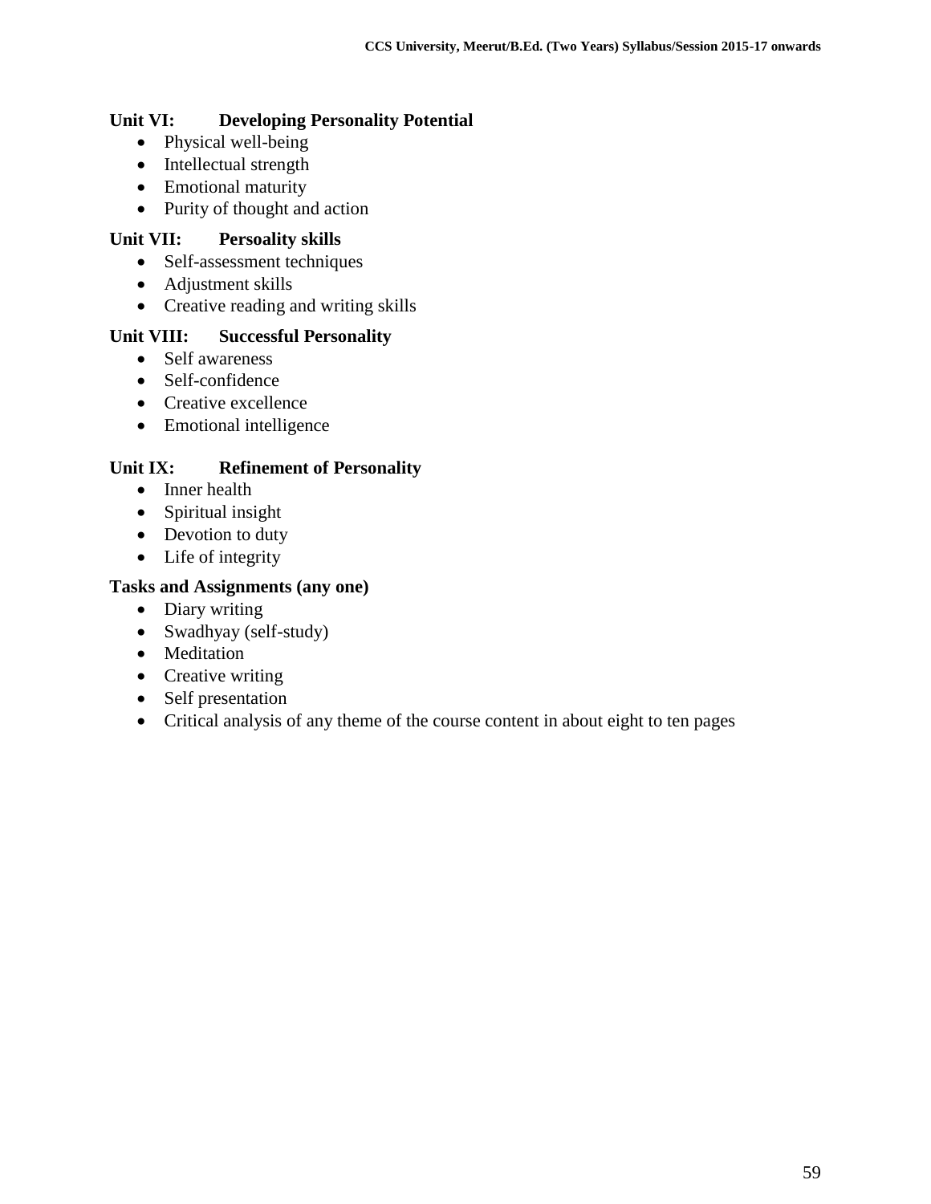**Unit VI: Developing Personality Potential**

- Physical well-being
- Intellectual strength
- Emotional maturity
- Purity of thought and action

**Unit VII: Persoality skills**

- Self-assessment techniques
- Adjustment skills
- Creative reading and writing skills

**Unit VIII: Successful Personality**

- Self awareness
- Self-confidence
- Creative excellence
- Emotional intelligence

**Unit IX: Refinement of Personality**

- Inner health
- Spiritual insight
- Devotion to duty
- Life of integrity

**Tasks and Assignments (any one)**

- Diary writing
- Swadhyay (self-study)
- Meditation
- Creative writing
- Self presentation
- Critical analysis of any theme of the course content in about eight to ten pages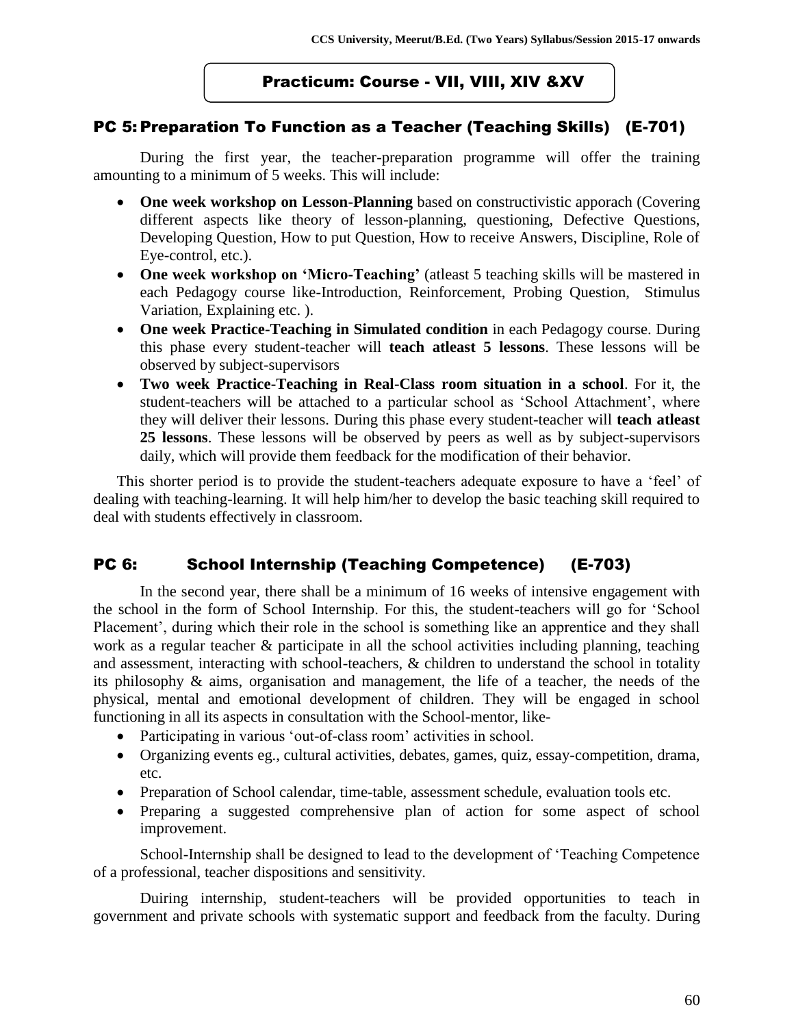## Practicum: Course - VII, VIII, XIV &XV

### PC 5: Preparation To Function as a Teacher (Teaching Skills) (E-701)

During the first year, the teacher-preparation programme will offer the training amounting to a minimum of 5 weeks. This will include:

- **One week workshop on Lesson-Planning** based on constructivistic apporach (Covering different aspects like theory of lesson-planning, questioning, Defective Questions, Developing Question, How to put Question, How to receive Answers, Discipline, Role of Eye-control, etc.).
- **One week workshop on 'Micro-Teaching'** (atleast 5 teaching skills will be mastered in each Pedagogy course like-Introduction, Reinforcement, Probing Question, Stimulus Variation, Explaining etc. ).
- **One week Practice-Teaching in Simulated condition** in each Pedagogy course. During this phase every student-teacher will **teach atleast 5 lessons**. These lessons will be observed by subject-supervisors
- **Two week Practice-Teaching in Real-Class room situation in a school**. For it, the student-teachers will be attached to a particular school as 'School Attachment', where they will deliver their lessons. During this phase every student-teacher will **teach atleast 25 lessons**. These lessons will be observed by peers as well as by subject-supervisors daily, which will provide them feedback for the modification of their behavior.

This shorter period is to provide the student-teachers adequate exposure to have a 'feel' of dealing with teaching-learning. It will help him/her to develop the basic teaching skill required to deal with students effectively in classroom.

### PC 6: School Internship (Teaching Competence) (E-703)

In the second year, there shall be a minimum of 16 weeks of intensive engagement with the school in the form of School Internship. For this, the student-teachers will go for 'School Placement', during which their role in the school is something like an apprentice and they shall work as a regular teacher & participate in all the school activities including planning, teaching and assessment, interacting with school-teachers, & children to understand the school in totality its philosophy & aims, organisation and management, the life of a teacher, the needs of the physical, mental and emotional development of children. They will be engaged in school functioning in all its aspects in consultation with the School-mentor, like-

- Participating in various 'out-of-class room' activities in school.
- Organizing events eg., cultural activities, debates, games, quiz, essay-competition, drama, etc.
- Preparation of School calendar, time-table, assessment schedule, evaluation tools etc.
- Preparing a suggested comprehensive plan of action for some aspect of school improvement.

School-Internship shall be designed to lead to the development of 'Teaching Competence of a professional, teacher dispositions and sensitivity.

Duiring internship, student-teachers will be provided opportunities to teach in government and private schools with systematic support and feedback from the faculty. During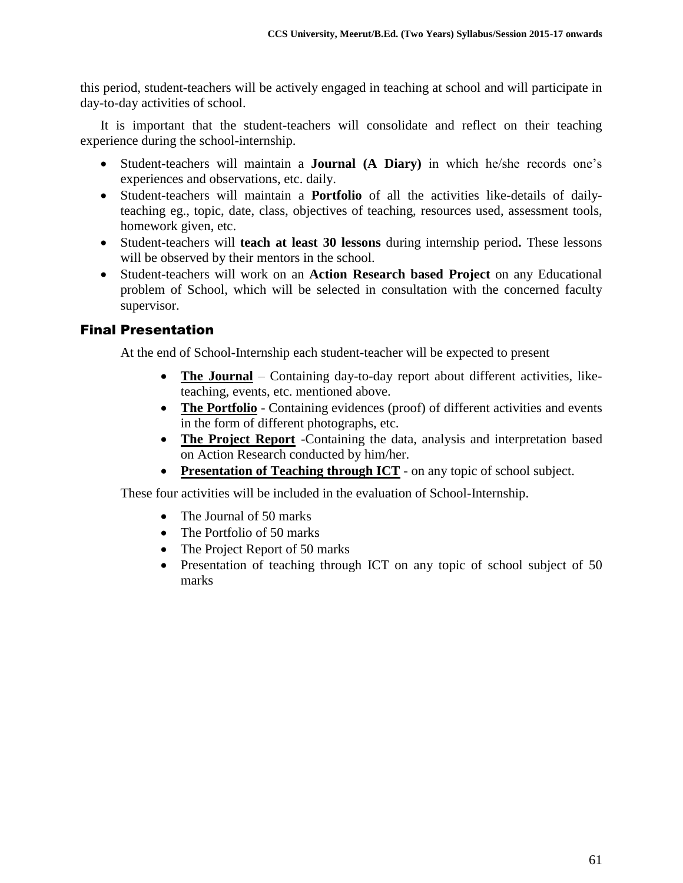this period, student-teachers will be actively engaged in teaching at school and will participate in day-to-day activities of school.

It is important that the student-teachers will consolidate and reflect on their teaching experience during the school-internship.

- Student-teachers will maintain a **Journal (A Diary)** in which he/she records one's experiences and observations, etc. daily.
- Student-teachers will maintain a **Portfolio** of all the activities like-details of daily-teaching eg., topic, date, class, objectives of teaching, resources used, assessment tools, homework given, etc.
- Student-teachers will **teach at least 30 lessons** during internship period**.** These lessons will be observed by their mentors in the school.
- Student-teachers will work on an **Action Research based Project** on any Educational problem of School, which will be selected in consultation with the concerned faculty supervisor.

## Final Presentation

At the end of School-Internship each student-teacher will be expected to present

- **<u>The Journal</u>** – Containing day-to-day report about different activities, like-teaching, events, etc. mentioned above.
- **<u>The Portfolio</u>** - Containing evidences (proof) of different activities and events in the form of different photographs, etc.
- **<u>The Project Report</u>** -Containing the data, analysis and interpretation based on Action Research conducted by him/her.
- **<u>Presentation of Teaching through ICT</u>** - on any topic of school subject.

These four activities will be included in the evaluation of School-Internship.

- The Journal of 50 marks
- The Portfolio of 50 marks
- The Project Report of 50 marks
- Presentation of teaching through ICT on any topic of school subject of 50 marks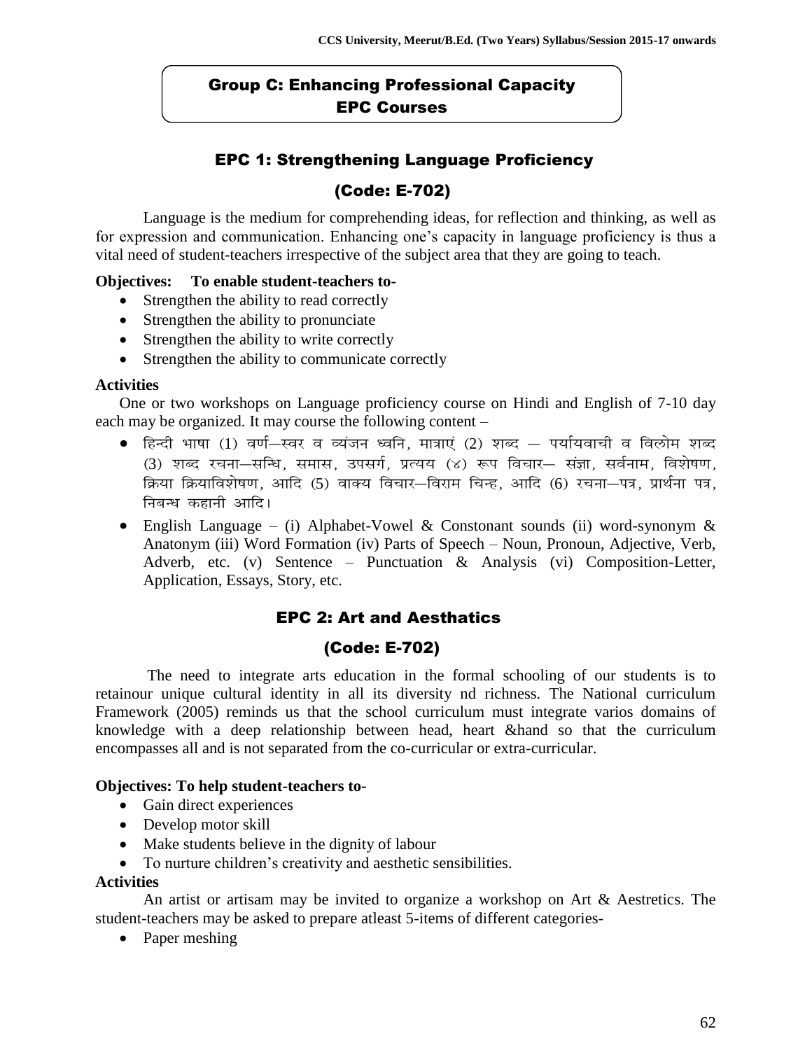## Group C: Enhancing Professional Capacity
## EPC Courses

### EPC 1: Strengthening Language Proficiency

### (Code: E-702)

Language is the medium for comprehending ideas, for reflection and thinking, as well as for expression and communication. Enhancing one's capacity in language proficiency is thus a vital need of student-teachers irrespective of the subject area that they are going to teach.

**Objectives: To enable student-teachers to-**

- Strengthen the ability to read correctly
- Strengthen the ability to pronunciate
- Strengthen the ability to write correctly
- Strengthen the ability to communicate correctly

**Activities**

One or two workshops on Language proficiency course on Hindi and English of 7-10 day each may be organized. It may course the following content –

- हिन्दी भाषा (1) वर्ण—स्वर व व्यंजन ध्वनि, मात्राएं (2) शब्द — पर्यायवाची व विलोम शब्द (3) शब्द रचना—सन्धि, समास, उपसर्ग, प्रत्यय (४) रूप विचार— संज्ञा, सर्वनाम, विशेषण, क्रिया क्रियाविशेषण, आदि (5) वाक्य विचार—विराम चिन्ह, आदि (6) रचना—पत्र, प्रार्थना पत्र, निबन्ध कहानी आदि।
- English Language – (i) Alphabet-Vowel & Constonant sounds (ii) word-synonym & Anatonym (iii) Word Formation (iv) Parts of Speech – Noun, Pronoun, Adjective, Verb, Adverb, etc. (v) Sentence – Punctuation & Analysis (vi) Composition-Letter, Application, Essays, Story, etc.

### EPC 2: Art and Aesthatics

### (Code: E-702)

The need to integrate arts education in the formal schooling of our students is to retainour unique cultural identity in all its diversity nd richness. The National curriculum Framework (2005) reminds us that the school curriculum must integrate varios domains of knowledge with a deep relationship between head, heart &hand so that the curriculum encompasses all and is not separated from the co-curricular or extra-curricular.

**Objectives: To help student-teachers to-**

- Gain direct experiences
- Develop motor skill
- Make students believe in the dignity of labour
- To nurture children's creativity and aesthetic sensibilities.

**Activities**

An artist or artisam may be invited to organize a workshop on Art & Aestretics. The student-teachers may be asked to prepare atleast 5-items of different categories-

- Paper meshing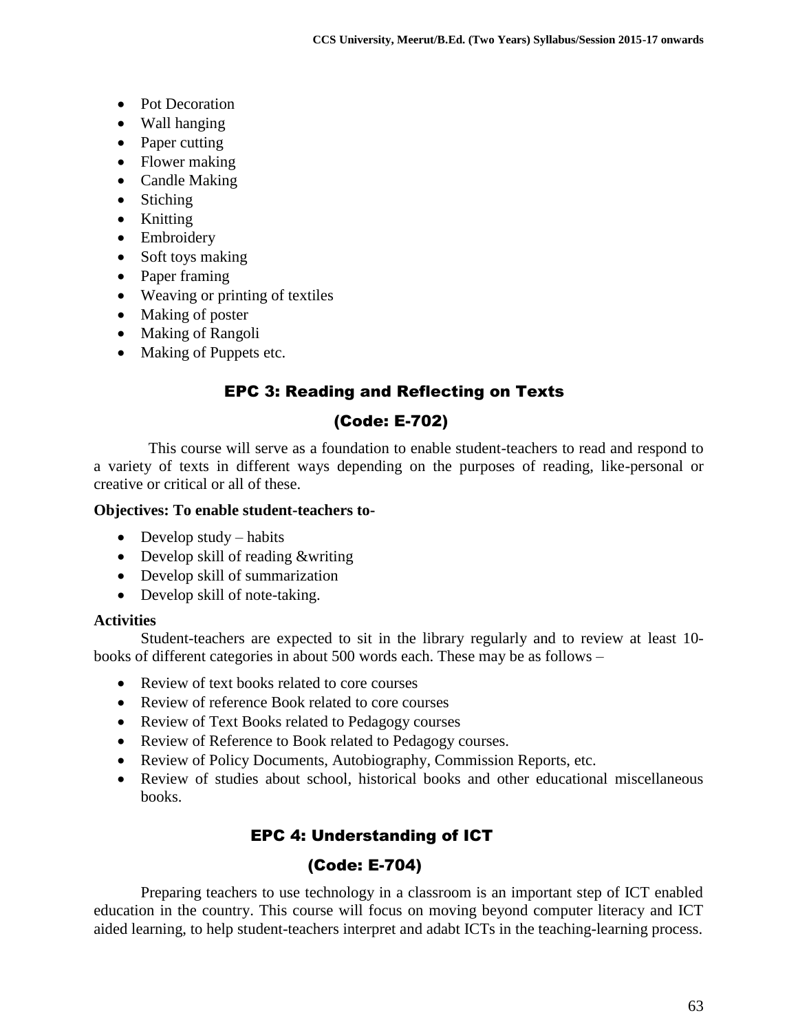- Pot Decoration
- Wall hanging
- Paper cutting
- Flower making
- Candle Making
- Stiching
- Knitting
- Embroidery
- Soft toys making
- Paper framing
- Weaving or printing of textiles
- Making of poster
- Making of Rangoli
- Making of Puppets etc.

## EPC 3: Reading and Reflecting on Texts

## (Code: E-702)

This course will serve as a foundation to enable student-teachers to read and respond to a variety of texts in different ways depending on the purposes of reading, like-personal or creative or critical or all of these.

**Objectives: To enable student-teachers to-**

- Develop study – habits
- Develop skill of reading &writing
- Develop skill of summarization
- Develop skill of note-taking.

**Activities**

Student-teachers are expected to sit in the library regularly and to review at least 10-books of different categories in about 500 words each. These may be as follows –

- Review of text books related to core courses
- Review of reference Book related to core courses
- Review of Text Books related to Pedagogy courses
- Review of Reference to Book related to Pedagogy courses.
- Review of Policy Documents, Autobiography, Commission Reports, etc.
- Review of studies about school, historical books and other educational miscellaneous books.

## EPC 4: Understanding of ICT

## (Code: E-704)

Preparing teachers to use technology in a classroom is an important step of ICT enabled education in the country. This course will focus on moving beyond computer literacy and ICT aided learning, to help student-teachers interpret and adabt ICTs in the teaching-learning process.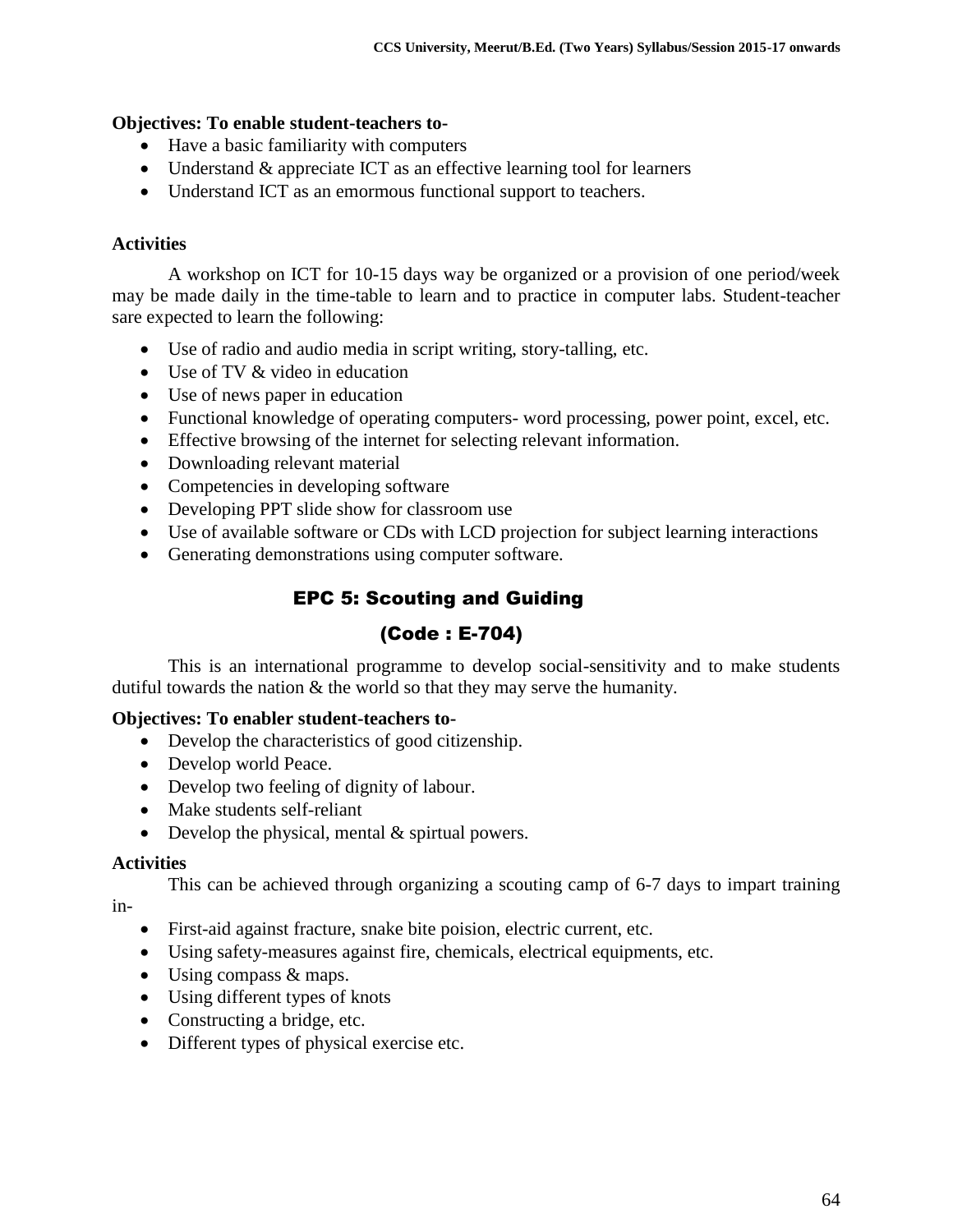**Objectives: To enable student-teachers to-**

- Have a basic familiarity with computers
- Understand & appreciate ICT as an effective learning tool for learners
- Understand ICT as an emormous functional support to teachers.

**Activities**

A workshop on ICT for 10-15 days way be organized or a provision of one period/week may be made daily in the time-table to learn and to practice in computer labs. Student-teacher sare expected to learn the following:

- Use of radio and audio media in script writing, story-talling, etc.
- Use of TV & video in education
- Use of news paper in education
- Functional knowledge of operating computers- word processing, power point, excel, etc.
- Effective browsing of the internet for selecting relevant information.
- Downloading relevant material
- Competencies in developing software
- Developing PPT slide show for classroom use
- Use of available software or CDs with LCD projection for subject learning interactions
- Generating demonstrations using computer software.

## EPC 5: Scouting and Guiding

## (Code : E-704)

This is an international programme to develop social-sensitivity and to make students dutiful towards the nation & the world so that they may serve the humanity.

**Objectives: To enabler student-teachers to-**

- Develop the characteristics of good citizenship.
- Develop world Peace.
- Develop two feeling of dignity of labour.
- Make students self-reliant
- Develop the physical, mental & spirtual powers.

**Activities**

This can be achieved through organizing a scouting camp of 6-7 days to impart training in-

- First-aid against fracture, snake bite poision, electric current, etc.
- Using safety-measures against fire, chemicals, electrical equipments, etc.
- Using compass & maps.
- Using different types of knots
- Constructing a bridge, etc.
- Different types of physical exercise etc.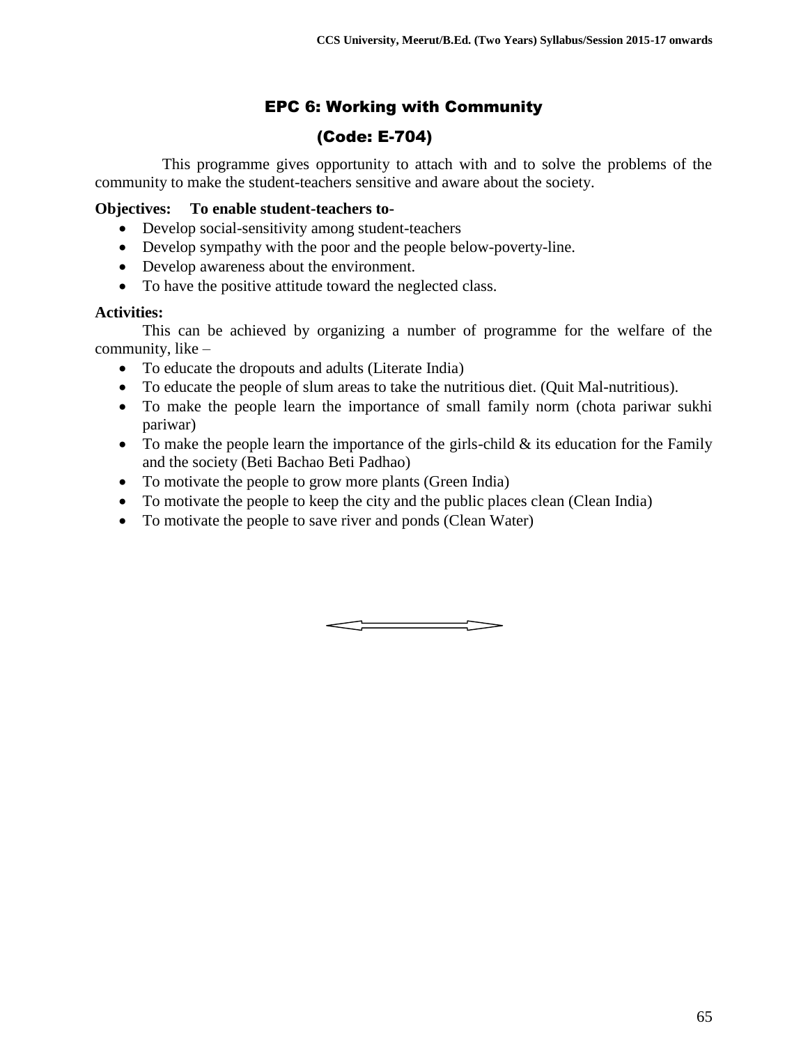# EPC 6: Working with Community

## (Code: E-704)

This programme gives opportunity to attach with and to solve the problems of the community to make the student-teachers sensitive and aware about the society.

**Objectives: To enable student-teachers to-**

- Develop social-sensitivity among student-teachers
- Develop sympathy with the poor and the people below-poverty-line.
- Develop awareness about the environment.
- To have the positive attitude toward the neglected class.

**Activities:**

This can be achieved by organizing a number of programme for the welfare of the community, like –

- To educate the dropouts and adults (Literate India)
- To educate the people of slum areas to take the nutritious diet. (Quit Mal-nutritious).
- To make the people learn the importance of small family norm (chota pariwar sukhi pariwar)
- To make the people learn the importance of the girls-child & its education for the Family and the society (Beti Bachao Beti Padhao)
- To motivate the people to grow more plants (Green India)
- To motivate the people to keep the city and the public places clean (Clean India)
- To motivate the people to save river and ponds (Clean Water)